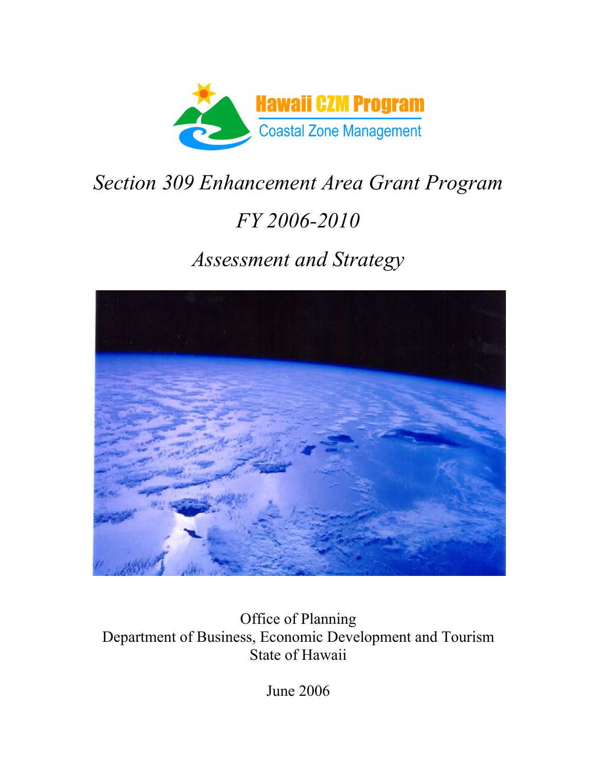Hawaii CZM Program

Coastal Zone Management

# *Section 309 Enhancement Area Grant Program*

# *FY 2006-2010*

# *Assessment and Strategy*

Office of Planning
Department of Business, Economic Development and Tourism
State of Hawaii

June 2006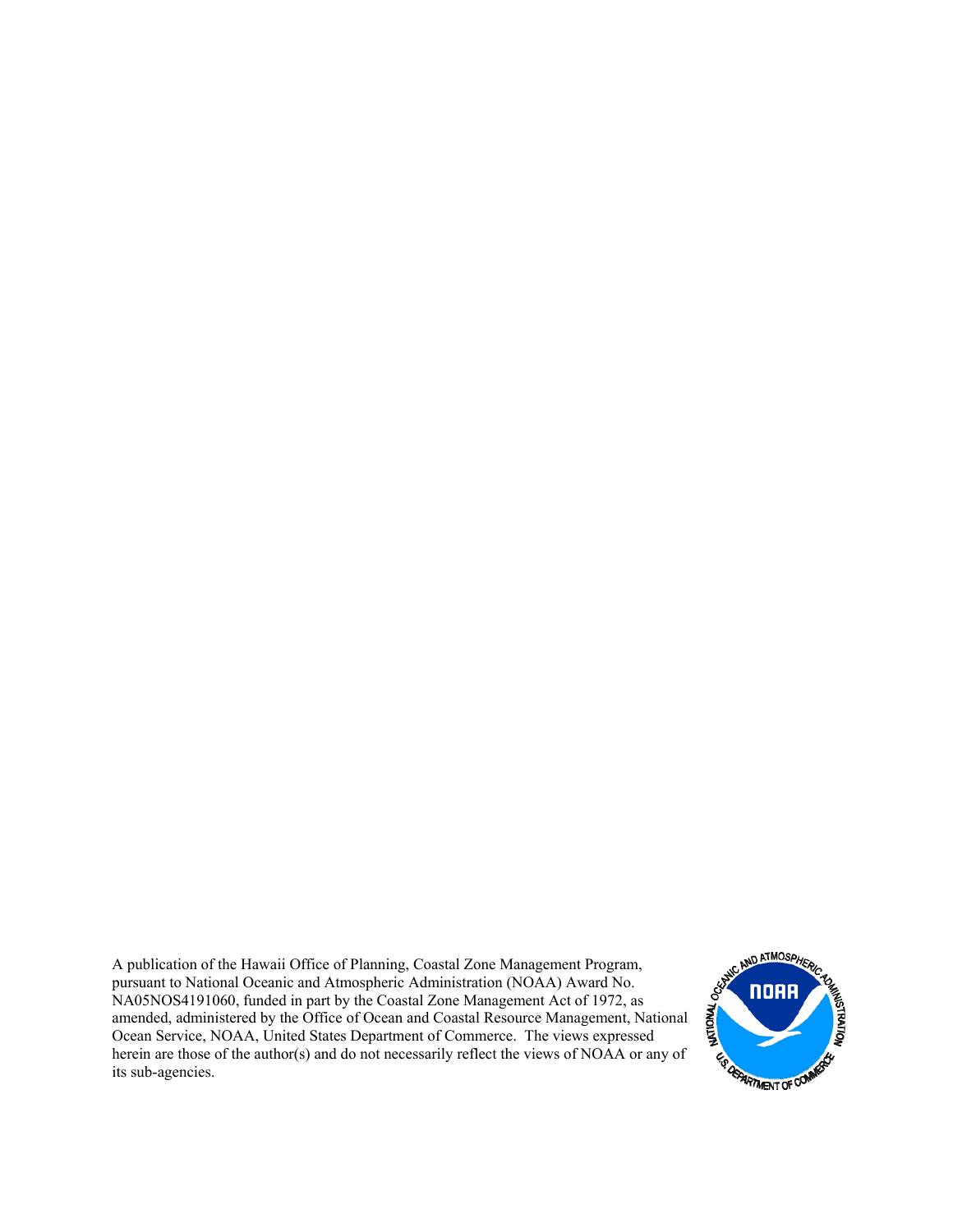A publication of the Hawaii Office of Planning, Coastal Zone Management Program, pursuant to National Oceanic and Atmospheric Administration (NOAA) Award No. NA05NOS4191060, funded in part by the Coastal Zone Management Act of 1972, as amended, administered by the Office of Ocean and Coastal Resource Management, National Ocean Service, NOAA, United States Department of Commerce. The views expressed herein are those of the author(s) and do not necessarily reflect the views of NOAA or any of its sub-agencies.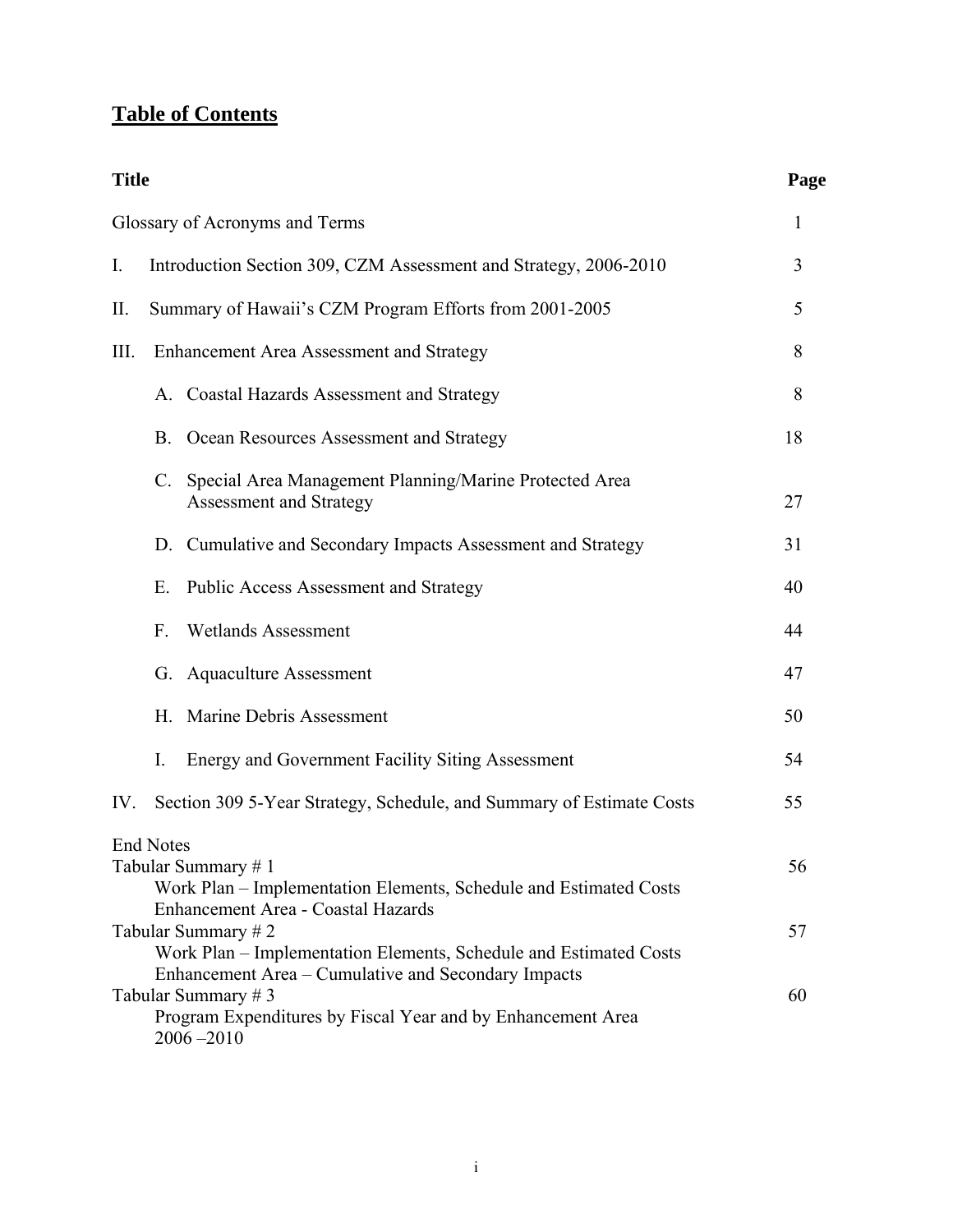# Table of Contents

| Title | Page |
|---|---|
| Glossary of Acronyms and Terms | 1 |
| I. Introduction Section 309, CZM Assessment and Strategy, 2006-2010 | 3 |
| II. Summary of Hawaii's CZM Program Efforts from 2001-2005 | 5 |
| III. Enhancement Area Assessment and Strategy | 8 |
| A. Coastal Hazards Assessment and Strategy | 8 |
| B. Ocean Resources Assessment and Strategy | 18 |
| C. Special Area Management Planning/Marine Protected Area Assessment and Strategy | 27 |
| D. Cumulative and Secondary Impacts Assessment and Strategy | 31 |
| E. Public Access Assessment and Strategy | 40 |
| F. Wetlands Assessment | 44 |
| G. Aquaculture Assessment | 47 |
| H. Marine Debris Assessment | 50 |
| I. Energy and Government Facility Siting Assessment | 54 |
| IV. Section 309 5-Year Strategy, Schedule, and Summary of Estimate Costs | 55 |
| End Notes | |
| Tabular Summary # 1<br>Work Plan – Implementation Elements, Schedule and Estimated Costs<br>Enhancement Area - Coastal Hazards | 56 |
| Tabular Summary # 2<br>Work Plan – Implementation Elements, Schedule and Estimated Costs<br>Enhancement Area – Cumulative and Secondary Impacts | 57 |
| Tabular Summary # 3<br>Program Expenditures by Fiscal Year and by Enhancement Area<br>2006 –2010 | 60 |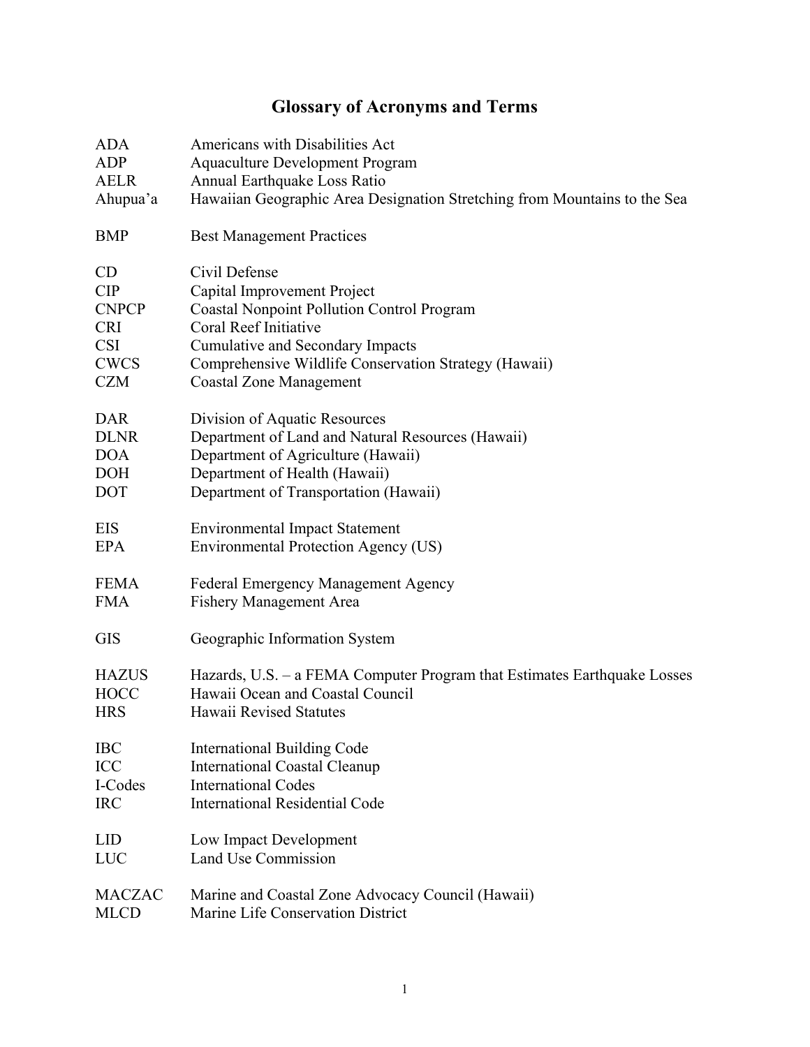# Glossary of Acronyms and Terms

| | |
|---|---|
| ADA | Americans with Disabilities Act |
| ADP | Aquaculture Development Program |
| AELR | Annual Earthquake Loss Ratio |
| Ahupua'a | Hawaiian Geographic Area Designation Stretching from Mountains to the Sea |
| | |
| BMP | Best Management Practices |
| | |
| CD | Civil Defense |
| CIP | Capital Improvement Project |
| CNPCP | Coastal Nonpoint Pollution Control Program |
| CRI | Coral Reef Initiative |
| CSI | Cumulative and Secondary Impacts |
| CWCS | Comprehensive Wildlife Conservation Strategy (Hawaii) |
| CZM | Coastal Zone Management |
| | |
| DAR | Division of Aquatic Resources |
| DLNR | Department of Land and Natural Resources (Hawaii) |
| DOA | Department of Agriculture (Hawaii) |
| DOH | Department of Health (Hawaii) |
| DOT | Department of Transportation (Hawaii) |
| | |
| EIS | Environmental Impact Statement |
| EPA | Environmental Protection Agency (US) |
| | |
| FEMA | Federal Emergency Management Agency |
| FMA | Fishery Management Area |
| | |
| GIS | Geographic Information System |
| | |
| HAZUS | Hazards, U.S. – a FEMA Computer Program that Estimates Earthquake Losses |
| HOCC | Hawaii Ocean and Coastal Council |
| HRS | Hawaii Revised Statutes |
| | |
| IBC | International Building Code |
| ICC | International Coastal Cleanup |
| I-Codes | International Codes |
| IRC | International Residential Code |
| | |
| LID | Low Impact Development |
| LUC | Land Use Commission |
| | |
| MACZAC | Marine and Coastal Zone Advocacy Council (Hawaii) |
| MLCD | Marine Life Conservation District |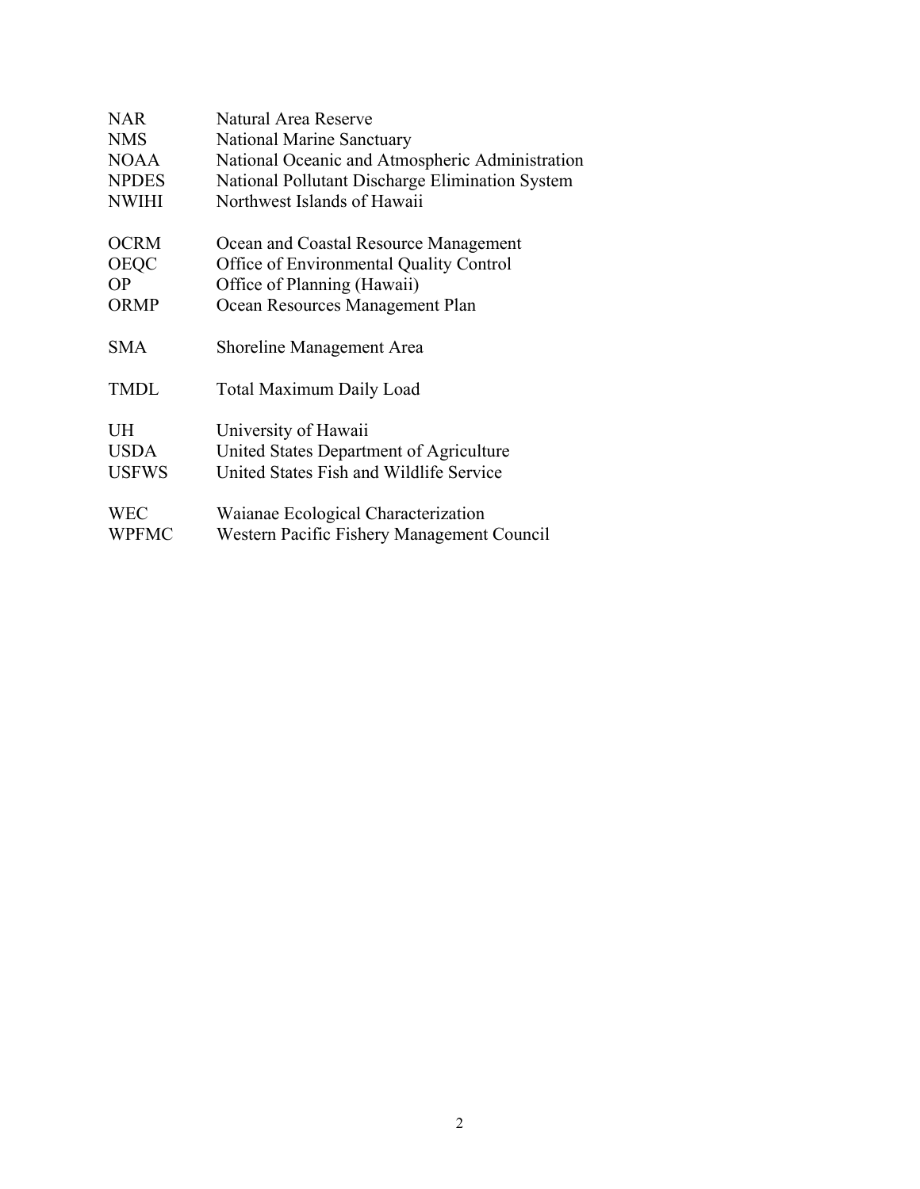| | |
|---|---|
| NAR | Natural Area Reserve |
| NMS | National Marine Sanctuary |
| NOAA | National Oceanic and Atmospheric Administration |
| NPDES | National Pollutant Discharge Elimination System |
| NWIHI | Northwest Islands of Hawaii |
| | |
| OCRM | Ocean and Coastal Resource Management |
| OEQC | Office of Environmental Quality Control |
| OP | Office of Planning (Hawaii) |
| ORMP | Ocean Resources Management Plan |
| | |
| SMA | Shoreline Management Area |
| | |
| TMDL | Total Maximum Daily Load |
| | |
| UH | University of Hawaii |
| USDA | United States Department of Agriculture |
| USFWS | United States Fish and Wildlife Service |
| | |
| WEC | Waianae Ecological Characterization |
| WPFMC | Western Pacific Fishery Management Council |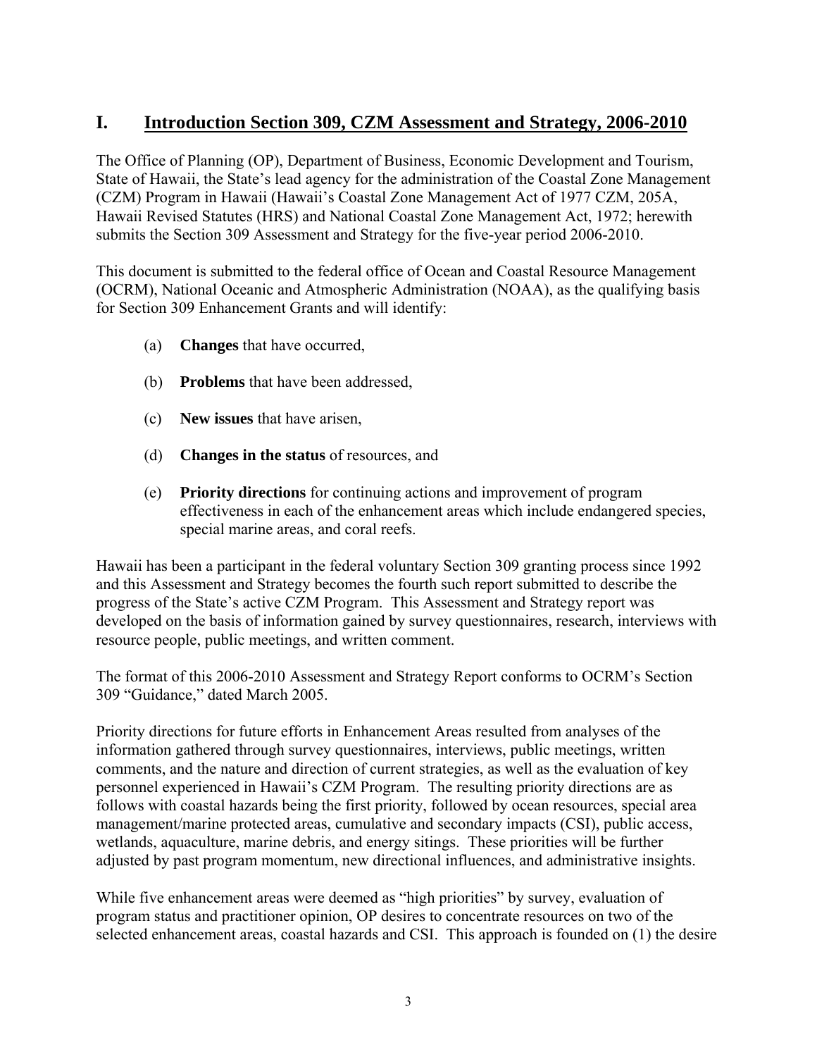# I. Introduction Section 309, CZM Assessment and Strategy, 2006-2010

The Office of Planning (OP), Department of Business, Economic Development and Tourism, State of Hawaii, the State's lead agency for the administration of the Coastal Zone Management (CZM) Program in Hawaii (Hawaii's Coastal Zone Management Act of 1977 CZM, 205A, Hawaii Revised Statutes (HRS) and National Coastal Zone Management Act, 1972; herewith submits the Section 309 Assessment and Strategy for the five-year period 2006-2010.

This document is submitted to the federal office of Ocean and Coastal Resource Management (OCRM), National Oceanic and Atmospheric Administration (NOAA), as the qualifying basis for Section 309 Enhancement Grants and will identify:

(a) **Changes** that have occurred,

(b) **Problems** that have been addressed,

(c) **New issues** that have arisen,

(d) **Changes in the status** of resources, and

(e) **Priority directions** for continuing actions and improvement of program effectiveness in each of the enhancement areas which include endangered species, special marine areas, and coral reefs.

Hawaii has been a participant in the federal voluntary Section 309 granting process since 1992 and this Assessment and Strategy becomes the fourth such report submitted to describe the progress of the State's active CZM Program. This Assessment and Strategy report was developed on the basis of information gained by survey questionnaires, research, interviews with resource people, public meetings, and written comment.

The format of this 2006-2010 Assessment and Strategy Report conforms to OCRM's Section 309 "Guidance," dated March 2005.

Priority directions for future efforts in Enhancement Areas resulted from analyses of the information gathered through survey questionnaires, interviews, public meetings, written comments, and the nature and direction of current strategies, as well as the evaluation of key personnel experienced in Hawaii's CZM Program. The resulting priority directions are as follows with coastal hazards being the first priority, followed by ocean resources, special area management/marine protected areas, cumulative and secondary impacts (CSI), public access, wetlands, aquaculture, marine debris, and energy sitings. These priorities will be further adjusted by past program momentum, new directional influences, and administrative insights.

While five enhancement areas were deemed as "high priorities" by survey, evaluation of program status and practitioner opinion, OP desires to concentrate resources on two of the selected enhancement areas, coastal hazards and CSI. This approach is founded on (1) the desire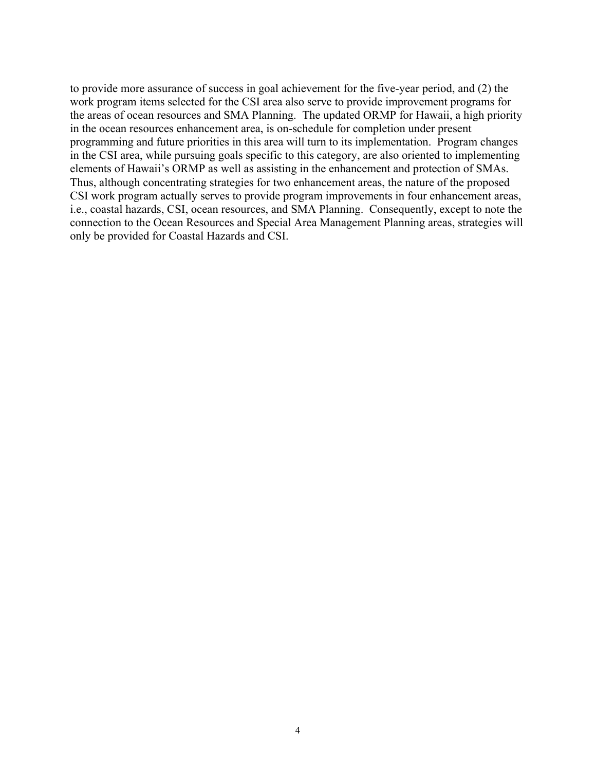to provide more assurance of success in goal achievement for the five-year period, and (2) the work program items selected for the CSI area also serve to provide improvement programs for the areas of ocean resources and SMA Planning. The updated ORMP for Hawaii, a high priority in the ocean resources enhancement area, is on-schedule for completion under present programming and future priorities in this area will turn to its implementation. Program changes in the CSI area, while pursuing goals specific to this category, are also oriented to implementing elements of Hawaii's ORMP as well as assisting in the enhancement and protection of SMAs. Thus, although concentrating strategies for two enhancement areas, the nature of the proposed CSI work program actually serves to provide program improvements in four enhancement areas, i.e., coastal hazards, CSI, ocean resources, and SMA Planning. Consequently, except to note the connection to the Ocean Resources and Special Area Management Planning areas, strategies will only be provided for Coastal Hazards and CSI.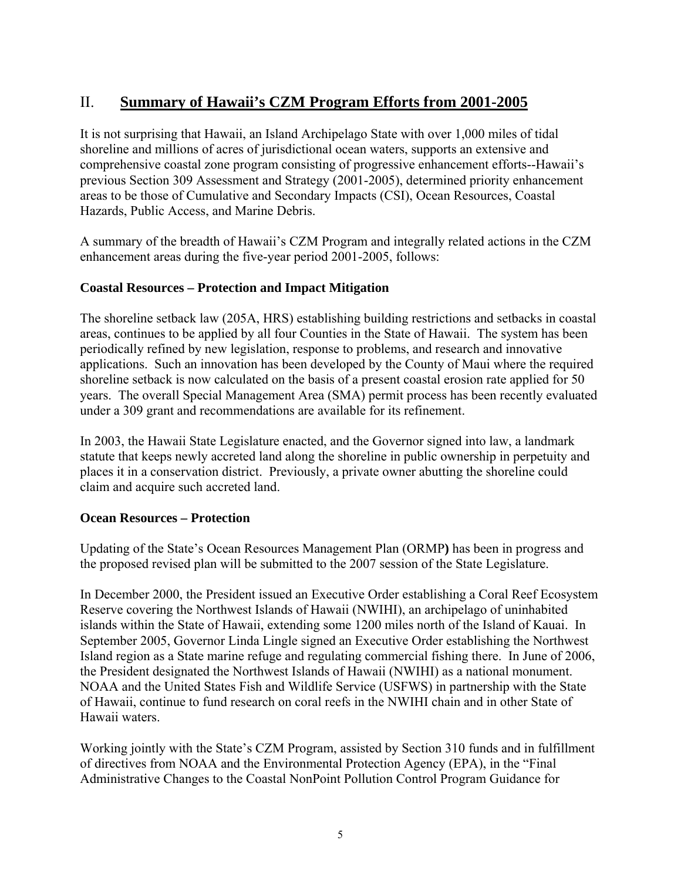## II. Summary of Hawaii's CZM Program Efforts from 2001-2005

It is not surprising that Hawaii, an Island Archipelago State with over 1,000 miles of tidal shoreline and millions of acres of jurisdictional ocean waters, supports an extensive and comprehensive coastal zone program consisting of progressive enhancement efforts--Hawaii's previous Section 309 Assessment and Strategy (2001-2005), determined priority enhancement areas to be those of Cumulative and Secondary Impacts (CSI), Ocean Resources, Coastal Hazards, Public Access, and Marine Debris.

A summary of the breadth of Hawaii's CZM Program and integrally related actions in the CZM enhancement areas during the five-year period 2001-2005, follows:

### Coastal Resources – Protection and Impact Mitigation

The shoreline setback law (205A, HRS) establishing building restrictions and setbacks in coastal areas, continues to be applied by all four Counties in the State of Hawaii. The system has been periodically refined by new legislation, response to problems, and research and innovative applications. Such an innovation has been developed by the County of Maui where the required shoreline setback is now calculated on the basis of a present coastal erosion rate applied for 50 years. The overall Special Management Area (SMA) permit process has been recently evaluated under a 309 grant and recommendations are available for its refinement.

In 2003, the Hawaii State Legislature enacted, and the Governor signed into law, a landmark statute that keeps newly accreted land along the shoreline in public ownership in perpetuity and places it in a conservation district. Previously, a private owner abutting the shoreline could claim and acquire such accreted land.

### Ocean Resources – Protection

Updating of the State's Ocean Resources Management Plan (ORMP**)** has been in progress and the proposed revised plan will be submitted to the 2007 session of the State Legislature.

In December 2000, the President issued an Executive Order establishing a Coral Reef Ecosystem Reserve covering the Northwest Islands of Hawaii (NWIHI), an archipelago of uninhabited islands within the State of Hawaii, extending some 1200 miles north of the Island of Kauai. In September 2005, Governor Linda Lingle signed an Executive Order establishing the Northwest Island region as a State marine refuge and regulating commercial fishing there. In June of 2006, the President designated the Northwest Islands of Hawaii (NWIHI) as a national monument. NOAA and the United States Fish and Wildlife Service (USFWS) in partnership with the State of Hawaii, continue to fund research on coral reefs in the NWIHI chain and in other State of Hawaii waters.

Working jointly with the State's CZM Program, assisted by Section 310 funds and in fulfillment of directives from NOAA and the Environmental Protection Agency (EPA), in the "Final Administrative Changes to the Coastal NonPoint Pollution Control Program Guidance for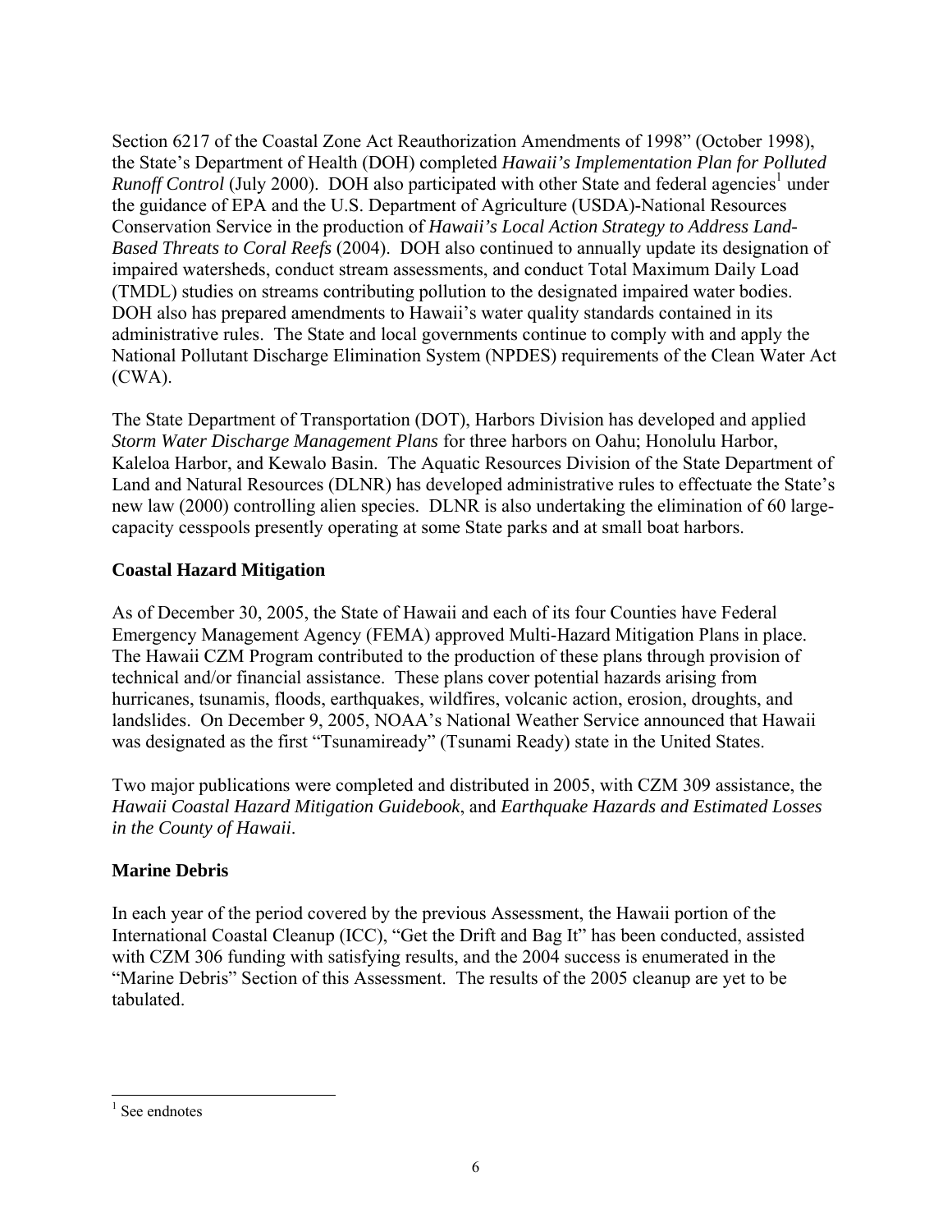Section 6217 of the Coastal Zone Act Reauthorization Amendments of 1998" (October 1998), the State's Department of Health (DOH) completed *Hawaii's Implementation Plan for Polluted Runoff Control* (July 2000). DOH also participated with other State and federal agencies[1] under the guidance of EPA and the U.S. Department of Agriculture (USDA)-National Resources Conservation Service in the production of *Hawaii's Local Action Strategy to Address Land-Based Threats to Coral Reefs* (2004). DOH also continued to annually update its designation of impaired watersheds, conduct stream assessments, and conduct Total Maximum Daily Load (TMDL) studies on streams contributing pollution to the designated impaired water bodies. DOH also has prepared amendments to Hawaii's water quality standards contained in its administrative rules. The State and local governments continue to comply with and apply the National Pollutant Discharge Elimination System (NPDES) requirements of the Clean Water Act (CWA).

The State Department of Transportation (DOT), Harbors Division has developed and applied *Storm Water Discharge Management Plans* for three harbors on Oahu; Honolulu Harbor, Kaleloa Harbor, and Kewalo Basin. The Aquatic Resources Division of the State Department of Land and Natural Resources (DLNR) has developed administrative rules to effectuate the State's new law (2000) controlling alien species. DLNR is also undertaking the elimination of 60 large-capacity cesspools presently operating at some State parks and at small boat harbors.

## Coastal Hazard Mitigation

As of December 30, 2005, the State of Hawaii and each of its four Counties have Federal Emergency Management Agency (FEMA) approved Multi-Hazard Mitigation Plans in place. The Hawaii CZM Program contributed to the production of these plans through provision of technical and/or financial assistance. These plans cover potential hazards arising from hurricanes, tsunamis, floods, earthquakes, wildfires, volcanic action, erosion, droughts, and landslides. On December 9, 2005, NOAA's National Weather Service announced that Hawaii was designated as the first "Tsunamiready" (Tsunami Ready) state in the United States.

Two major publications were completed and distributed in 2005, with CZM 309 assistance, the *Hawaii Coastal Hazard Mitigation Guidebook*, and *Earthquake Hazards and Estimated Losses in the County of Hawaii*.

## Marine Debris

In each year of the period covered by the previous Assessment, the Hawaii portion of the International Coastal Cleanup (ICC), "Get the Drift and Bag It" has been conducted, assisted with CZM 306 funding with satisfying results, and the 2004 success is enumerated in the "Marine Debris" Section of this Assessment. The results of the 2005 cleanup are yet to be tabulated.

---

[1] See endnotes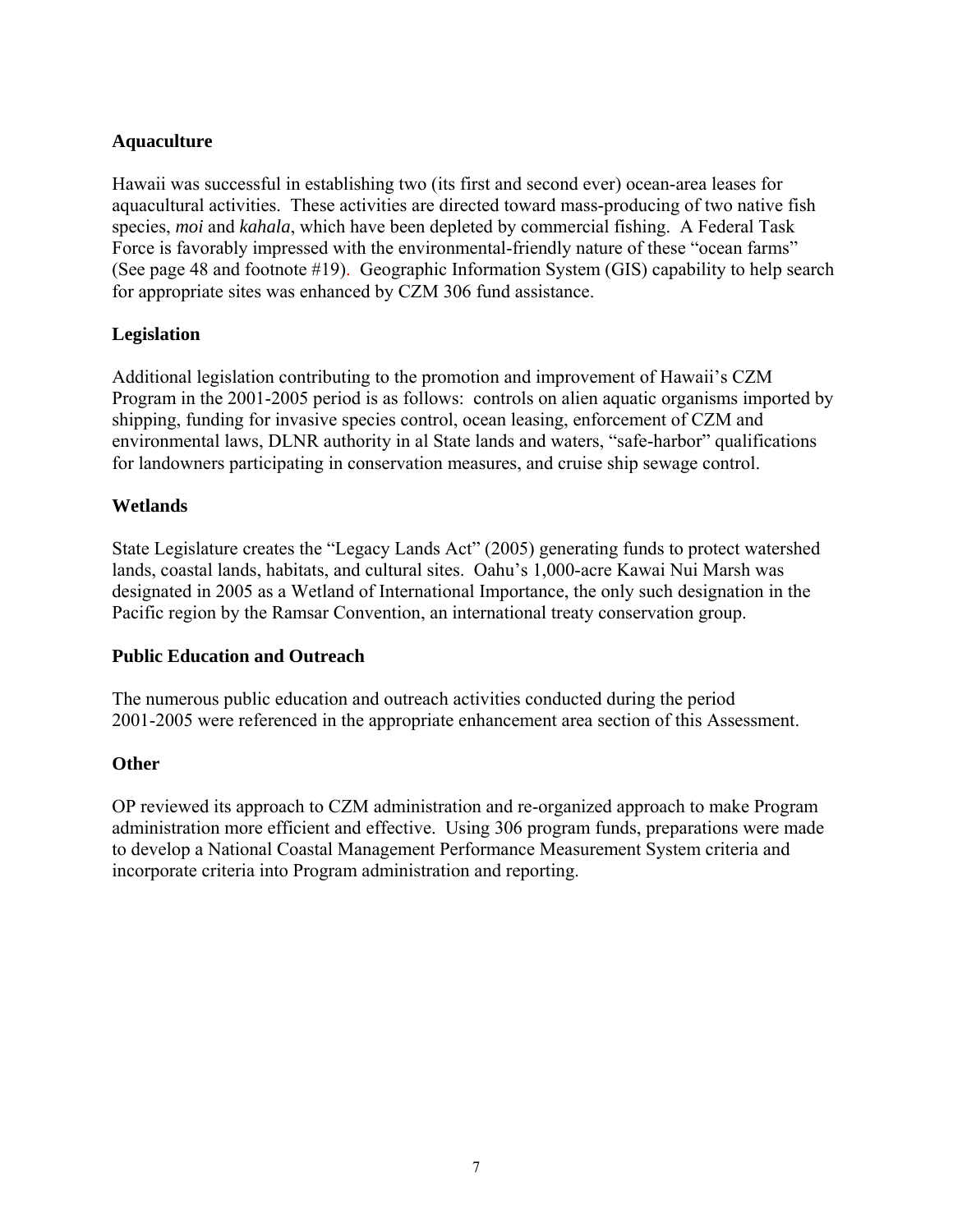**Aquaculture**

Hawaii was successful in establishing two (its first and second ever) ocean-area leases for aquacultural activities. These activities are directed toward mass-producing of two native fish species, *moi* and *kahala*, which have been depleted by commercial fishing. A Federal Task Force is favorably impressed with the environmental-friendly nature of these "ocean farms" (See page 48 and footnote #19). Geographic Information System (GIS) capability to help search for appropriate sites was enhanced by CZM 306 fund assistance.

**Legislation**

Additional legislation contributing to the promotion and improvement of Hawaii's CZM Program in the 2001-2005 period is as follows: controls on alien aquatic organisms imported by shipping, funding for invasive species control, ocean leasing, enforcement of CZM and environmental laws, DLNR authority in al State lands and waters, "safe-harbor" qualifications for landowners participating in conservation measures, and cruise ship sewage control.

**Wetlands**

State Legislature creates the "Legacy Lands Act" (2005) generating funds to protect watershed lands, coastal lands, habitats, and cultural sites. Oahu's 1,000-acre Kawai Nui Marsh was designated in 2005 as a Wetland of International Importance, the only such designation in the Pacific region by the Ramsar Convention, an international treaty conservation group.

**Public Education and Outreach**

The numerous public education and outreach activities conducted during the period 2001-2005 were referenced in the appropriate enhancement area section of this Assessment.

**Other**

OP reviewed its approach to CZM administration and re-organized approach to make Program administration more efficient and effective. Using 306 program funds, preparations were made to develop a National Coastal Management Performance Measurement System criteria and incorporate criteria into Program administration and reporting.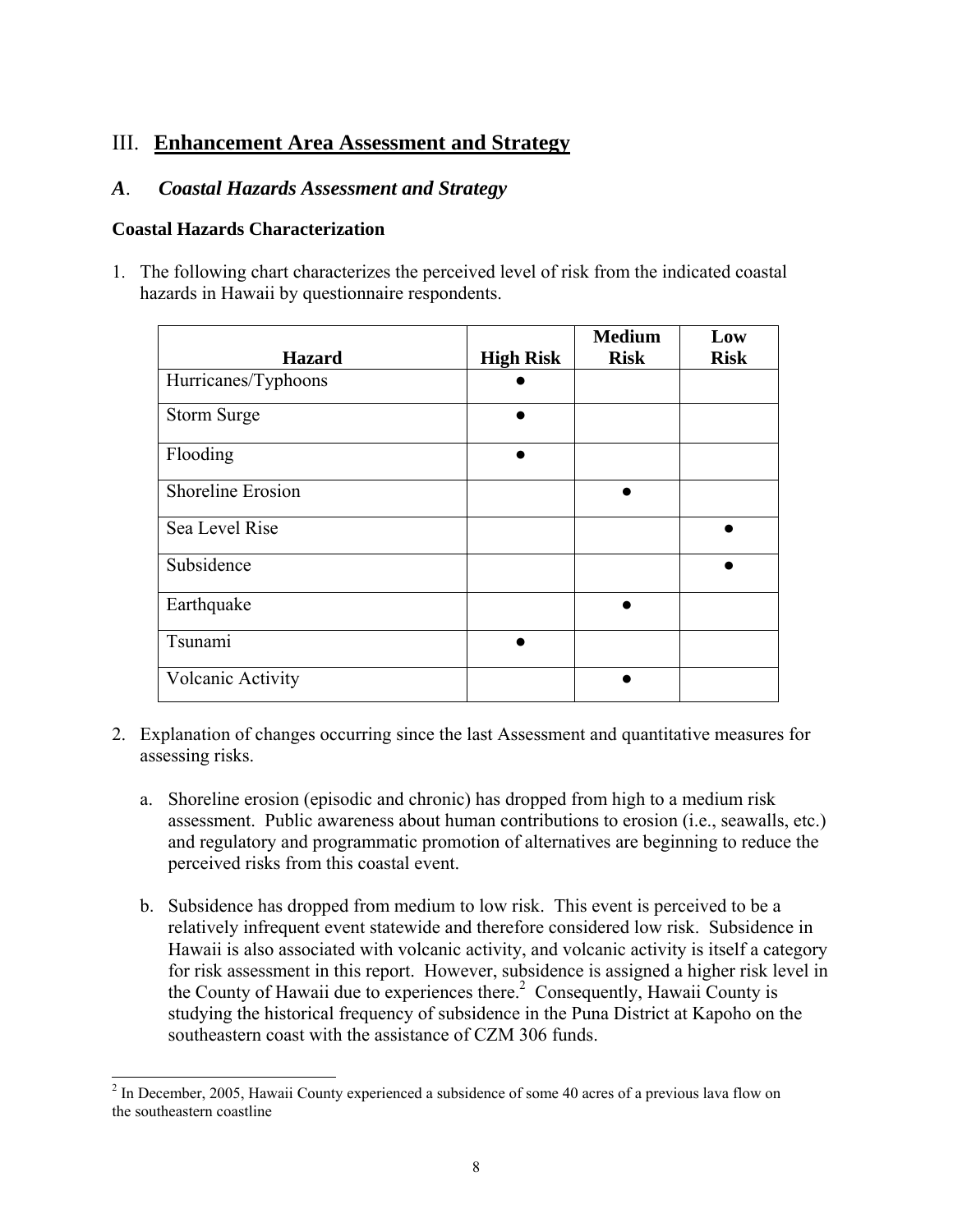# III. **Enhancement Area Assessment and Strategy**

## *A. Coastal Hazards Assessment and Strategy*

### Coastal Hazards Characterization

1. The following chart characterizes the perceived level of risk from the indicated coastal hazards in Hawaii by questionnaire respondents.

| Hazard | High Risk | Medium Risk | Low Risk |
|---|---|---|---|
| Hurricanes/Typhoons | ● | | |
| Storm Surge | ● | | |
| Flooding | ● | | |
| Shoreline Erosion | | ● | |
| Sea Level Rise | | | ● |
| Subsidence | | | ● |
| Earthquake | | ● | |
| Tsunami | ● | | |
| Volcanic Activity | | ● | |

2. Explanation of changes occurring since the last Assessment and quantitative measures for assessing risks.

   a. Shoreline erosion (episodic and chronic) has dropped from high to a medium risk assessment. Public awareness about human contributions to erosion (i.e., seawalls, etc.) and regulatory and programmatic promotion of alternatives are beginning to reduce the perceived risks from this coastal event.

   b. Subsidence has dropped from medium to low risk. This event is perceived to be a relatively infrequent event statewide and therefore considered low risk. Subsidence in Hawaii is also associated with volcanic activity, and volcanic activity is itself a category for risk assessment in this report. However, subsidence is assigned a higher risk level in the County of Hawaii due to experiences there.[2] Consequently, Hawaii County is studying the historical frequency of subsidence in the Puna District at Kapoho on the southeastern coast with the assistance of CZM 306 funds.

[2] In December, 2005, Hawaii County experienced a subsidence of some 40 acres of a previous lava flow on the southeastern coastline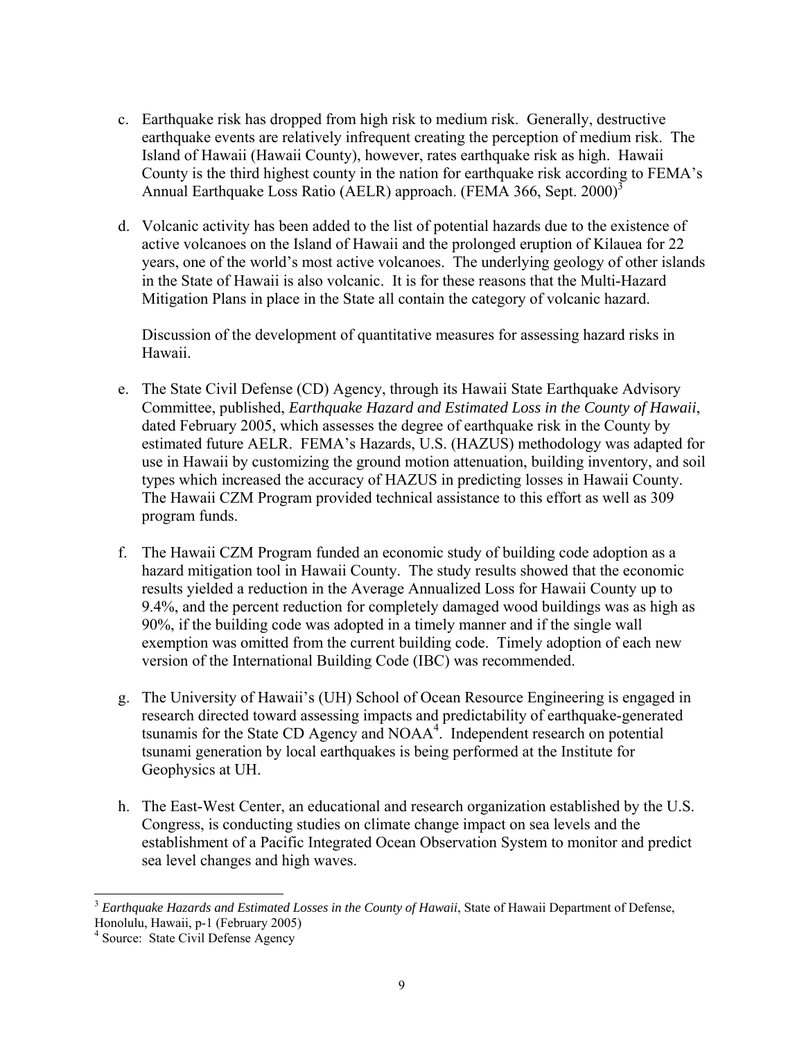c. Earthquake risk has dropped from high risk to medium risk. Generally, destructive earthquake events are relatively infrequent creating the perception of medium risk. The Island of Hawaii (Hawaii County), however, rates earthquake risk as high. Hawaii County is the third highest county in the nation for earthquake risk according to FEMA's Annual Earthquake Loss Ratio (AELR) approach. (FEMA 366, Sept. 2000)[3]

d. Volcanic activity has been added to the list of potential hazards due to the existence of active volcanoes on the Island of Hawaii and the prolonged eruption of Kilauea for 22 years, one of the world's most active volcanoes. The underlying geology of other islands in the State of Hawaii is also volcanic. It is for these reasons that the Multi-Hazard Mitigation Plans in place in the State all contain the category of volcanic hazard.

   Discussion of the development of quantitative measures for assessing hazard risks in Hawaii.

e. The State Civil Defense (CD) Agency, through its Hawaii State Earthquake Advisory Committee, published, *Earthquake Hazard and Estimated Loss in the County of Hawaii*, dated February 2005, which assesses the degree of earthquake risk in the County by estimated future AELR. FEMA's Hazards, U.S. (HAZUS) methodology was adapted for use in Hawaii by customizing the ground motion attenuation, building inventory, and soil types which increased the accuracy of HAZUS in predicting losses in Hawaii County. The Hawaii CZM Program provided technical assistance to this effort as well as 309 program funds.

f. The Hawaii CZM Program funded an economic study of building code adoption as a hazard mitigation tool in Hawaii County. The study results showed that the economic results yielded a reduction in the Average Annualized Loss for Hawaii County up to 9.4%, and the percent reduction for completely damaged wood buildings was as high as 90%, if the building code was adopted in a timely manner and if the single wall exemption was omitted from the current building code. Timely adoption of each new version of the International Building Code (IBC) was recommended.

g. The University of Hawaii's (UH) School of Ocean Resource Engineering is engaged in research directed toward assessing impacts and predictability of earthquake-generated tsunamis for the State CD Agency and NOAA[4]. Independent research on potential tsunami generation by local earthquakes is being performed at the Institute for Geophysics at UH.

h. The East-West Center, an educational and research organization established by the U.S. Congress, is conducting studies on climate change impact on sea levels and the establishment of a Pacific Integrated Ocean Observation System to monitor and predict sea level changes and high waves.

---

[3] *Earthquake Hazards and Estimated Losses in the County of Hawaii*, State of Hawaii Department of Defense, Honolulu, Hawaii, p-1 (February 2005)

[4] Source: State Civil Defense Agency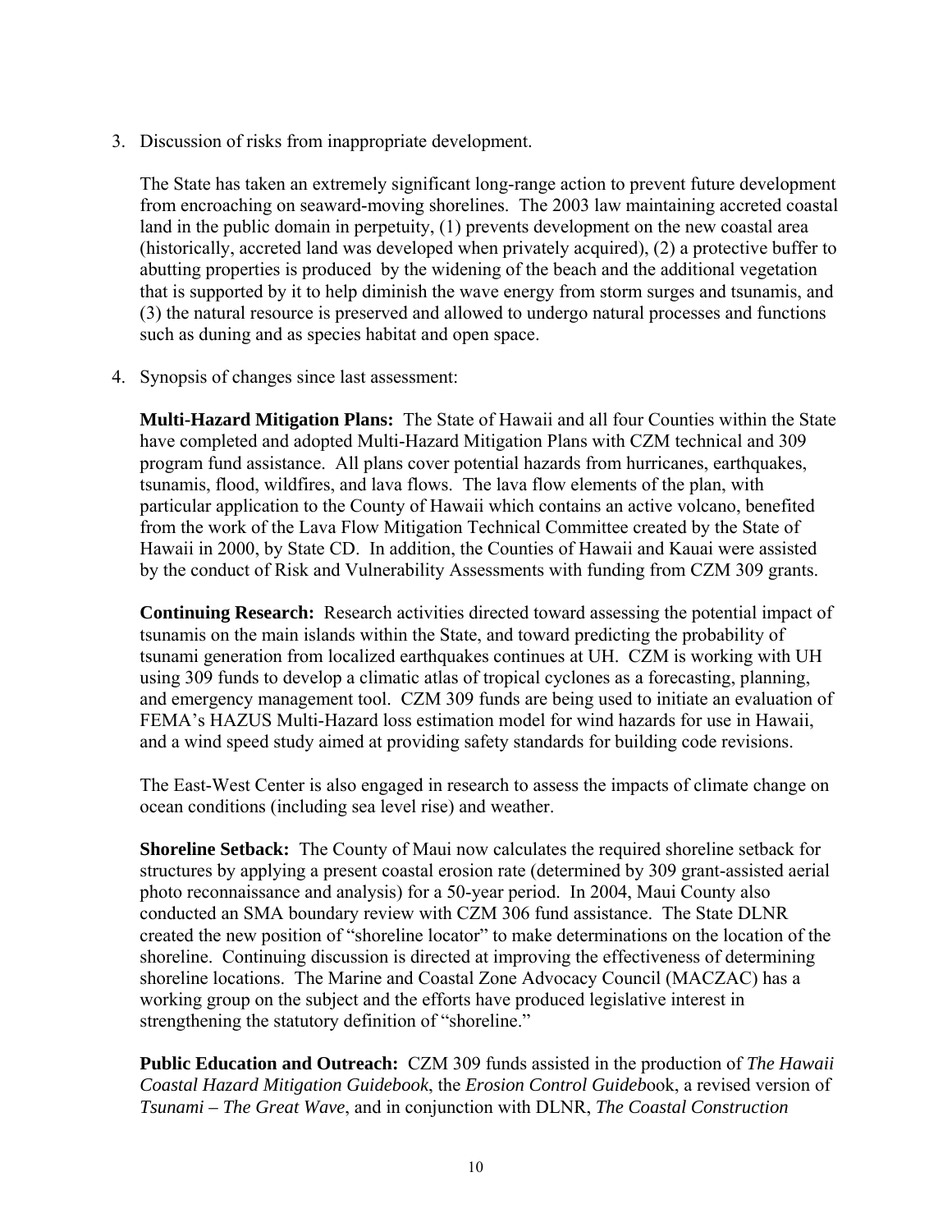3. Discussion of risks from inappropriate development.

   The State has taken an extremely significant long-range action to prevent future development from encroaching on seaward-moving shorelines. The 2003 law maintaining accreted coastal land in the public domain in perpetuity, (1) prevents development on the new coastal area (historically, accreted land was developed when privately acquired), (2) a protective buffer to abutting properties is produced by the widening of the beach and the additional vegetation that is supported by it to help diminish the wave energy from storm surges and tsunamis, and (3) the natural resource is preserved and allowed to undergo natural processes and functions such as duning and as species habitat and open space.

4. Synopsis of changes since last assessment:

   **Multi-Hazard Mitigation Plans:** The State of Hawaii and all four Counties within the State have completed and adopted Multi-Hazard Mitigation Plans with CZM technical and 309 program fund assistance. All plans cover potential hazards from hurricanes, earthquakes, tsunamis, flood, wildfires, and lava flows. The lava flow elements of the plan, with particular application to the County of Hawaii which contains an active volcano, benefited from the work of the Lava Flow Mitigation Technical Committee created by the State of Hawaii in 2000, by State CD. In addition, the Counties of Hawaii and Kauai were assisted by the conduct of Risk and Vulnerability Assessments with funding from CZM 309 grants.

   **Continuing Research:** Research activities directed toward assessing the potential impact of tsunamis on the main islands within the State, and toward predicting the probability of tsunami generation from localized earthquakes continues at UH. CZM is working with UH using 309 funds to develop a climatic atlas of tropical cyclones as a forecasting, planning, and emergency management tool. CZM 309 funds are being used to initiate an evaluation of FEMA's HAZUS Multi-Hazard loss estimation model for wind hazards for use in Hawaii, and a wind speed study aimed at providing safety standards for building code revisions.

   The East-West Center is also engaged in research to assess the impacts of climate change on ocean conditions (including sea level rise) and weather.

   **Shoreline Setback:** The County of Maui now calculates the required shoreline setback for structures by applying a present coastal erosion rate (determined by 309 grant-assisted aerial photo reconnaissance and analysis) for a 50-year period. In 2004, Maui County also conducted an SMA boundary review with CZM 306 fund assistance. The State DLNR created the new position of "shoreline locator" to make determinations on the location of the shoreline. Continuing discussion is directed at improving the effectiveness of determining shoreline locations. The Marine and Coastal Zone Advocacy Council (MACZAC) has a working group on the subject and the efforts have produced legislative interest in strengthening the statutory definition of "shoreline."

   **Public Education and Outreach:** CZM 309 funds assisted in the production of *The Hawaii Coastal Hazard Mitigation Guidebook*, the *Erosion Control Guide*book, a revised version of *Tsunami – The Great Wave*, and in conjunction with DLNR, *The Coastal Construction*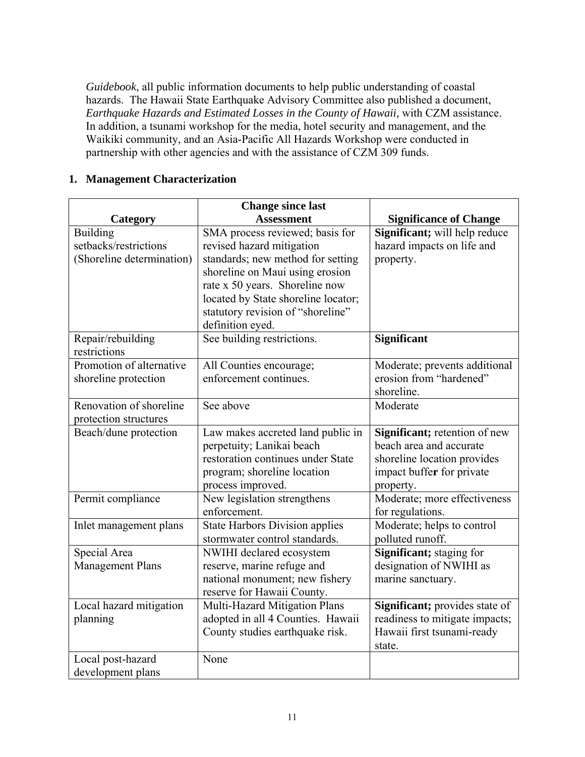*Guidebook*, all public information documents to help public understanding of coastal hazards. The Hawaii State Earthquake Advisory Committee also published a document, *Earthquake Hazards and Estimated Losses in the County of Hawaii,* with CZM assistance. In addition, a tsunami workshop for the media, hotel security and management, and the Waikiki community, and an Asia-Pacific All Hazards Workshop were conducted in partnership with other agencies and with the assistance of CZM 309 funds.

## 1. Management Characterization

| Category | Change since last Assessment | Significance of Change |
|---|---|---|
| Building setbacks/restrictions (Shoreline determination) | SMA process reviewed; basis for revised hazard mitigation standards; new method for setting shoreline on Maui using erosion rate x 50 years. Shoreline now located by State shoreline locator; statutory revision of "shoreline" definition eyed. | **Significant;** will help reduce hazard impacts on life and property. |
| Repair/rebuilding restrictions | See building restrictions. | **Significant** |
| Promotion of alternative shoreline protection | All Counties encourage; enforcement continues. | Moderate; prevents additional erosion from "hardened" shoreline. |
| Renovation of shoreline protection structures | See above | Moderate |
| Beach/dune protection | Law makes accreted land public in perpetuity; Lanikai beach restoration continues under State program; shoreline location process improved. | **Significant;** retention of new beach area and accurate shoreline location provides impact buffer for private property. |
| Permit compliance | New legislation strengthens enforcement. | Moderate; more effectiveness for regulations. |
| Inlet management plans | State Harbors Division applies stormwater control standards. | Moderate; helps to control polluted runoff. |
| Special Area Management Plans | NWIHI declared ecosystem reserve, marine refuge and national monument; new fishery reserve for Hawaii County. | **Significant;** staging for designation of NWIHI as marine sanctuary. |
| Local hazard mitigation planning | Multi-Hazard Mitigation Plans adopted in all 4 Counties. Hawaii County studies earthquake risk. | **Significant;** provides state of readiness to mitigate impacts; Hawaii first tsunami-ready state. |
| Local post-hazard development plans | None | |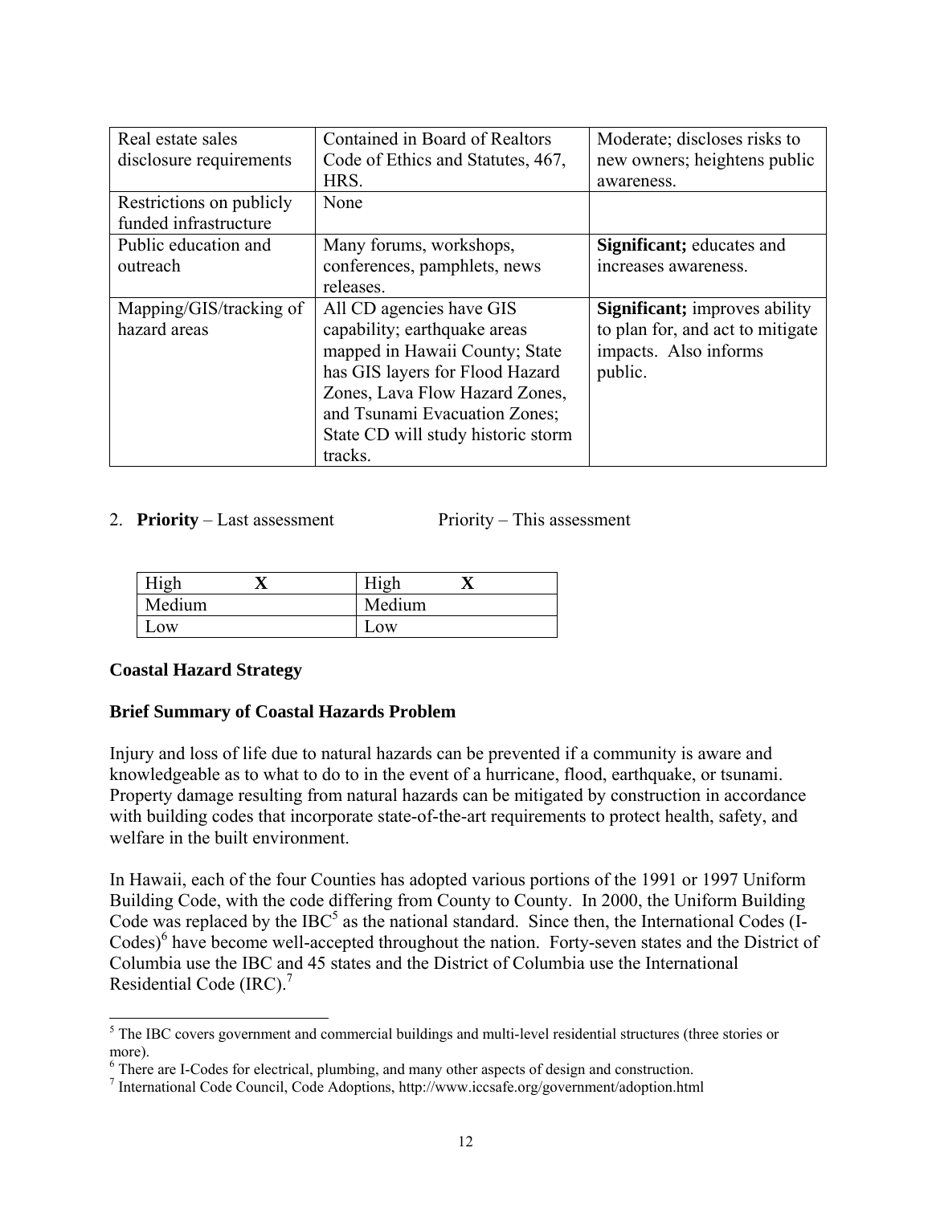| Real estate sales disclosure requirements | Contained in Board of Realtors Code of Ethics and Statutes, 467, HRS. | Moderate; discloses risks to new owners; heightens public awareness. |
|---|---|---|
| Restrictions on publicly funded infrastructure | None | |
| Public education and outreach | Many forums, workshops, conferences, pamphlets, news releases. | **Significant;** educates and increases awareness. |
| Mapping/GIS/tracking of hazard areas | All CD agencies have GIS capability; earthquake areas mapped in Hawaii County; State has GIS layers for Flood Hazard Zones, Lava Flow Hazard Zones, and Tsunami Evacuation Zones; State CD will study historic storm tracks. | **Significant;** improves ability to plan for, and act to mitigate impacts. Also informs public. |

2. **Priority** – Last assessment Priority – This assessment

| Priority – Last assessment | | Priority – This assessment | |
|---|---|---|---|
| High | **X** | High | **X** |
| Medium | | Medium | |
| Low | | Low | |

**Coastal Hazard Strategy**

**Brief Summary of Coastal Hazards Problem**

Injury and loss of life due to natural hazards can be prevented if a community is aware and knowledgeable as to what to do to in the event of a hurricane, flood, earthquake, or tsunami. Property damage resulting from natural hazards can be mitigated by construction in accordance with building codes that incorporate state-of-the-art requirements to protect health, safety, and welfare in the built environment.

In Hawaii, each of the four Counties has adopted various portions of the 1991 or 1997 Uniform Building Code, with the code differing from County to County. In 2000, the Uniform Building Code was replaced by the IBC[5] as the national standard. Since then, the International Codes (I-Codes)[6] have become well-accepted throughout the nation. Forty-seven states and the District of Columbia use the IBC and 45 states and the District of Columbia use the International Residential Code (IRC).[7]

[5] The IBC covers government and commercial buildings and multi-level residential structures (three stories or more).

[6] There are I-Codes for electrical, plumbing, and many other aspects of design and construction.

[7] International Code Council, Code Adoptions, http://www.iccsafe.org/government/adoption.html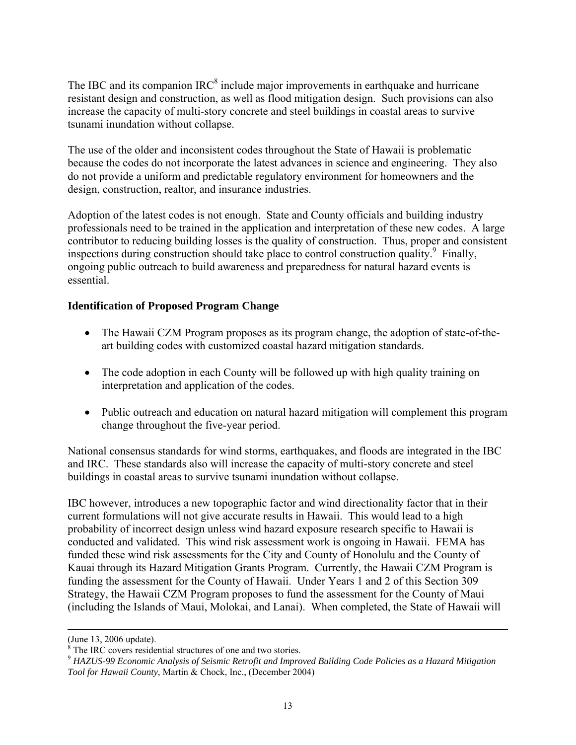The IBC and its companion IRC[8] include major improvements in earthquake and hurricane resistant design and construction, as well as flood mitigation design. Such provisions can also increase the capacity of multi-story concrete and steel buildings in coastal areas to survive tsunami inundation without collapse.

The use of the older and inconsistent codes throughout the State of Hawaii is problematic because the codes do not incorporate the latest advances in science and engineering. They also do not provide a uniform and predictable regulatory environment for homeowners and the design, construction, realtor, and insurance industries.

Adoption of the latest codes is not enough. State and County officials and building industry professionals need to be trained in the application and interpretation of these new codes. A large contributor to reducing building losses is the quality of construction. Thus, proper and consistent inspections during construction should take place to control construction quality.[9] Finally, ongoing public outreach to build awareness and preparedness for natural hazard events is essential.

**Identification of Proposed Program Change**

- The Hawaii CZM Program proposes as its program change, the adoption of state-of-the-art building codes with customized coastal hazard mitigation standards.

- The code adoption in each County will be followed up with high quality training on interpretation and application of the codes.

- Public outreach and education on natural hazard mitigation will complement this program change throughout the five-year period.

National consensus standards for wind storms, earthquakes, and floods are integrated in the IBC and IRC. These standards also will increase the capacity of multi-story concrete and steel buildings in coastal areas to survive tsunami inundation without collapse.

IBC however, introduces a new topographic factor and wind directionality factor that in their current formulations will not give accurate results in Hawaii. This would lead to a high probability of incorrect design unless wind hazard exposure research specific to Hawaii is conducted and validated. This wind risk assessment work is ongoing in Hawaii. FEMA has funded these wind risk assessments for the City and County of Honolulu and the County of Kauai through its Hazard Mitigation Grants Program. Currently, the Hawaii CZM Program is funding the assessment for the County of Hawaii. Under Years 1 and 2 of this Section 309 Strategy, the Hawaii CZM Program proposes to fund the assessment for the County of Maui (including the Islands of Maui, Molokai, and Lanai). When completed, the State of Hawaii will

---

(June 13, 2006 update).

[8] The IRC covers residential structures of one and two stories.

[9] *HAZUS-99 Economic Analysis of Seismic Retrofit and Improved Building Code Policies as a Hazard Mitigation Tool for Hawaii County*, Martin & Chock, Inc., (December 2004)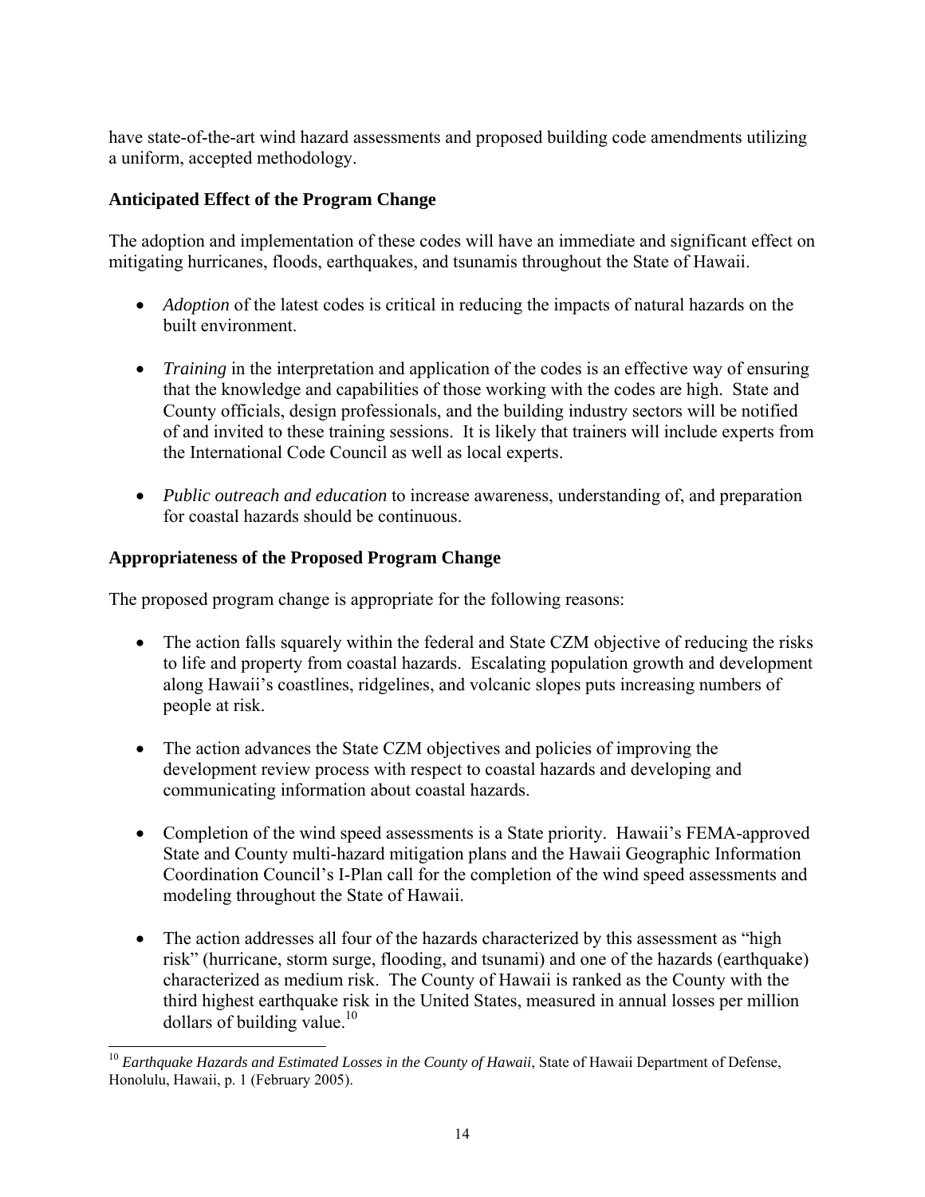have state-of-the-art wind hazard assessments and proposed building code amendments utilizing a uniform, accepted methodology.

### Anticipated Effect of the Program Change

The adoption and implementation of these codes will have an immediate and significant effect on mitigating hurricanes, floods, earthquakes, and tsunamis throughout the State of Hawaii.

- *Adoption* of the latest codes is critical in reducing the impacts of natural hazards on the built environment.

- *Training* in the interpretation and application of the codes is an effective way of ensuring that the knowledge and capabilities of those working with the codes are high. State and County officials, design professionals, and the building industry sectors will be notified of and invited to these training sessions. It is likely that trainers will include experts from the International Code Council as well as local experts.

- *Public outreach and education* to increase awareness, understanding of, and preparation for coastal hazards should be continuous.

### Appropriateness of the Proposed Program Change

The proposed program change is appropriate for the following reasons:

- The action falls squarely within the federal and State CZM objective of reducing the risks to life and property from coastal hazards. Escalating population growth and development along Hawaii's coastlines, ridgelines, and volcanic slopes puts increasing numbers of people at risk.

- The action advances the State CZM objectives and policies of improving the development review process with respect to coastal hazards and developing and communicating information about coastal hazards.

- Completion of the wind speed assessments is a State priority. Hawaii's FEMA-approved State and County multi-hazard mitigation plans and the Hawaii Geographic Information Coordination Council's I-Plan call for the completion of the wind speed assessments and modeling throughout the State of Hawaii.

- The action addresses all four of the hazards characterized by this assessment as "high risk" (hurricane, storm surge, flooding, and tsunami) and one of the hazards (earthquake) characterized as medium risk. The County of Hawaii is ranked as the County with the third highest earthquake risk in the United States, measured in annual losses per million dollars of building value.[10]

---

[10] *Earthquake Hazards and Estimated Losses in the County of Hawaii*, State of Hawaii Department of Defense, Honolulu, Hawaii, p. 1 (February 2005).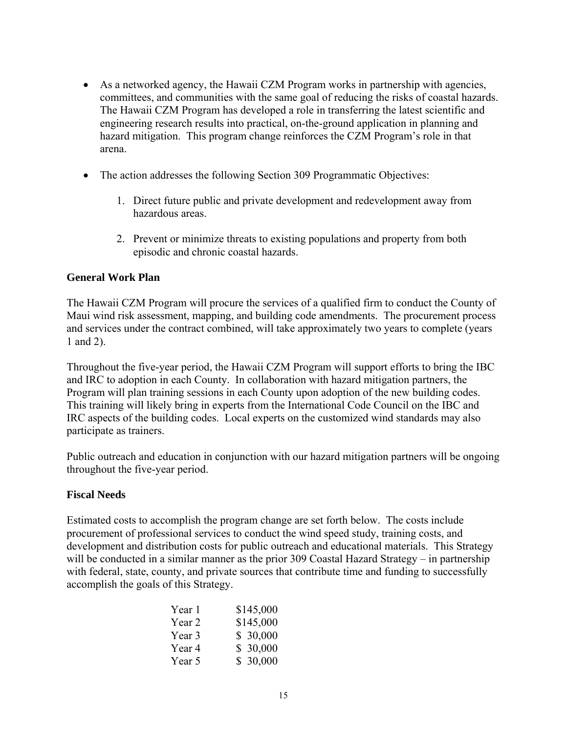- As a networked agency, the Hawaii CZM Program works in partnership with agencies, committees, and communities with the same goal of reducing the risks of coastal hazards. The Hawaii CZM Program has developed a role in transferring the latest scientific and engineering research results into practical, on-the-ground application in planning and hazard mitigation. This program change reinforces the CZM Program's role in that arena.

- The action addresses the following Section 309 Programmatic Objectives:

  1. Direct future public and private development and redevelopment away from hazardous areas.

  2. Prevent or minimize threats to existing populations and property from both episodic and chronic coastal hazards.

**General Work Plan**

The Hawaii CZM Program will procure the services of a qualified firm to conduct the County of Maui wind risk assessment, mapping, and building code amendments. The procurement process and services under the contract combined, will take approximately two years to complete (years 1 and 2).

Throughout the five-year period, the Hawaii CZM Program will support efforts to bring the IBC and IRC to adoption in each County. In collaboration with hazard mitigation partners, the Program will plan training sessions in each County upon adoption of the new building codes. This training will likely bring in experts from the International Code Council on the IBC and IRC aspects of the building codes. Local experts on the customized wind standards may also participate as trainers.

Public outreach and education in conjunction with our hazard mitigation partners will be ongoing throughout the five-year period.

**Fiscal Needs**

Estimated costs to accomplish the program change are set forth below. The costs include procurement of professional services to conduct the wind speed study, training costs, and development and distribution costs for public outreach and educational materials. This Strategy will be conducted in a similar manner as the prior 309 Coastal Hazard Strategy – in partnership with federal, state, county, and private sources that contribute time and funding to successfully accomplish the goals of this Strategy.

| | |
|---|---|
| Year 1 | $145,000 |
| Year 2 | $145,000 |
| Year 3 | $ 30,000 |
| Year 4 | $ 30,000 |
| Year 5 | $ 30,000 |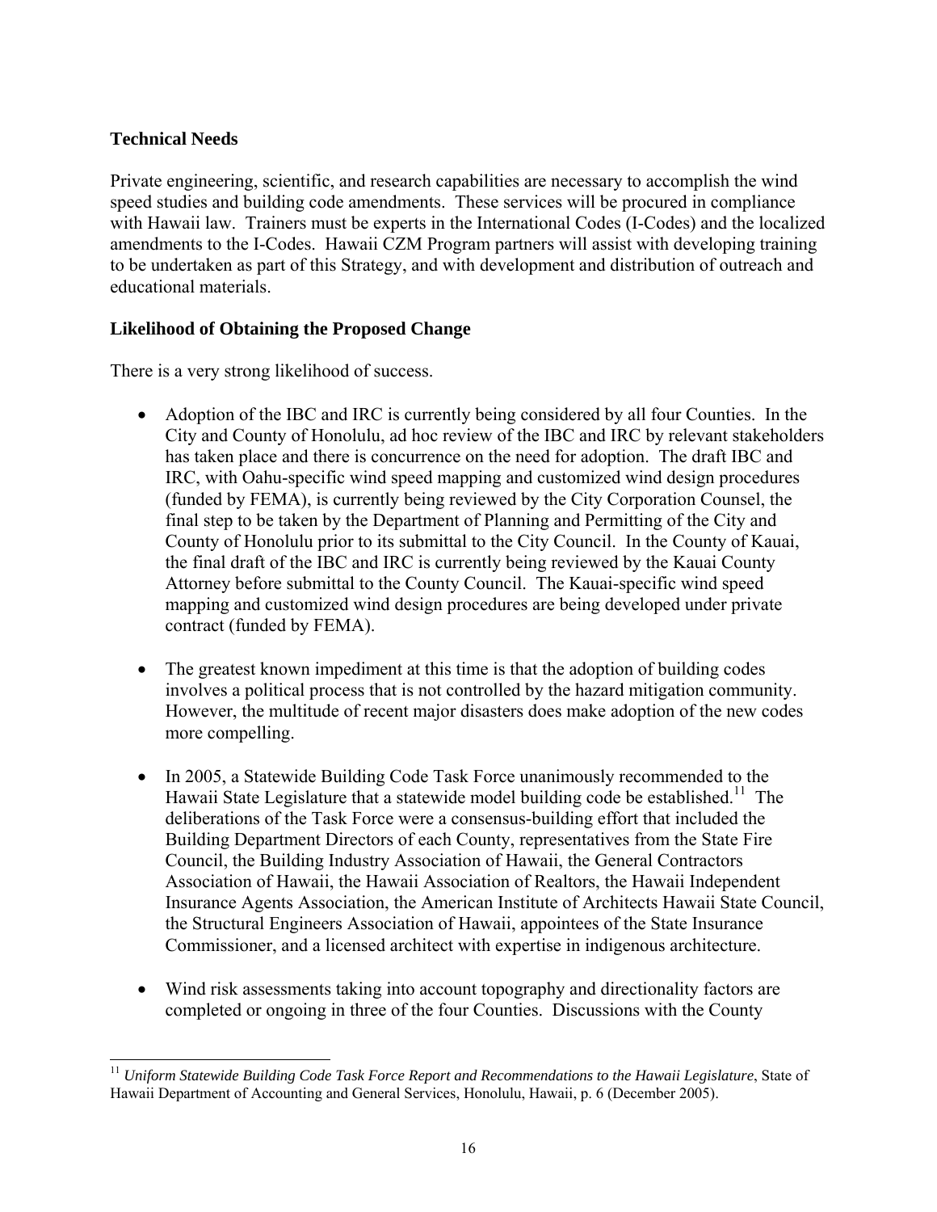### Technical Needs

Private engineering, scientific, and research capabilities are necessary to accomplish the wind speed studies and building code amendments. These services will be procured in compliance with Hawaii law. Trainers must be experts in the International Codes (I-Codes) and the localized amendments to the I-Codes. Hawaii CZM Program partners will assist with developing training to be undertaken as part of this Strategy, and with development and distribution of outreach and educational materials.

### Likelihood of Obtaining the Proposed Change

There is a very strong likelihood of success.

- Adoption of the IBC and IRC is currently being considered by all four Counties. In the City and County of Honolulu, ad hoc review of the IBC and IRC by relevant stakeholders has taken place and there is concurrence on the need for adoption. The draft IBC and IRC, with Oahu-specific wind speed mapping and customized wind design procedures (funded by FEMA), is currently being reviewed by the City Corporation Counsel, the final step to be taken by the Department of Planning and Permitting of the City and County of Honolulu prior to its submittal to the City Council. In the County of Kauai, the final draft of the IBC and IRC is currently being reviewed by the Kauai County Attorney before submittal to the County Council. The Kauai-specific wind speed mapping and customized wind design procedures are being developed under private contract (funded by FEMA).

- The greatest known impediment at this time is that the adoption of building codes involves a political process that is not controlled by the hazard mitigation community. However, the multitude of recent major disasters does make adoption of the new codes more compelling.

- In 2005, a Statewide Building Code Task Force unanimously recommended to the Hawaii State Legislature that a statewide model building code be established.[11] The deliberations of the Task Force were a consensus-building effort that included the Building Department Directors of each County, representatives from the State Fire Council, the Building Industry Association of Hawaii, the General Contractors Association of Hawaii, the Hawaii Association of Realtors, the Hawaii Independent Insurance Agents Association, the American Institute of Architects Hawaii State Council, the Structural Engineers Association of Hawaii, appointees of the State Insurance Commissioner, and a licensed architect with expertise in indigenous architecture.

- Wind risk assessments taking into account topography and directionality factors are completed or ongoing in three of the four Counties. Discussions with the County

---

[11] *Uniform Statewide Building Code Task Force Report and Recommendations to the Hawaii Legislature*, State of Hawaii Department of Accounting and General Services, Honolulu, Hawaii, p. 6 (December 2005).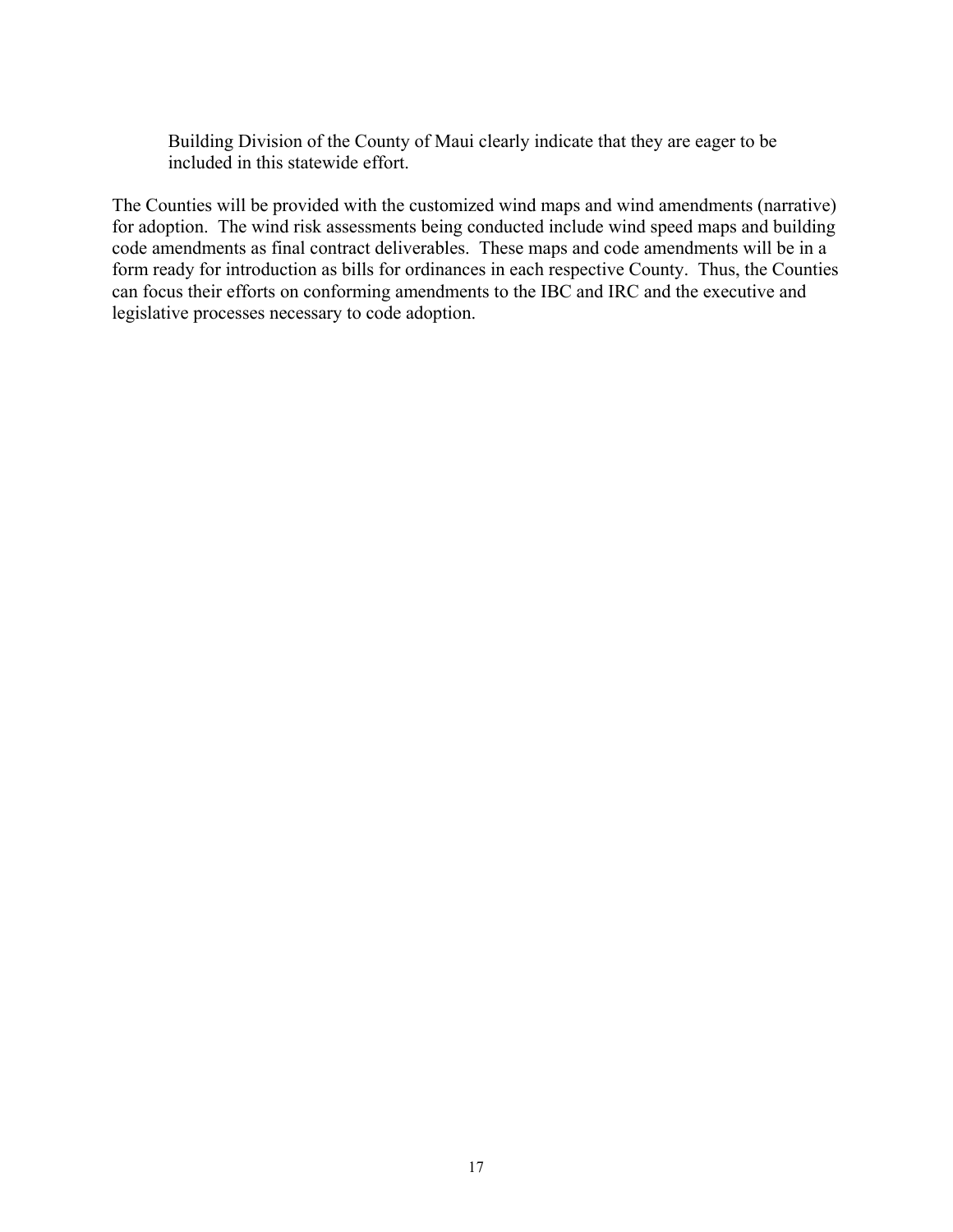Building Division of the County of Maui clearly indicate that they are eager to be included in this statewide effort.

The Counties will be provided with the customized wind maps and wind amendments (narrative) for adoption. The wind risk assessments being conducted include wind speed maps and building code amendments as final contract deliverables. These maps and code amendments will be in a form ready for introduction as bills for ordinances in each respective County. Thus, the Counties can focus their efforts on conforming amendments to the IBC and IRC and the executive and legislative processes necessary to code adoption.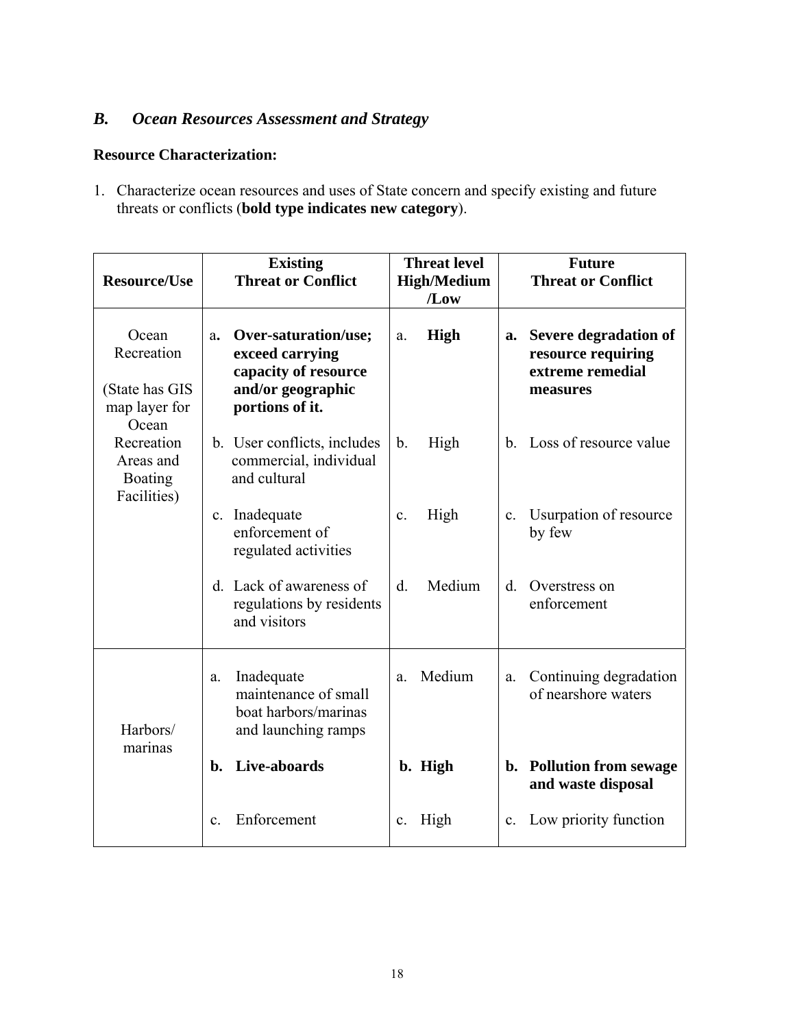## *B. Ocean Resources Assessment and Strategy*

**Resource Characterization:**

1. Characterize ocean resources and uses of State concern and specify existing and future threats or conflicts (**bold type indicates new category**).

| Resource/Use | Existing Threat or Conflict | Threat level High/Medium /Low | Future Threat or Conflict |
|---|---|---|---|
| Ocean Recreation (State has GIS map layer for Ocean Recreation Areas and Boating Facilities) | a. **Over-saturation/use; exceed carrying capacity of resource and/or geographic portions of it.** | a. **High** | a. **Severe degradation of resource requiring extreme remedial measures** |
| | b. User conflicts, includes commercial, individual and cultural | b. High | b. Loss of resource value |
| | c. Inadequate enforcement of regulated activities | c. High | c. Usurpation of resource by few |
| | d. Lack of awareness of regulations by residents and visitors | d. Medium | d. Overstress on enforcement |
| Harbors/ marinas | a. Inadequate maintenance of small boat harbors/marinas and launching ramps | a. Medium | a. Continuing degradation of nearshore waters |
| | **b. Live-aboards** | **b. High** | **b. Pollution from sewage and waste disposal** |
| | c. Enforcement | c. High | c. Low priority function |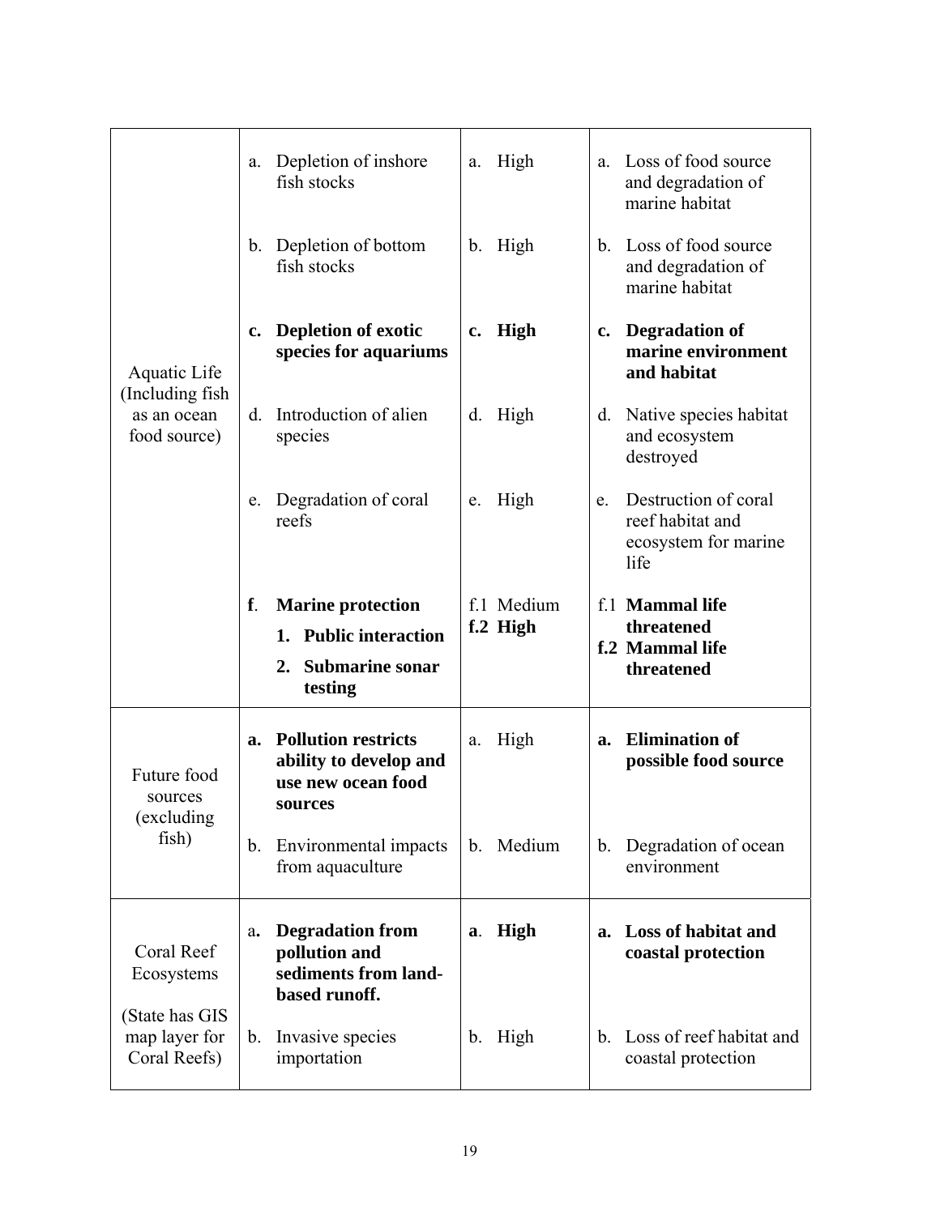| | | | |
|---|---|---|---|
| Aquatic Life (Including fish as an ocean food source) | a. Depletion of inshore fish stocks | a. High | a. Loss of food source and degradation of marine habitat |
| | b. Depletion of bottom fish stocks | b. High | b. Loss of food source and degradation of marine habitat |
| | **c. Depletion of exotic species for aquariums** | **c. High** | **c. Degradation of marine environment and habitat** |
| | d. Introduction of alien species | d. High | d. Native species habitat and ecosystem destroyed |
| | e. Degradation of coral reefs | e. High | e. Destruction of coral reef habitat and ecosystem for marine life |
| | **f. Marine protection**<br>**1. Public interaction**<br>**2. Submarine sonar testing** | f.1 Medium<br>**f.2 High** | f.1 **Mammal life threatened**<br>**f.2 Mammal life threatened** |
| Future food sources (excluding fish) | **a. Pollution restricts ability to develop and use new ocean food sources** | a. High | **a. Elimination of possible food source** |
| | b. Environmental impacts from aquaculture | b. Medium | b. Degradation of ocean environment |
| Coral Reef Ecosystems<br><br>(State has GIS map layer for Coral Reefs) | a**. Degradation from pollution and sediments from land-based runoff.** | **a. High** | **a. Loss of habitat and coastal protection** |
| | b. Invasive species importation | b. High | b. Loss of reef habitat and coastal protection |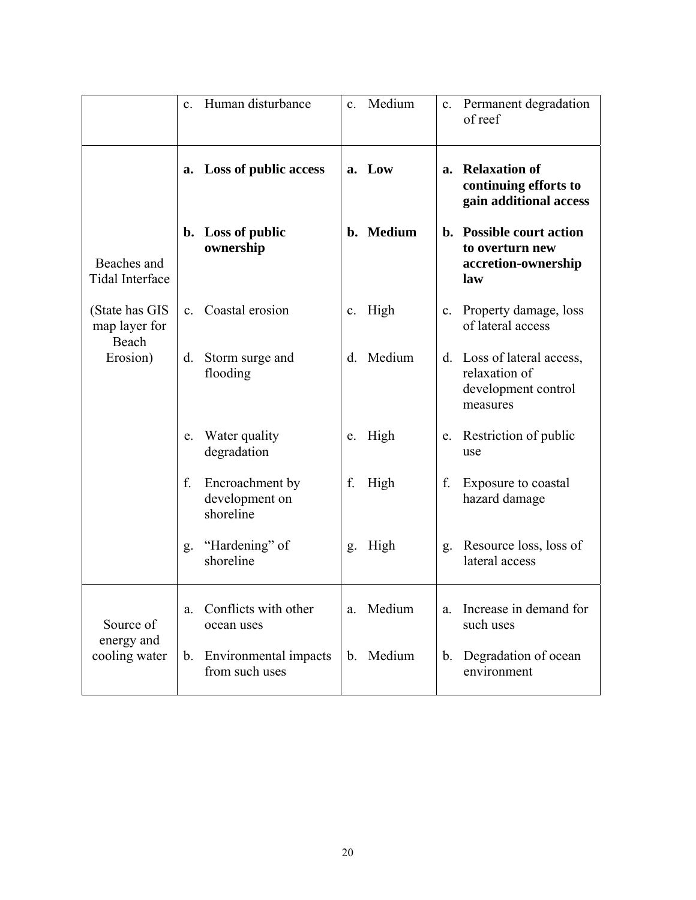| | | | |
|---|---|---|---|
| | c. Human disturbance | c. Medium | c. Permanent degradation of reef |
| Beaches and Tidal Interface<br><br>(State has GIS map layer for Beach Erosion) | **a. Loss of public access** | **a. Low** | **a. Relaxation of continuing efforts to gain additional access** |
| | **b. Loss of public ownership** | **b. Medium** | **b. Possible court action to overturn new accretion-ownership law** |
| | c. Coastal erosion | c. High | c. Property damage, loss of lateral access |
| | d. Storm surge and flooding | d. Medium | d. Loss of lateral access, relaxation of development control measures |
| | e. Water quality degradation | e. High | e. Restriction of public use |
| | f. Encroachment by development on shoreline | f. High | f. Exposure to coastal hazard damage |
| | g. "Hardening" of shoreline | g. High | g. Resource loss, loss of lateral access |
| Source of energy and cooling water | a. Conflicts with other ocean uses | a. Medium | a. Increase in demand for such uses |
| | b. Environmental impacts from such uses | b. Medium | b. Degradation of ocean environment |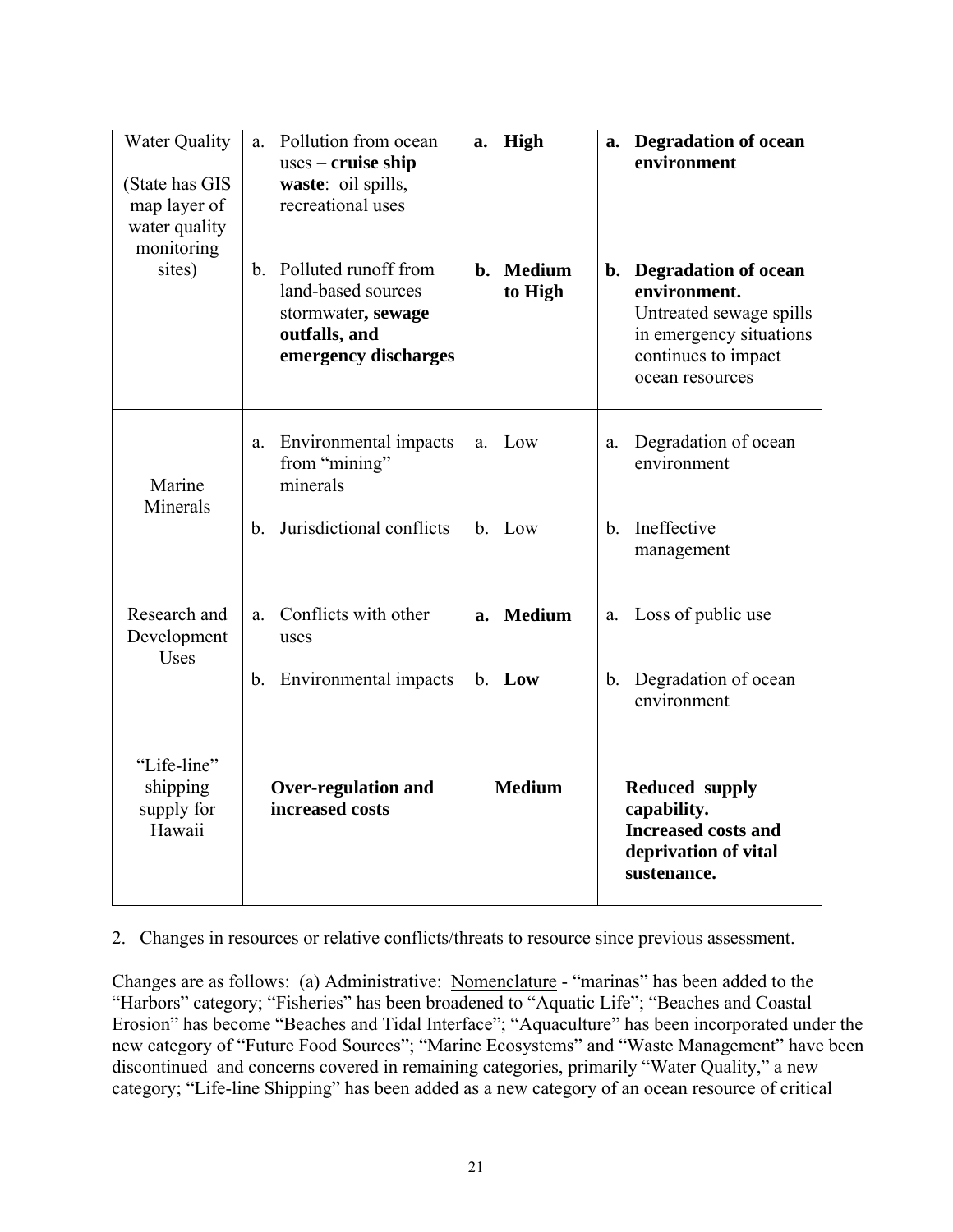| Water Quality (State has GIS map layer of water quality monitoring sites) | a. Pollution from ocean uses – **cruise ship waste**: oil spills, recreational uses<br><br>b. Polluted runoff from land-based sources – stormwater**, sewage outfalls, and emergency discharges** | **a. High**<br><br>**b. Medium to High** | **a. Degradation of ocean environment**<br><br>**b. Degradation of ocean environment.** Untreated sewage spills in emergency situations continues to impact ocean resources |
|---|---|---|---|
| Marine Minerals | a. Environmental impacts from "mining" minerals<br><br>b. Jurisdictional conflicts | a. Low<br><br>b. Low | a. Degradation of ocean environment<br><br>b. Ineffective management |
| Research and Development Uses | a. Conflicts with other uses<br><br>b. Environmental impacts | **a. Medium**<br><br>b. **Low** | a. Loss of public use<br><br>b. Degradation of ocean environment |
| "Life-line" shipping supply for Hawaii | **Over-regulation and increased costs** | **Medium** | **Reduced supply capability. Increased costs and deprivation of vital sustenance.** |

2. Changes in resources or relative conflicts/threats to resource since previous assessment.

Changes are as follows: (a) Administrative: Nomenclature - "marinas" has been added to the "Harbors" category; "Fisheries" has been broadened to "Aquatic Life"; "Beaches and Coastal Erosion" has become "Beaches and Tidal Interface"; "Aquaculture" has been incorporated under the new category of "Future Food Sources"; "Marine Ecosystems" and "Waste Management" have been discontinued and concerns covered in remaining categories, primarily "Water Quality," a new category; "Life-line Shipping" has been added as a new category of an ocean resource of critical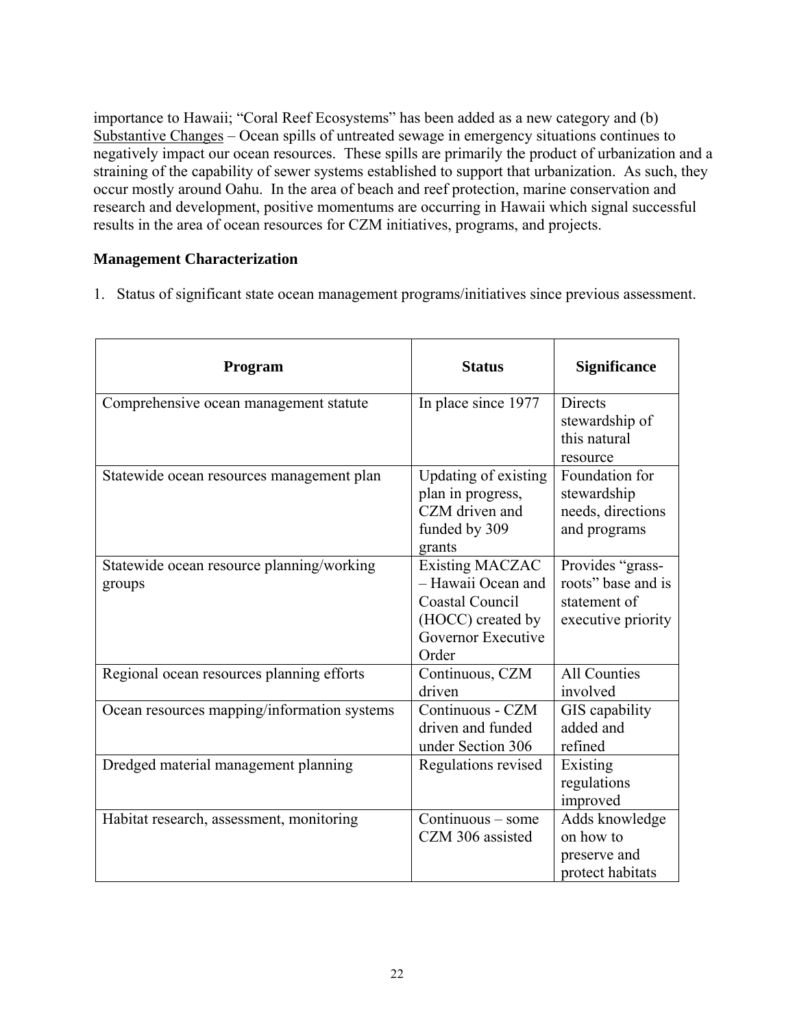importance to Hawaii; "Coral Reef Ecosystems" has been added as a new category and (b) Substantive Changes – Ocean spills of untreated sewage in emergency situations continues to negatively impact our ocean resources. These spills are primarily the product of urbanization and a straining of the capability of sewer systems established to support that urbanization. As such, they occur mostly around Oahu. In the area of beach and reef protection, marine conservation and research and development, positive momentums are occurring in Hawaii which signal successful results in the area of ocean resources for CZM initiatives, programs, and projects.

**Management Characterization**

1. Status of significant state ocean management programs/initiatives since previous assessment.

| Program | Status | Significance |
|---|---|---|
| Comprehensive ocean management statute | In place since 1977 | Directs stewardship of this natural resource |
| Statewide ocean resources management plan | Updating of existing plan in progress, CZM driven and funded by 309 grants | Foundation for stewardship needs, directions and programs |
| Statewide ocean resource planning/working groups | Existing MACZAC – Hawaii Ocean and Coastal Council (HOCC) created by Governor Executive Order | Provides "grass-roots" base and is statement of executive priority |
| Regional ocean resources planning efforts | Continuous, CZM driven | All Counties involved |
| Ocean resources mapping/information systems | Continuous - CZM driven and funded under Section 306 | GIS capability added and refined |
| Dredged material management planning | Regulations revised | Existing regulations improved |
| Habitat research, assessment, monitoring | Continuous – some CZM 306 assisted | Adds knowledge on how to preserve and protect habitats |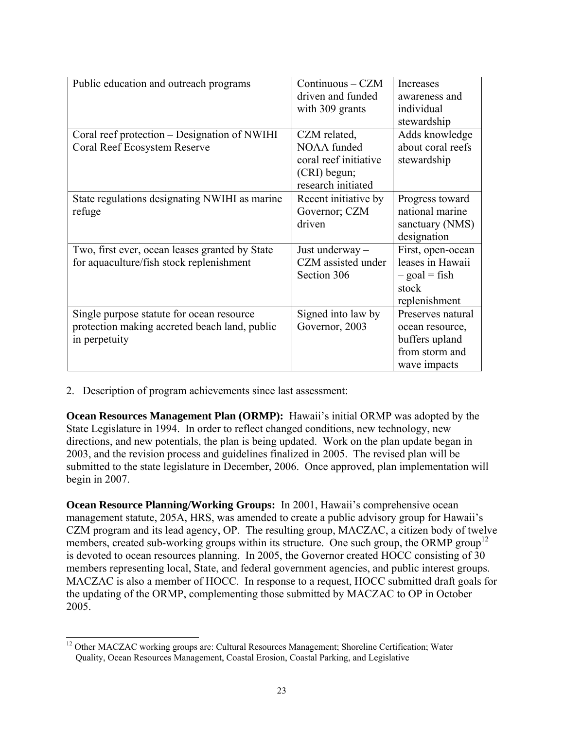| Public education and outreach programs | Continuous – CZM driven and funded with 309 grants | Increases awareness and individual stewardship |
|---|---|---|
| Coral reef protection – Designation of NWIHI Coral Reef Ecosystem Reserve | CZM related, NOAA funded coral reef initiative (CRI) begun; research initiated | Adds knowledge about coral reefs stewardship |
| State regulations designating NWIHI as marine refuge | Recent initiative by Governor; CZM driven | Progress toward national marine sanctuary (NMS) designation |
| Two, first ever, ocean leases granted by State for aquaculture/fish stock replenishment | Just underway – CZM assisted under Section 306 | First, open-ocean leases in Hawaii – goal = fish stock replenishment |
| Single purpose statute for ocean resource protection making accreted beach land, public in perpetuity | Signed into law by Governor, 2003 | Preserves natural ocean resource, buffers upland from storm and wave impacts |

2. Description of program achievements since last assessment:

**Ocean Resources Management Plan (ORMP):** Hawaii's initial ORMP was adopted by the State Legislature in 1994. In order to reflect changed conditions, new technology, new directions, and new potentials, the plan is being updated. Work on the plan update began in 2003, and the revision process and guidelines finalized in 2005. The revised plan will be submitted to the state legislature in December, 2006. Once approved, plan implementation will begin in 2007.

**Ocean Resource Planning/Working Groups:** In 2001, Hawaii's comprehensive ocean management statute, 205A, HRS, was amended to create a public advisory group for Hawaii's CZM program and its lead agency, OP. The resulting group, MACZAC, a citizen body of twelve members, created sub-working groups within its structure. One such group, the ORMP group[12] is devoted to ocean resources planning. In 2005, the Governor created HOCC consisting of 30 members representing local, State, and federal government agencies, and public interest groups. MACZAC is also a member of HOCC. In response to a request, HOCC submitted draft goals for the updating of the ORMP, complementing those submitted by MACZAC to OP in October 2005.

[12] Other MACZAC working groups are: Cultural Resources Management; Shoreline Certification; Water Quality, Ocean Resources Management, Coastal Erosion, Coastal Parking, and Legislative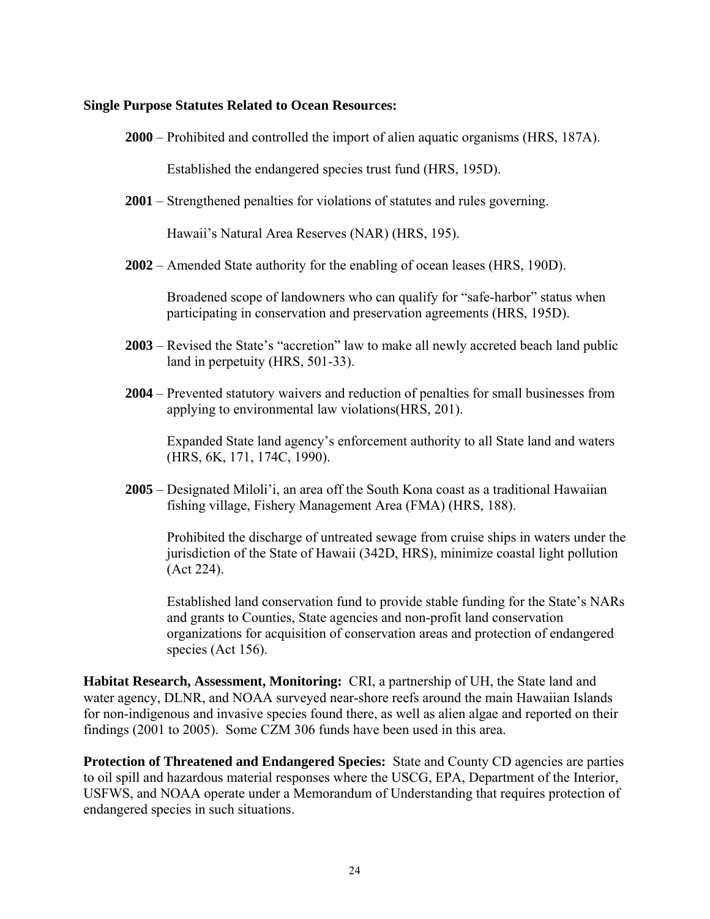**Single Purpose Statutes Related to Ocean Resources:**

**2000** – Prohibited and controlled the import of alien aquatic organisms (HRS, 187A).

Established the endangered species trust fund (HRS, 195D).

**2001** – Strengthened penalties for violations of statutes and rules governing.

Hawaii's Natural Area Reserves (NAR) (HRS, 195).

**2002** – Amended State authority for the enabling of ocean leases (HRS, 190D).

Broadened scope of landowners who can qualify for "safe-harbor" status when participating in conservation and preservation agreements (HRS, 195D).

**2003** – Revised the State's "accretion" law to make all newly accreted beach land public land in perpetuity (HRS, 501-33).

**2004** – Prevented statutory waivers and reduction of penalties for small businesses from applying to environmental law violations(HRS, 201).

Expanded State land agency's enforcement authority to all State land and waters (HRS, 6K, 171, 174C, 1990).

**2005** – Designated Miloli'i, an area off the South Kona coast as a traditional Hawaiian fishing village, Fishery Management Area (FMA) (HRS, 188).

Prohibited the discharge of untreated sewage from cruise ships in waters under the jurisdiction of the State of Hawaii (342D, HRS), minimize coastal light pollution (Act 224).

Established land conservation fund to provide stable funding for the State's NARs and grants to Counties, State agencies and non-profit land conservation organizations for acquisition of conservation areas and protection of endangered species (Act 156).

**Habitat Research, Assessment, Monitoring:** CRI, a partnership of UH, the State land and water agency, DLNR, and NOAA surveyed near-shore reefs around the main Hawaiian Islands for non-indigenous and invasive species found there, as well as alien algae and reported on their findings (2001 to 2005). Some CZM 306 funds have been used in this area.

**Protection of Threatened and Endangered Species:** State and County CD agencies are parties to oil spill and hazardous material responses where the USCG, EPA, Department of the Interior, USFWS, and NOAA operate under a Memorandum of Understanding that requires protection of endangered species in such situations.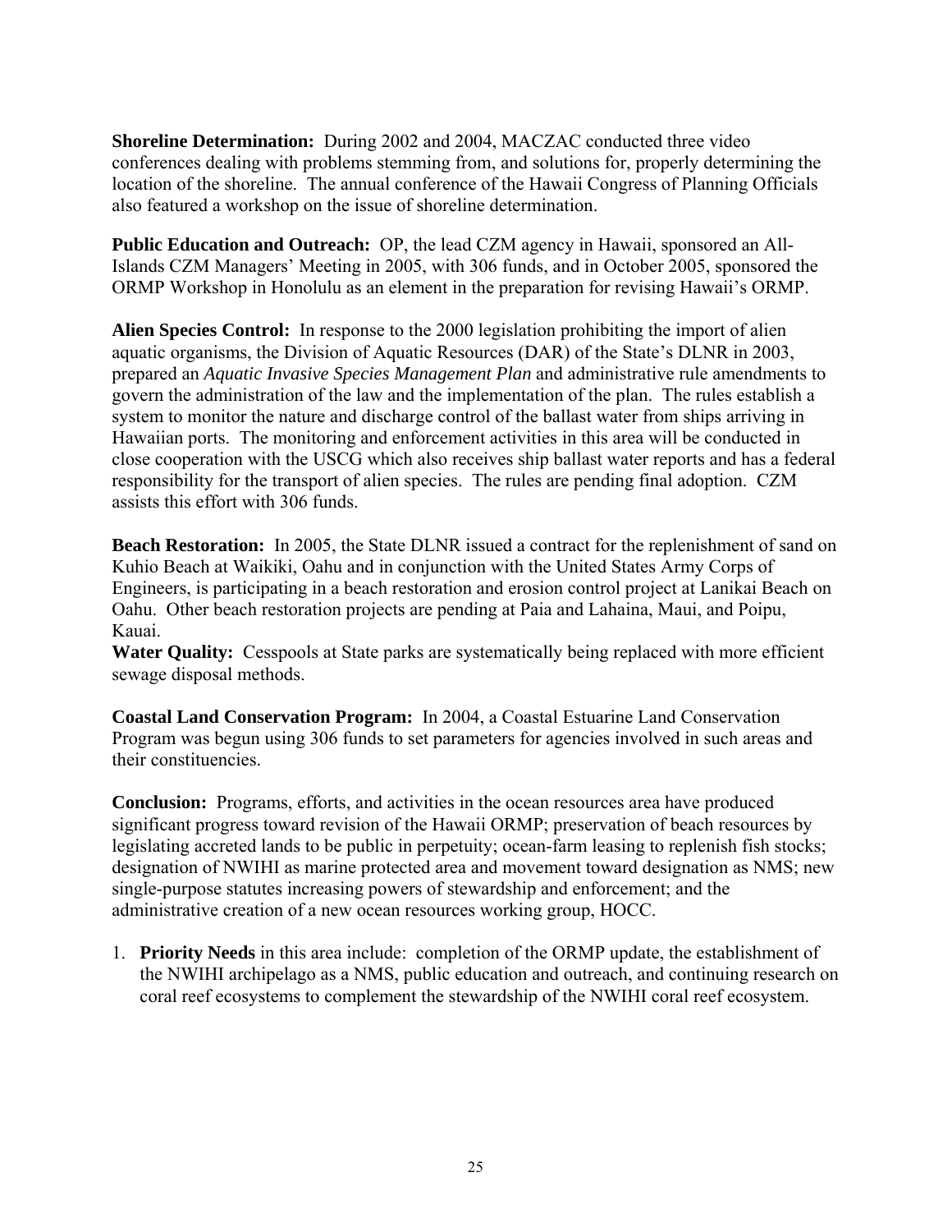**Shoreline Determination:** During 2002 and 2004, MACZAC conducted three video conferences dealing with problems stemming from, and solutions for, properly determining the location of the shoreline. The annual conference of the Hawaii Congress of Planning Officials also featured a workshop on the issue of shoreline determination.

**Public Education and Outreach:** OP, the lead CZM agency in Hawaii, sponsored an All-Islands CZM Managers' Meeting in 2005, with 306 funds, and in October 2005, sponsored the ORMP Workshop in Honolulu as an element in the preparation for revising Hawaii's ORMP.

**Alien Species Control:** In response to the 2000 legislation prohibiting the import of alien aquatic organisms, the Division of Aquatic Resources (DAR) of the State's DLNR in 2003, prepared an *Aquatic Invasive Species Management Plan* and administrative rule amendments to govern the administration of the law and the implementation of the plan. The rules establish a system to monitor the nature and discharge control of the ballast water from ships arriving in Hawaiian ports. The monitoring and enforcement activities in this area will be conducted in close cooperation with the USCG which also receives ship ballast water reports and has a federal responsibility for the transport of alien species. The rules are pending final adoption. CZM assists this effort with 306 funds.

**Beach Restoration:** In 2005, the State DLNR issued a contract for the replenishment of sand on Kuhio Beach at Waikiki, Oahu and in conjunction with the United States Army Corps of Engineers, is participating in a beach restoration and erosion control project at Lanikai Beach on Oahu. Other beach restoration projects are pending at Paia and Lahaina, Maui, and Poipu, Kauai.

**Water Quality:** Cesspools at State parks are systematically being replaced with more efficient sewage disposal methods.

**Coastal Land Conservation Program:** In 2004, a Coastal Estuarine Land Conservation Program was begun using 306 funds to set parameters for agencies involved in such areas and their constituencies.

**Conclusion:** Programs, efforts, and activities in the ocean resources area have produced significant progress toward revision of the Hawaii ORMP; preservation of beach resources by legislating accreted lands to be public in perpetuity; ocean-farm leasing to replenish fish stocks; designation of NWIHI as marine protected area and movement toward designation as NMS; new single-purpose statutes increasing powers of stewardship and enforcement; and the administrative creation of a new ocean resources working group, HOCC.

1. **Priority Needs** in this area include: completion of the ORMP update, the establishment of the NWIHI archipelago as a NMS, public education and outreach, and continuing research on coral reef ecosystems to complement the stewardship of the NWIHI coral reef ecosystem.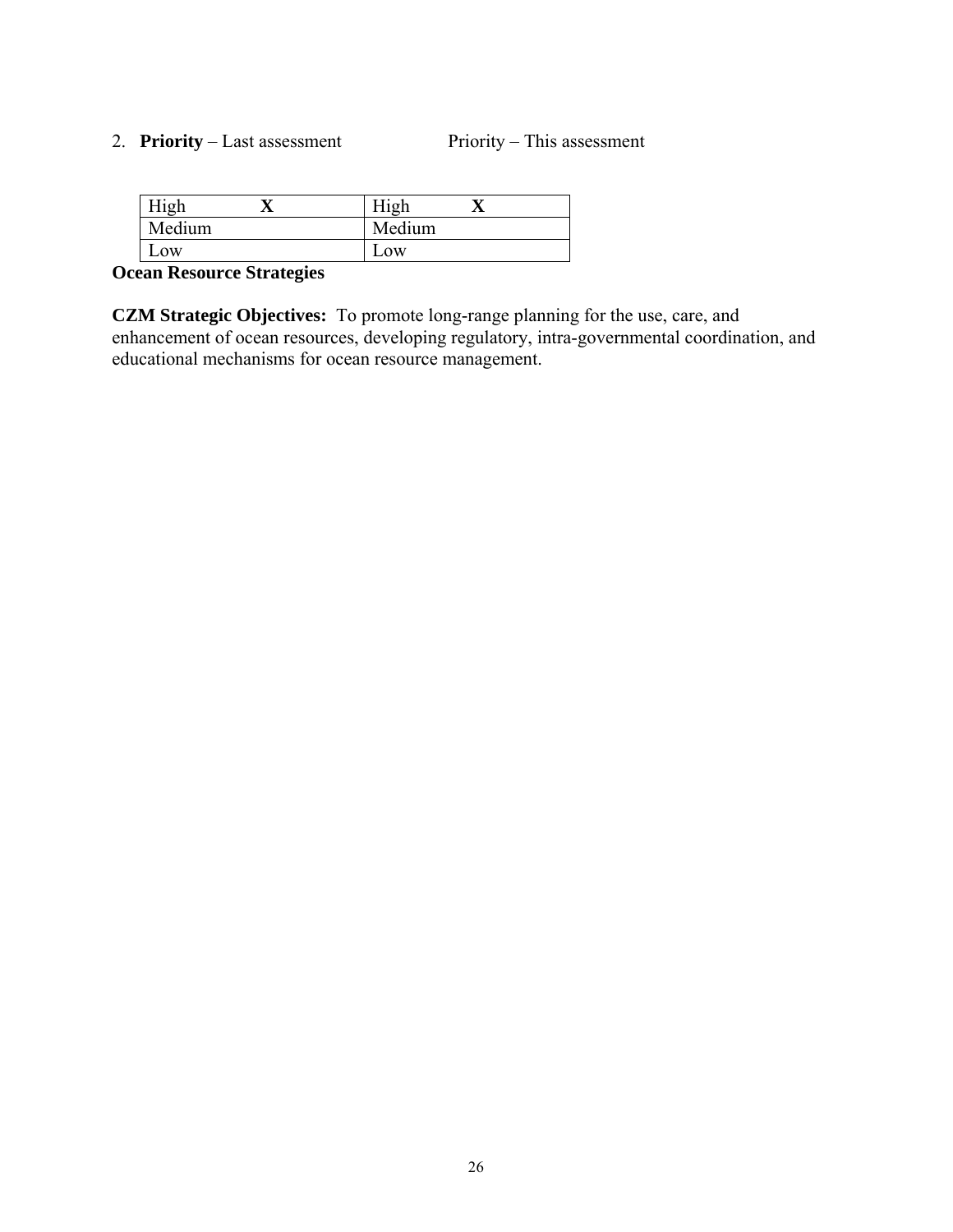2. **Priority** – Last assessment Priority – This assessment

| Last assessment | | This assessment | |
|---|---|---|---|
| High | **X** | High | **X** |
| Medium | | Medium | |
| Low | | Low | |

**Ocean Resource Strategies**

**CZM Strategic Objectives:** To promote long-range planning for the use, care, and enhancement of ocean resources, developing regulatory, intra-governmental coordination, and educational mechanisms for ocean resource management.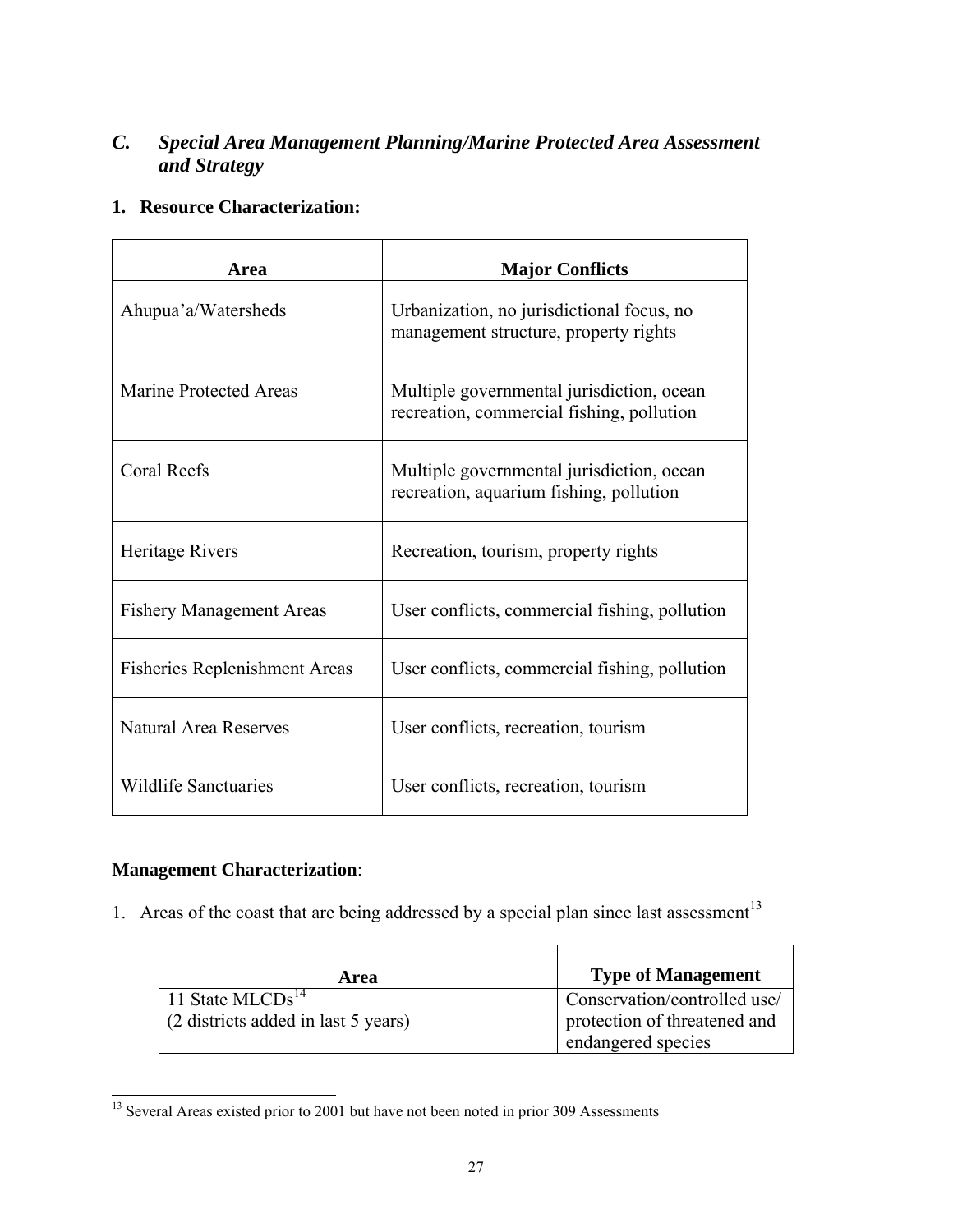## *C. Special Area Management Planning/Marine Protected Area Assessment and Strategy*

### 1. Resource Characterization:

| Area | Major Conflicts |
|---|---|
| Ahupua'a/Watersheds | Urbanization, no jurisdictional focus, no management structure, property rights |
| Marine Protected Areas | Multiple governmental jurisdiction, ocean recreation, commercial fishing, pollution |
| Coral Reefs | Multiple governmental jurisdiction, ocean recreation, aquarium fishing, pollution |
| Heritage Rivers | Recreation, tourism, property rights |
| Fishery Management Areas | User conflicts, commercial fishing, pollution |
| Fisheries Replenishment Areas | User conflicts, commercial fishing, pollution |
| Natural Area Reserves | User conflicts, recreation, tourism |
| Wildlife Sanctuaries | User conflicts, recreation, tourism |

**Management Characterization**:

1. Areas of the coast that are being addressed by a special plan since last assessment[13]

| Area | Type of Management |
|---|---|
| 11 State MLCDs[14]<br>(2 districts added in last 5 years) | Conservation/controlled use/ protection of threatened and endangered species |

[13] Several Areas existed prior to 2001 but have not been noted in prior 309 Assessments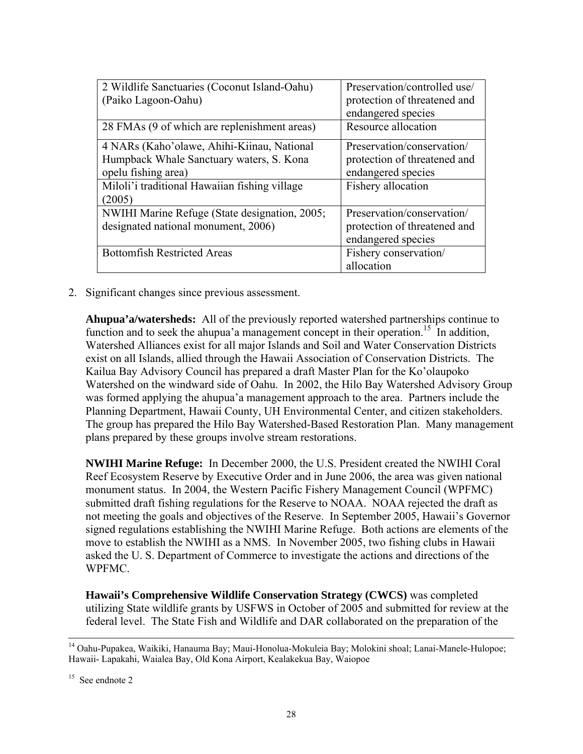| | |
|---|---|
| 2 Wildlife Sanctuaries (Coconut Island-Oahu) (Paiko Lagoon-Oahu) | Preservation/controlled use/ protection of threatened and endangered species |
| 28 FMAs (9 of which are replenishment areas) | Resource allocation |
| 4 NARs (Kaho'olawe, Ahihi-Kiinau, National Humpback Whale Sanctuary waters, S. Kona opelu fishing area) | Preservation/conservation/ protection of threatened and endangered species |
| Miloli'i traditional Hawaiian fishing village (2005) | Fishery allocation |
| NWIHI Marine Refuge (State designation, 2005; designated national monument, 2006) | Preservation/conservation/ protection of threatened and endangered species |
| Bottomfish Restricted Areas | Fishery conservation/ allocation |

2. Significant changes since previous assessment.

   **Ahupua'a/watersheds:** All of the previously reported watershed partnerships continue to function and to seek the ahupua'a management concept in their operation.[15] In addition, Watershed Alliances exist for all major Islands and Soil and Water Conservation Districts exist on all Islands, allied through the Hawaii Association of Conservation Districts. The Kailua Bay Advisory Council has prepared a draft Master Plan for the Ko'olaupoko Watershed on the windward side of Oahu. In 2002, the Hilo Bay Watershed Advisory Group was formed applying the ahupua'a management approach to the area. Partners include the Planning Department, Hawaii County, UH Environmental Center, and citizen stakeholders. The group has prepared the Hilo Bay Watershed-Based Restoration Plan. Many management plans prepared by these groups involve stream restorations.

   **NWIHI Marine Refuge:** In December 2000, the U.S. President created the NWIHI Coral Reef Ecosystem Reserve by Executive Order and in June 2006, the area was given national monument status. In 2004, the Western Pacific Fishery Management Council (WPFMC) submitted draft fishing regulations for the Reserve to NOAA. NOAA rejected the draft as not meeting the goals and objectives of the Reserve. In September 2005, Hawaii's Governor signed regulations establishing the NWIHI Marine Refuge. Both actions are elements of the move to establish the NWIHI as a NMS. In November 2005, two fishing clubs in Hawaii asked the U. S. Department of Commerce to investigate the actions and directions of the WPFMC.

   **Hawaii's Comprehensive Wildlife Conservation Strategy (CWCS)** was completed utilizing State wildlife grants by USFWS in October of 2005 and submitted for review at the federal level. The State Fish and Wildlife and DAR collaborated on the preparation of the

---

[14] Oahu-Pupakea, Waikiki, Hanauma Bay; Maui-Honolua-Mokuleia Bay; Molokini shoal; Lanai-Manele-Hulopoe; Hawaii- Lapakahi, Waialea Bay, Old Kona Airport, Kealakekua Bay, Waiopoe

[15] See endnote 2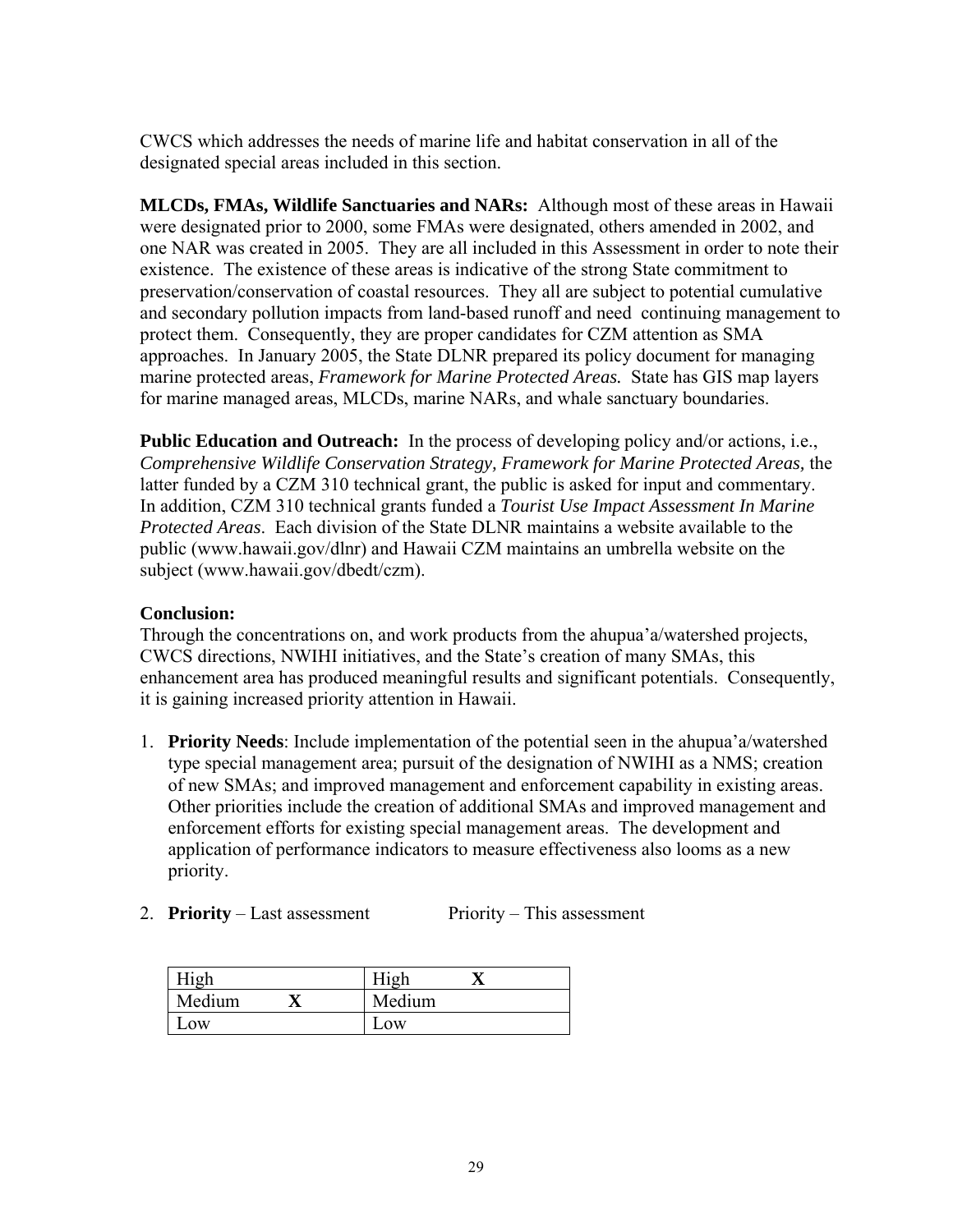CWCS which addresses the needs of marine life and habitat conservation in all of the designated special areas included in this section.

**MLCDs, FMAs, Wildlife Sanctuaries and NARs:** Although most of these areas in Hawaii were designated prior to 2000, some FMAs were designated, others amended in 2002, and one NAR was created in 2005. They are all included in this Assessment in order to note their existence. The existence of these areas is indicative of the strong State commitment to preservation/conservation of coastal resources. They all are subject to potential cumulative and secondary pollution impacts from land-based runoff and need continuing management to protect them. Consequently, they are proper candidates for CZM attention as SMA approaches. In January 2005, the State DLNR prepared its policy document for managing marine protected areas, *Framework for Marine Protected Areas.* State has GIS map layers for marine managed areas, MLCDs, marine NARs, and whale sanctuary boundaries.

**Public Education and Outreach:** In the process of developing policy and/or actions, i.e., *Comprehensive Wildlife Conservation Strategy, Framework for Marine Protected Areas,* the latter funded by a CZM 310 technical grant, the public is asked for input and commentary. In addition, CZM 310 technical grants funded a *Tourist Use Impact Assessment In Marine Protected Areas*. Each division of the State DLNR maintains a website available to the public (www.hawaii.gov/dlnr) and Hawaii CZM maintains an umbrella website on the subject (www.hawaii.gov/dbedt/czm).

**Conclusion:**

Through the concentrations on, and work products from the ahupua'a/watershed projects, CWCS directions, NWIHI initiatives, and the State's creation of many SMAs, this enhancement area has produced meaningful results and significant potentials. Consequently, it is gaining increased priority attention in Hawaii.

1. **Priority Needs**: Include implementation of the potential seen in the ahupua'a/watershed type special management area; pursuit of the designation of NWIHI as a NMS; creation of new SMAs; and improved management and enforcement capability in existing areas. Other priorities include the creation of additional SMAs and improved management and enforcement efforts for existing special management areas. The development and application of performance indicators to measure effectiveness also looms as a new priority.

2. **Priority** – Last assessment Priority – This assessment

| Priority – Last assessment | | Priority – This assessment | |
|---|---|---|---|
| High | | High | **X** |
| Medium | **X** | Medium | |
| Low | | Low | |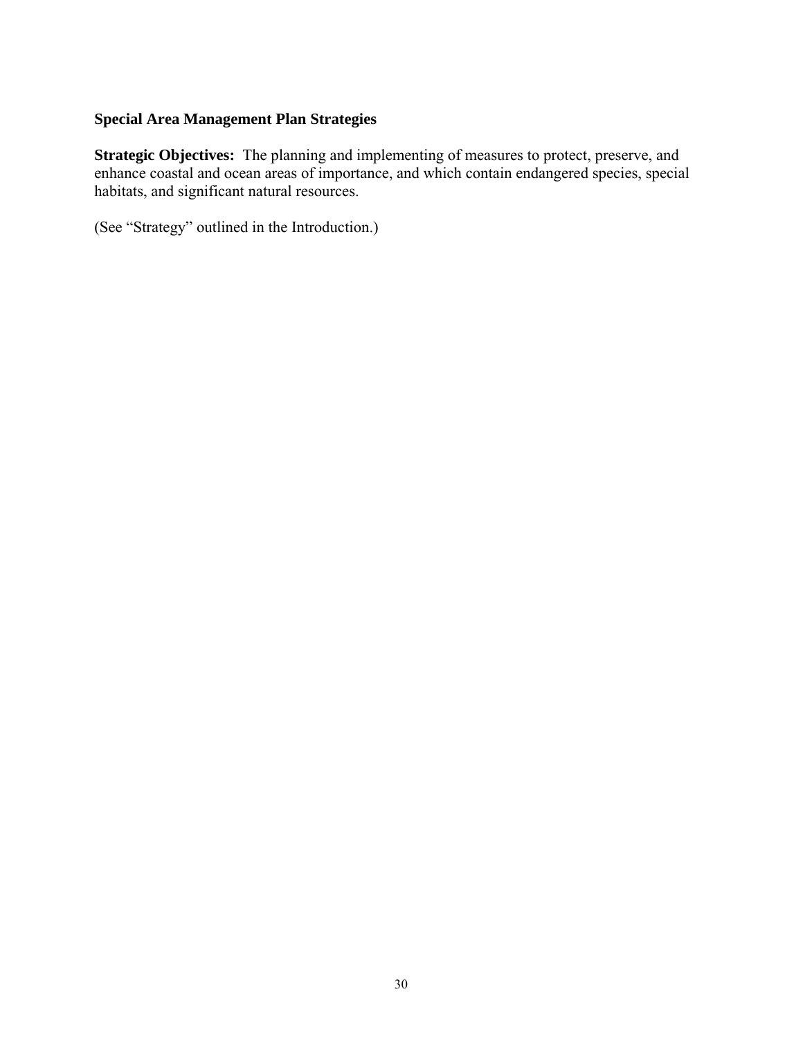## Special Area Management Plan Strategies

**Strategic Objectives:** The planning and implementing of measures to protect, preserve, and enhance coastal and ocean areas of importance, and which contain endangered species, special habitats, and significant natural resources.

(See "Strategy" outlined in the Introduction.)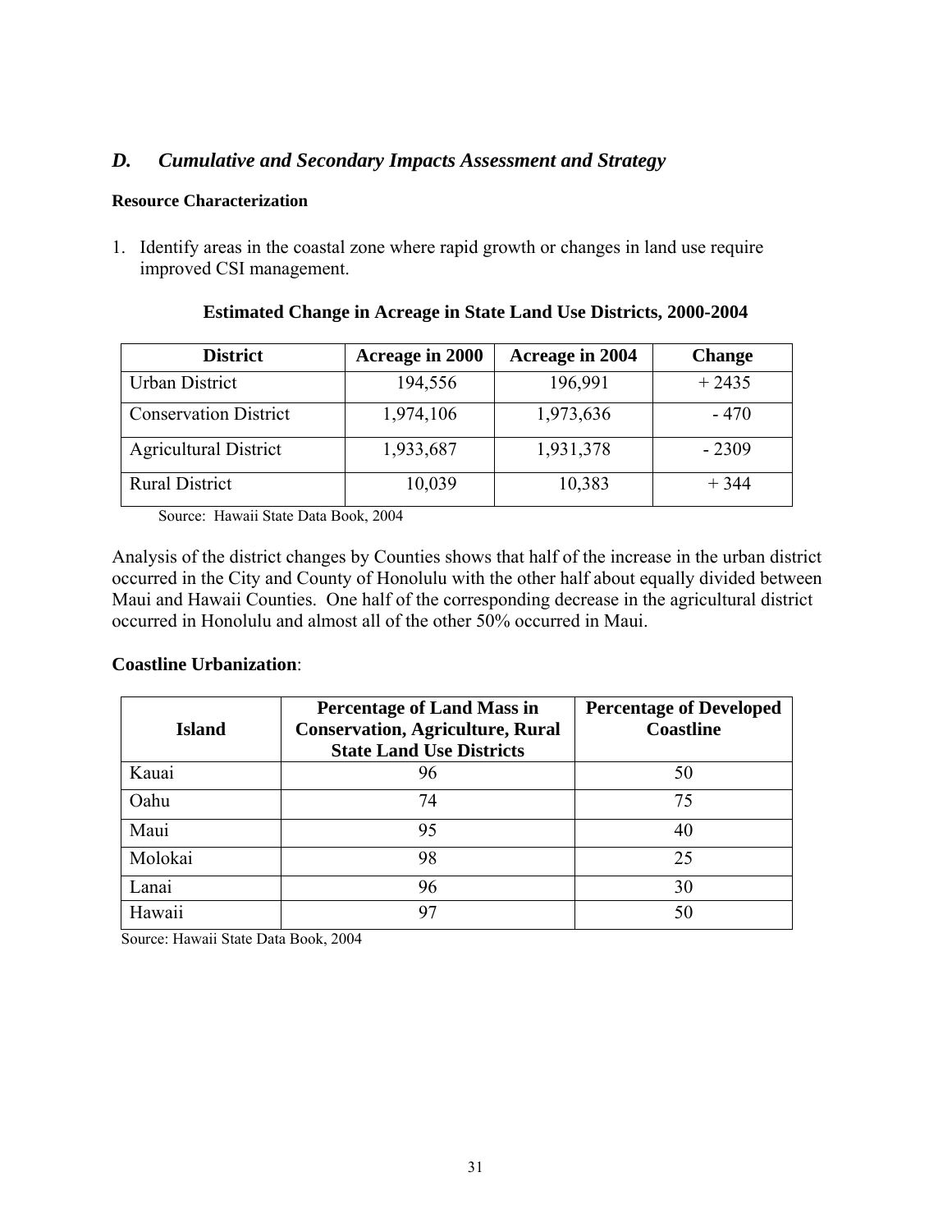## *D. Cumulative and Secondary Impacts Assessment and Strategy*

**Resource Characterization**

1. Identify areas in the coastal zone where rapid growth or changes in land use require improved CSI management.

**Estimated Change in Acreage in State Land Use Districts, 2000-2004**

| District | Acreage in 2000 | Acreage in 2004 | Change |
|---|---|---|---|
| Urban District | 194,556 | 196,991 | + 2435 |
| Conservation District | 1,974,106 | 1,973,636 | - 470 |
| Agricultural District | 1,933,687 | 1,931,378 | - 2309 |
| Rural District | 10,039 | 10,383 | + 344 |

Source: Hawaii State Data Book, 2004

Analysis of the district changes by Counties shows that half of the increase in the urban district occurred in the City and County of Honolulu with the other half about equally divided between Maui and Hawaii Counties. One half of the corresponding decrease in the agricultural district occurred in Honolulu and almost all of the other 50% occurred in Maui.

**Coastline Urbanization**:

| Island | Percentage of Land Mass in Conservation, Agriculture, Rural State Land Use Districts | Percentage of Developed Coastline |
|---|---|---|
| Kauai | 96 | 50 |
| Oahu | 74 | 75 |
| Maui | 95 | 40 |
| Molokai | 98 | 25 |
| Lanai | 96 | 30 |
| Hawaii | 97 | 50 |

Source: Hawaii State Data Book, 2004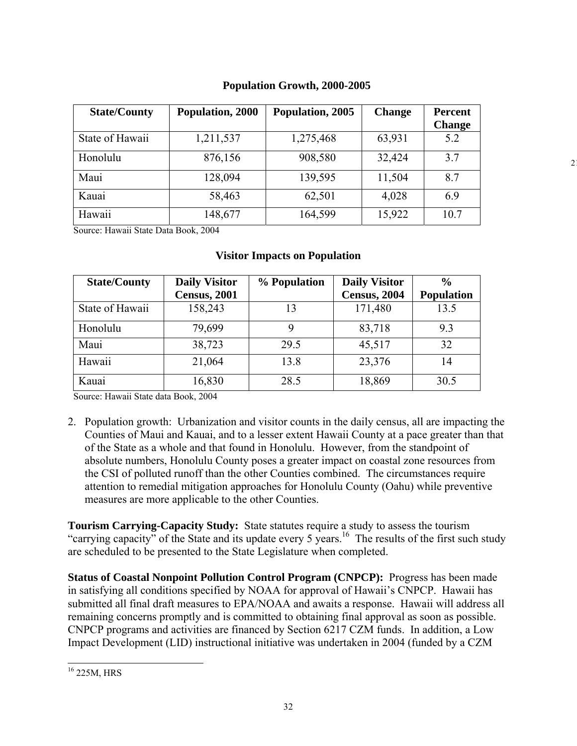**Population Growth, 2000-2005**

| State/County | Population, 2000 | Population, 2005 | Change | Percent Change |
|---|---|---|---|---|
| State of Hawaii | 1,211,537 | 1,275,468 | 63,931 | 5.2 |
| Honolulu | 876,156 | 908,580 | 32,424 | 3.7 |
| Maui | 128,094 | 139,595 | 11,504 | 8.7 |
| Kauai | 58,463 | 62,501 | 4,028 | 6.9 |
| Hawaii | 148,677 | 164,599 | 15,922 | 10.7 |

Source: Hawaii State Data Book, 2004

**Visitor Impacts on Population**

| State/County | Daily Visitor Census, 2001 | % Population | Daily Visitor Census, 2004 | % Population |
|---|---|---|---|---|
| State of Hawaii | 158,243 | 13 | 171,480 | 13.5 |
| Honolulu | 79,699 | 9 | 83,718 | 9.3 |
| Maui | 38,723 | 29.5 | 45,517 | 32 |
| Hawaii | 21,064 | 13.8 | 23,376 | 14 |
| Kauai | 16,830 | 28.5 | 18,869 | 30.5 |

Source: Hawaii State data Book, 2004

2. Population growth: Urbanization and visitor counts in the daily census, all are impacting the Counties of Maui and Kauai, and to a lesser extent Hawaii County at a pace greater than that of the State as a whole and that found in Honolulu. However, from the standpoint of absolute numbers, Honolulu County poses a greater impact on coastal zone resources from the CSI of polluted runoff than the other Counties combined. The circumstances require attention to remedial mitigation approaches for Honolulu County (Oahu) while preventive measures are more applicable to the other Counties.

**Tourism Carrying-Capacity Study:** State statutes require a study to assess the tourism "carrying capacity" of the State and its update every 5 years.[16] The results of the first such study are scheduled to be presented to the State Legislature when completed.

**Status of Coastal Nonpoint Pollution Control Program (CNPCP):** Progress has been made in satisfying all conditions specified by NOAA for approval of Hawaii's CNPCP. Hawaii has submitted all final draft measures to EPA/NOAA and awaits a response. Hawaii will address all remaining concerns promptly and is committed to obtaining final approval as soon as possible. CNPCP programs and activities are financed by Section 6217 CZM funds. In addition, a Low Impact Development (LID) instructional initiative was undertaken in 2004 (funded by a CZM

[16] 225M, HRS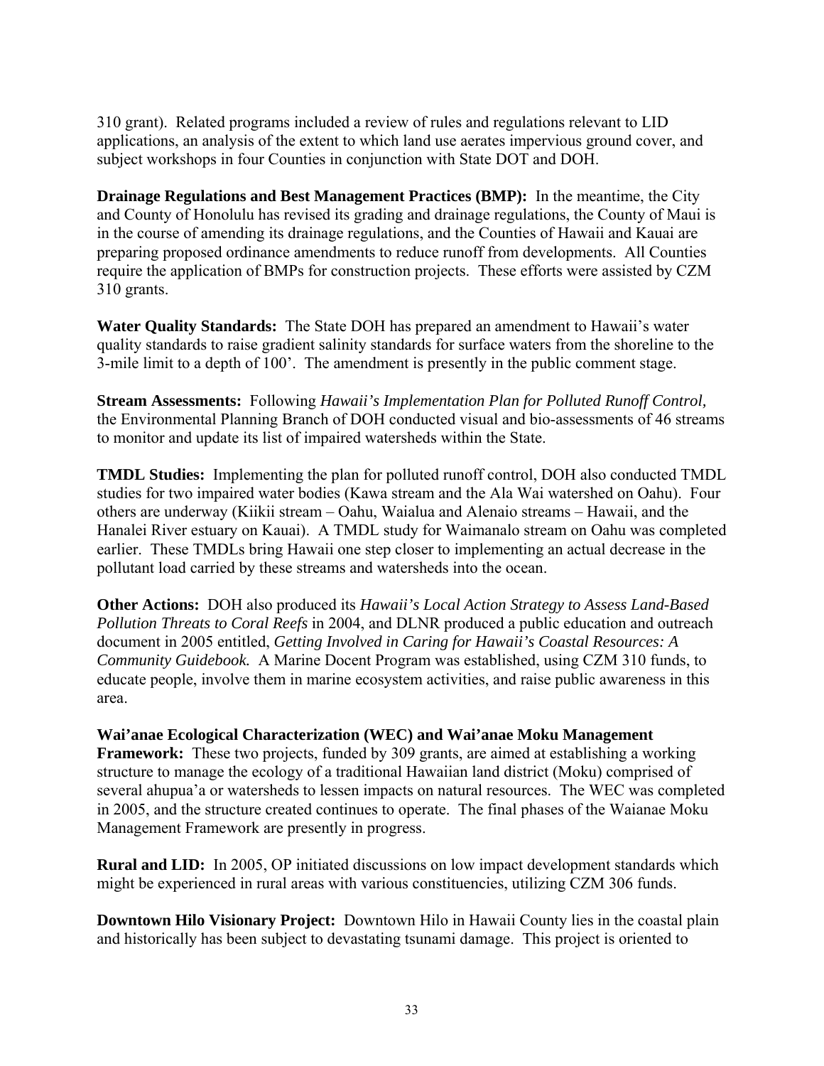310 grant). Related programs included a review of rules and regulations relevant to LID applications, an analysis of the extent to which land use aerates impervious ground cover, and subject workshops in four Counties in conjunction with State DOT and DOH.

**Drainage Regulations and Best Management Practices (BMP):** In the meantime, the City and County of Honolulu has revised its grading and drainage regulations, the County of Maui is in the course of amending its drainage regulations, and the Counties of Hawaii and Kauai are preparing proposed ordinance amendments to reduce runoff from developments. All Counties require the application of BMPs for construction projects. These efforts were assisted by CZM 310 grants.

**Water Quality Standards:** The State DOH has prepared an amendment to Hawaii's water quality standards to raise gradient salinity standards for surface waters from the shoreline to the 3-mile limit to a depth of 100'. The amendment is presently in the public comment stage.

**Stream Assessments:** Following *Hawaii's Implementation Plan for Polluted Runoff Control,* the Environmental Planning Branch of DOH conducted visual and bio-assessments of 46 streams to monitor and update its list of impaired watersheds within the State.

**TMDL Studies:** Implementing the plan for polluted runoff control, DOH also conducted TMDL studies for two impaired water bodies (Kawa stream and the Ala Wai watershed on Oahu). Four others are underway (Kiikii stream – Oahu, Waialua and Alenaio streams – Hawaii, and the Hanalei River estuary on Kauai). A TMDL study for Waimanalo stream on Oahu was completed earlier. These TMDLs bring Hawaii one step closer to implementing an actual decrease in the pollutant load carried by these streams and watersheds into the ocean.

**Other Actions:** DOH also produced its *Hawaii's Local Action Strategy to Assess Land-Based Pollution Threats to Coral Reefs* in 2004, and DLNR produced a public education and outreach document in 2005 entitled, *Getting Involved in Caring for Hawaii's Coastal Resources: A Community Guidebook.* A Marine Docent Program was established, using CZM 310 funds, to educate people, involve them in marine ecosystem activities, and raise public awareness in this area.

**Wai'anae Ecological Characterization (WEC) and Wai'anae Moku Management Framework:** These two projects, funded by 309 grants, are aimed at establishing a working structure to manage the ecology of a traditional Hawaiian land district (Moku) comprised of several ahupua'a or watersheds to lessen impacts on natural resources. The WEC was completed in 2005, and the structure created continues to operate. The final phases of the Waianae Moku Management Framework are presently in progress.

**Rural and LID:** In 2005, OP initiated discussions on low impact development standards which might be experienced in rural areas with various constituencies, utilizing CZM 306 funds.

**Downtown Hilo Visionary Project:** Downtown Hilo in Hawaii County lies in the coastal plain and historically has been subject to devastating tsunami damage. This project is oriented to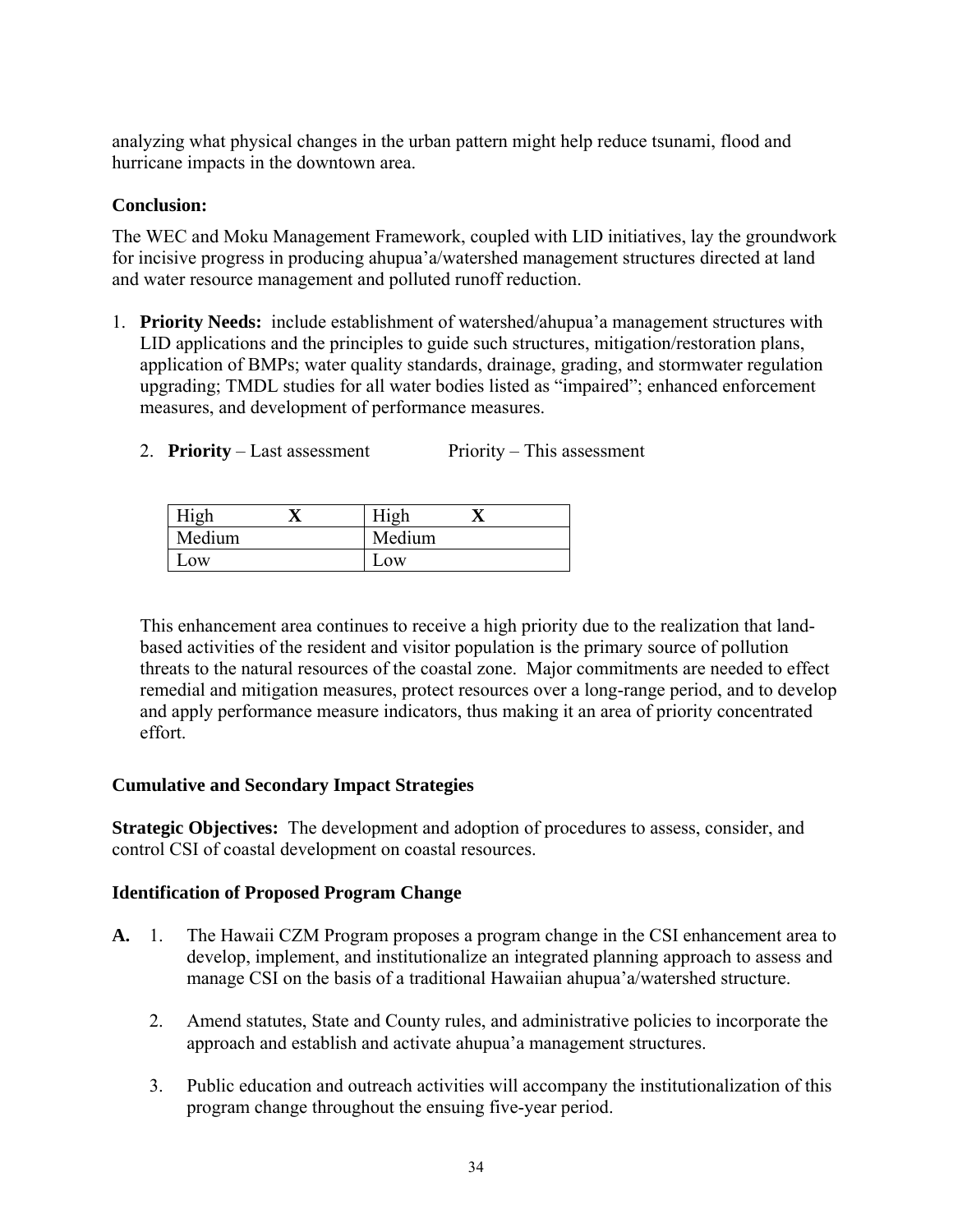analyzing what physical changes in the urban pattern might help reduce tsunami, flood and hurricane impacts in the downtown area.

**Conclusion:**

The WEC and Moku Management Framework, coupled with LID initiatives, lay the groundwork for incisive progress in producing ahupua'a/watershed management structures directed at land and water resource management and polluted runoff reduction.

1. **Priority Needs:** include establishment of watershed/ahupua'a management structures with LID applications and the principles to guide such structures, mitigation/restoration plans, application of BMPs; water quality standards, drainage, grading, and stormwater regulation upgrading; TMDL studies for all water bodies listed as "impaired"; enhanced enforcement measures, and development of performance measures.

2. **Priority** – Last assessment Priority – This assessment

| Priority – Last assessment | | Priority – This assessment | |
|---|---|---|---|
| High | **X** | High | **X** |
| Medium | | Medium | |
| Low | | Low | |

This enhancement area continues to receive a high priority due to the realization that land-based activities of the resident and visitor population is the primary source of pollution threats to the natural resources of the coastal zone. Major commitments are needed to effect remedial and mitigation measures, protect resources over a long-range period, and to develop and apply performance measure indicators, thus making it an area of priority concentrated effort.

### Cumulative and Secondary Impact Strategies

**Strategic Objectives:** The development and adoption of procedures to assess, consider, and control CSI of coastal development on coastal resources.

### Identification of Proposed Program Change

**A.**

1. The Hawaii CZM Program proposes a program change in the CSI enhancement area to develop, implement, and institutionalize an integrated planning approach to assess and manage CSI on the basis of a traditional Hawaiian ahupua'a/watershed structure.
2. Amend statutes, State and County rules, and administrative policies to incorporate the approach and establish and activate ahupua'a management structures.
3. Public education and outreach activities will accompany the institutionalization of this program change throughout the ensuing five-year period.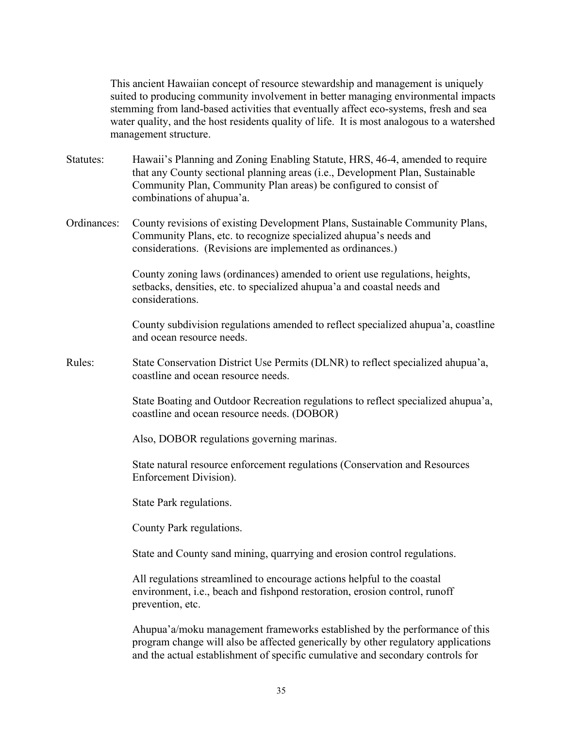This ancient Hawaiian concept of resource stewardship and management is uniquely suited to producing community involvement in better managing environmental impacts stemming from land-based activities that eventually affect eco-systems, fresh and sea water quality, and the host residents quality of life. It is most analogous to a watershed management structure.

Statutes: Hawaii's Planning and Zoning Enabling Statute, HRS, 46-4, amended to require that any County sectional planning areas (i.e., Development Plan, Sustainable Community Plan, Community Plan areas) be configured to consist of combinations of ahupua'a.

Ordinances: County revisions of existing Development Plans, Sustainable Community Plans, Community Plans, etc. to recognize specialized ahupua's needs and considerations. (Revisions are implemented as ordinances.)

County zoning laws (ordinances) amended to orient use regulations, heights, setbacks, densities, etc. to specialized ahupua'a and coastal needs and considerations.

County subdivision regulations amended to reflect specialized ahupua'a, coastline and ocean resource needs.

Rules: State Conservation District Use Permits (DLNR) to reflect specialized ahupua'a, coastline and ocean resource needs.

State Boating and Outdoor Recreation regulations to reflect specialized ahupua'a, coastline and ocean resource needs. (DOBOR)

Also, DOBOR regulations governing marinas.

State natural resource enforcement regulations (Conservation and Resources Enforcement Division).

State Park regulations.

County Park regulations.

State and County sand mining, quarrying and erosion control regulations.

All regulations streamlined to encourage actions helpful to the coastal environment, i.e., beach and fishpond restoration, erosion control, runoff prevention, etc.

Ahupua'a/moku management frameworks established by the performance of this program change will also be affected generically by other regulatory applications and the actual establishment of specific cumulative and secondary controls for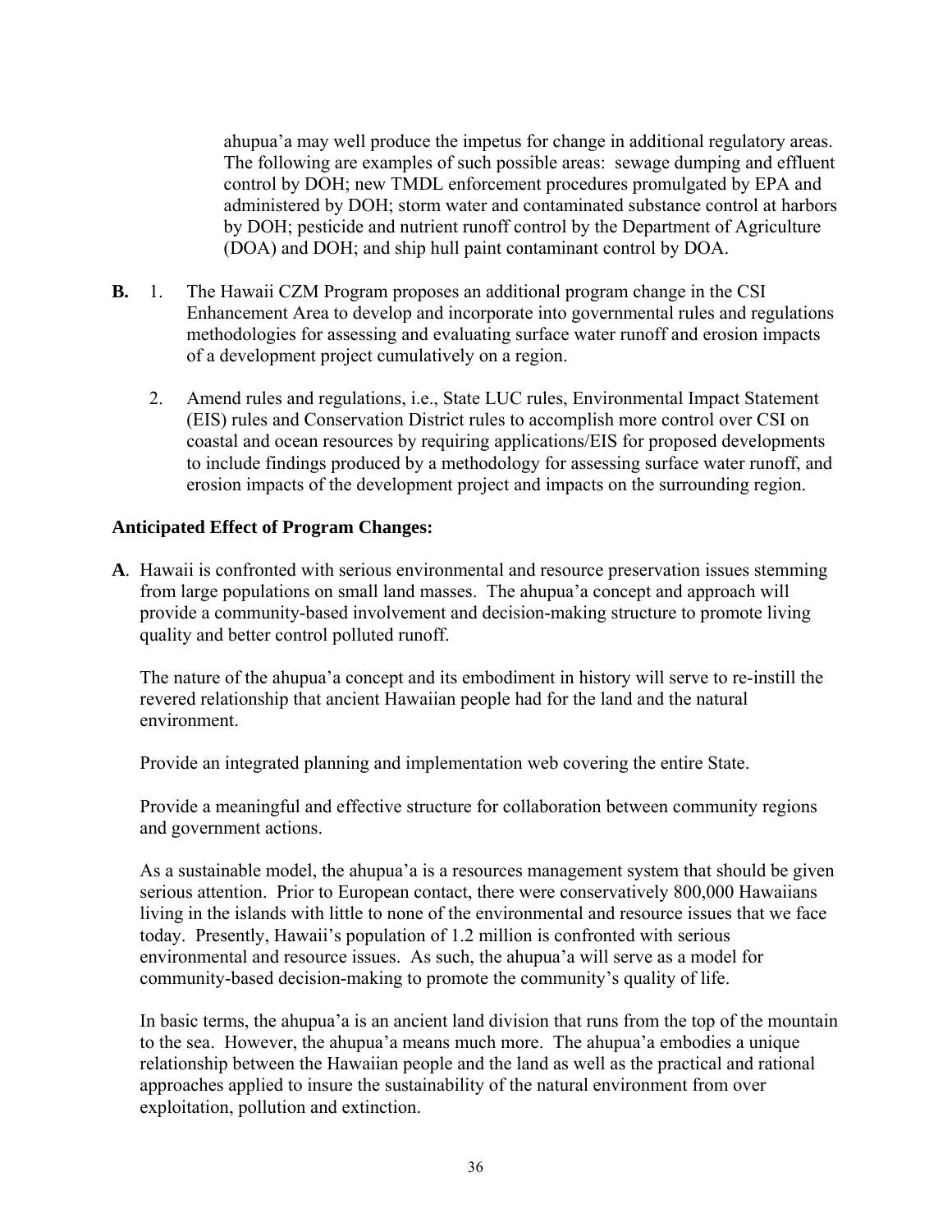ahupua'a may well produce the impetus for change in additional regulatory areas. The following are examples of such possible areas: sewage dumping and effluent control by DOH; new TMDL enforcement procedures promulgated by EPA and administered by DOH; storm water and contaminated substance control at harbors by DOH; pesticide and nutrient runoff control by the Department of Agriculture (DOA) and DOH; and ship hull paint contaminant control by DOA.

**B.** 1. The Hawaii CZM Program proposes an additional program change in the CSI Enhancement Area to develop and incorporate into governmental rules and regulations methodologies for assessing and evaluating surface water runoff and erosion impacts of a development project cumulatively on a region.

2. Amend rules and regulations, i.e., State LUC rules, Environmental Impact Statement (EIS) rules and Conservation District rules to accomplish more control over CSI on coastal and ocean resources by requiring applications/EIS for proposed developments to include findings produced by a methodology for assessing surface water runoff, and erosion impacts of the development project and impacts on the surrounding region.

**Anticipated Effect of Program Changes:**

**A**. Hawaii is confronted with serious environmental and resource preservation issues stemming from large populations on small land masses. The ahupua'a concept and approach will provide a community-based involvement and decision-making structure to promote living quality and better control polluted runoff.

The nature of the ahupua'a concept and its embodiment in history will serve to re-instill the revered relationship that ancient Hawaiian people had for the land and the natural environment.

Provide an integrated planning and implementation web covering the entire State.

Provide a meaningful and effective structure for collaboration between community regions and government actions.

As a sustainable model, the ahupua'a is a resources management system that should be given serious attention. Prior to European contact, there were conservatively 800,000 Hawaiians living in the islands with little to none of the environmental and resource issues that we face today. Presently, Hawaii's population of 1.2 million is confronted with serious environmental and resource issues. As such, the ahupua'a will serve as a model for community-based decision-making to promote the community's quality of life.

In basic terms, the ahupua'a is an ancient land division that runs from the top of the mountain to the sea. However, the ahupua'a means much more. The ahupua'a embodies a unique relationship between the Hawaiian people and the land as well as the practical and rational approaches applied to insure the sustainability of the natural environment from over exploitation, pollution and extinction.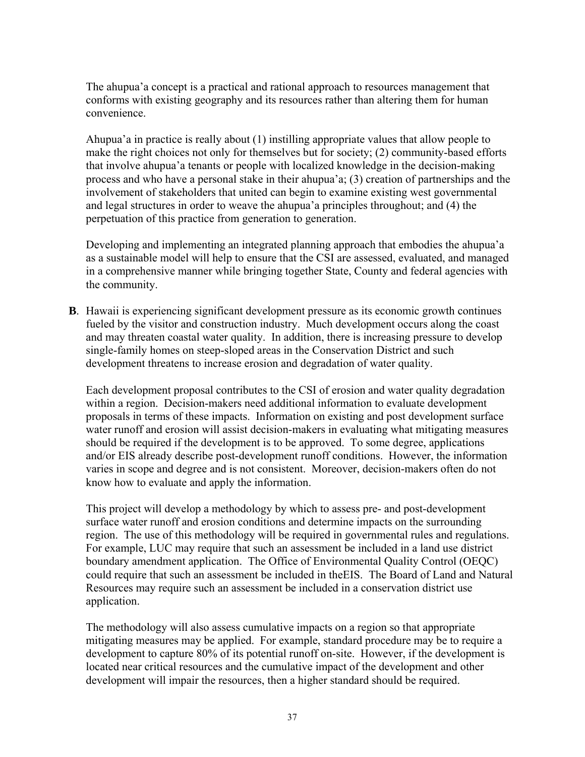The ahupua'a concept is a practical and rational approach to resources management that conforms with existing geography and its resources rather than altering them for human convenience.

Ahupua'a in practice is really about (1) instilling appropriate values that allow people to make the right choices not only for themselves but for society; (2) community-based efforts that involve ahupua'a tenants or people with localized knowledge in the decision-making process and who have a personal stake in their ahupua'a; (3) creation of partnerships and the involvement of stakeholders that united can begin to examine existing west governmental and legal structures in order to weave the ahupua'a principles throughout; and (4) the perpetuation of this practice from generation to generation.

Developing and implementing an integrated planning approach that embodies the ahupua'a as a sustainable model will help to ensure that the CSI are assessed, evaluated, and managed in a comprehensive manner while bringing together State, County and federal agencies with the community.

**B**. Hawaii is experiencing significant development pressure as its economic growth continues fueled by the visitor and construction industry. Much development occurs along the coast and may threaten coastal water quality. In addition, there is increasing pressure to develop single-family homes on steep-sloped areas in the Conservation District and such development threatens to increase erosion and degradation of water quality.

Each development proposal contributes to the CSI of erosion and water quality degradation within a region. Decision-makers need additional information to evaluate development proposals in terms of these impacts. Information on existing and post development surface water runoff and erosion will assist decision-makers in evaluating what mitigating measures should be required if the development is to be approved. To some degree, applications and/or EIS already describe post-development runoff conditions. However, the information varies in scope and degree and is not consistent. Moreover, decision-makers often do not know how to evaluate and apply the information.

This project will develop a methodology by which to assess pre- and post-development surface water runoff and erosion conditions and determine impacts on the surrounding region. The use of this methodology will be required in governmental rules and regulations. For example, LUC may require that such an assessment be included in a land use district boundary amendment application. The Office of Environmental Quality Control (OEQC) could require that such an assessment be included in theEIS. The Board of Land and Natural Resources may require such an assessment be included in a conservation district use application.

The methodology will also assess cumulative impacts on a region so that appropriate mitigating measures may be applied. For example, standard procedure may be to require a development to capture 80% of its potential runoff on-site. However, if the development is located near critical resources and the cumulative impact of the development and other development will impair the resources, then a higher standard should be required.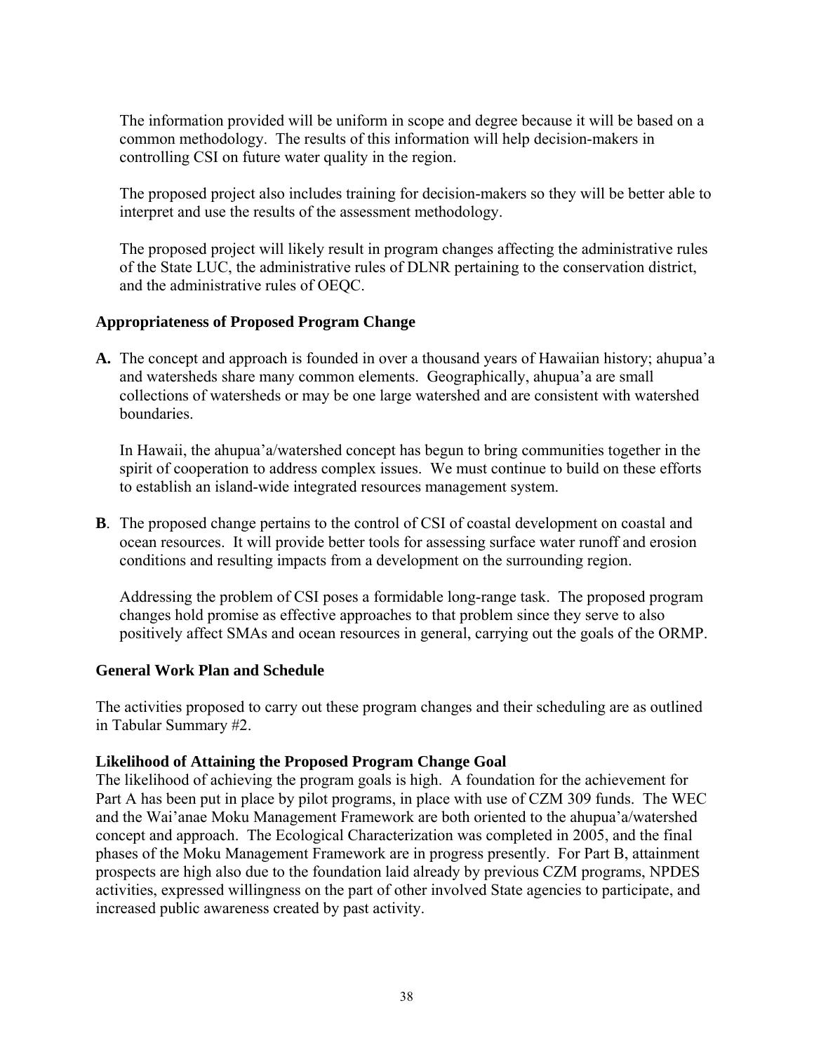The information provided will be uniform in scope and degree because it will be based on a common methodology. The results of this information will help decision-makers in controlling CSI on future water quality in the region.

The proposed project also includes training for decision-makers so they will be better able to interpret and use the results of the assessment methodology.

The proposed project will likely result in program changes affecting the administrative rules of the State LUC, the administrative rules of DLNR pertaining to the conservation district, and the administrative rules of OEQC.

### Appropriateness of Proposed Program Change

**A.** The concept and approach is founded in over a thousand years of Hawaiian history; ahupua'a and watersheds share many common elements. Geographically, ahupua'a are small collections of watersheds or may be one large watershed and are consistent with watershed boundaries.

In Hawaii, the ahupua'a/watershed concept has begun to bring communities together in the spirit of cooperation to address complex issues. We must continue to build on these efforts to establish an island-wide integrated resources management system.

**B**. The proposed change pertains to the control of CSI of coastal development on coastal and ocean resources. It will provide better tools for assessing surface water runoff and erosion conditions and resulting impacts from a development on the surrounding region.

Addressing the problem of CSI poses a formidable long-range task. The proposed program changes hold promise as effective approaches to that problem since they serve to also positively affect SMAs and ocean resources in general, carrying out the goals of the ORMP.

### General Work Plan and Schedule

The activities proposed to carry out these program changes and their scheduling are as outlined in Tabular Summary #2.

### Likelihood of Attaining the Proposed Program Change Goal

The likelihood of achieving the program goals is high. A foundation for the achievement for Part A has been put in place by pilot programs, in place with use of CZM 309 funds. The WEC and the Wai'anae Moku Management Framework are both oriented to the ahupua'a/watershed concept and approach. The Ecological Characterization was completed in 2005, and the final phases of the Moku Management Framework are in progress presently. For Part B, attainment prospects are high also due to the foundation laid already by previous CZM programs, NPDES activities, expressed willingness on the part of other involved State agencies to participate, and increased public awareness created by past activity.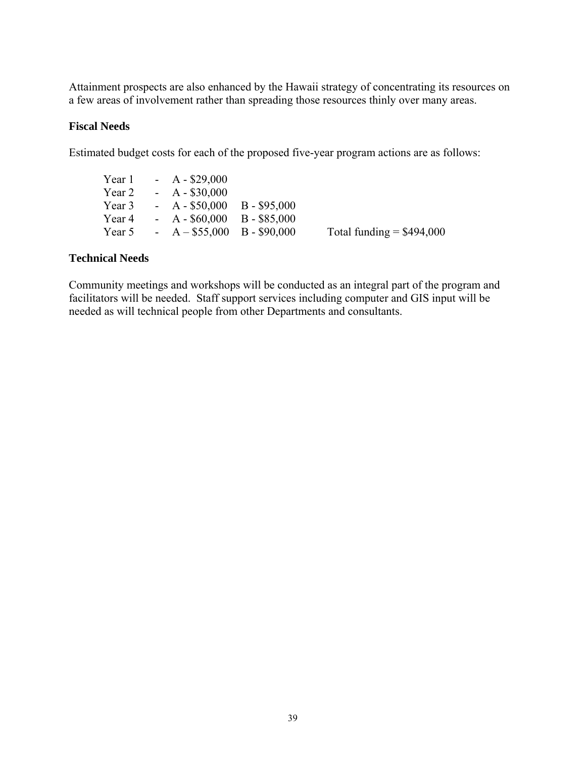Attainment prospects are also enhanced by the Hawaii strategy of concentrating its resources on a few areas of involvement rather than spreading those resources thinly over many areas.

**Fiscal Needs**

Estimated budget costs for each of the proposed five-year program actions are as follows:

| | | | | |
|---|---|---|---|---|
| Year 1 | - | A - $29,000 | | |
| Year 2 | - | A - $30,000 | | |
| Year 3 | - | A - $50,000 | B - $95,000 | |
| Year 4 | - | A - $60,000 | B - $85,000 | |
| Year 5 | - | A – $55,000 | B - $90,000 | Total funding = $494,000 |

**Technical Needs**

Community meetings and workshops will be conducted as an integral part of the program and facilitators will be needed. Staff support services including computer and GIS input will be needed as will technical people from other Departments and consultants.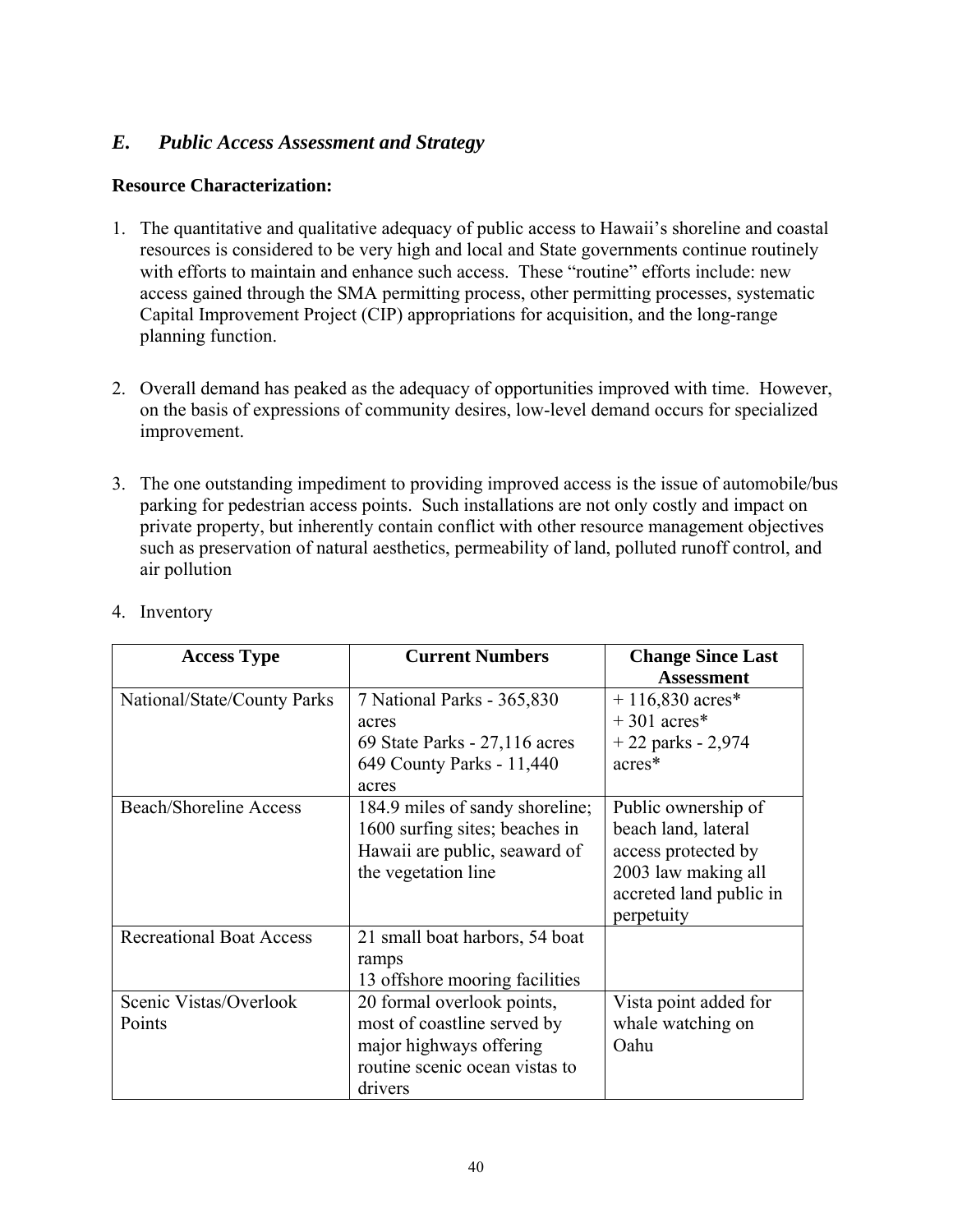## *E. Public Access Assessment and Strategy*

**Resource Characterization:**

1. The quantitative and qualitative adequacy of public access to Hawaii's shoreline and coastal resources is considered to be very high and local and State governments continue routinely with efforts to maintain and enhance such access. These "routine" efforts include: new access gained through the SMA permitting process, other permitting processes, systematic Capital Improvement Project (CIP) appropriations for acquisition, and the long-range planning function.

2. Overall demand has peaked as the adequacy of opportunities improved with time. However, on the basis of expressions of community desires, low-level demand occurs for specialized improvement.

3. The one outstanding impediment to providing improved access is the issue of automobile/bus parking for pedestrian access points. Such installations are not only costly and impact on private property, but inherently contain conflict with other resource management objectives such as preservation of natural aesthetics, permeability of land, polluted runoff control, and air pollution

4. Inventory

| Access Type | Current Numbers | Change Since Last Assessment |
|---|---|---|
| National/State/County Parks | 7 National Parks - 365,830 acres<br>69 State Parks - 27,116 acres<br>649 County Parks - 11,440 acres | + 116,830 acres*<br>+ 301 acres*<br>+ 22 parks - 2,974 acres* |
| Beach/Shoreline Access | 184.9 miles of sandy shoreline; 1600 surfing sites; beaches in Hawaii are public, seaward of the vegetation line | Public ownership of beach land, lateral access protected by 2003 law making all accreted land public in perpetuity |
| Recreational Boat Access | 21 small boat harbors, 54 boat ramps<br>13 offshore mooring facilities | |
| Scenic Vistas/Overlook Points | 20 formal overlook points, most of coastline served by major highways offering routine scenic ocean vistas to drivers | Vista point added for whale watching on Oahu |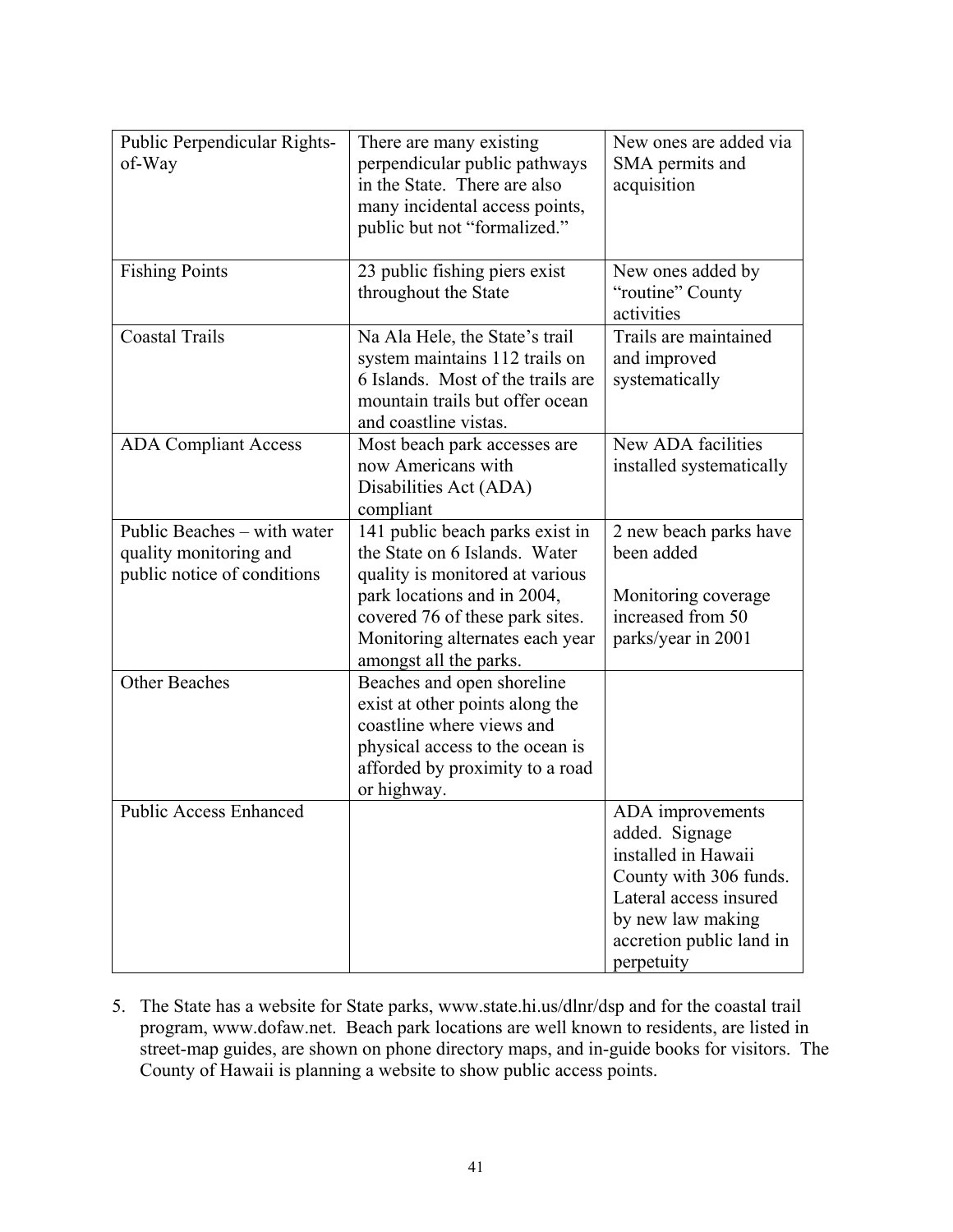| Public Perpendicular Rights-of-Way | There are many existing perpendicular public pathways in the State. There are also many incidental access points, public but not "formalized." | New ones are added via SMA permits and acquisition |
|---|---|---|
| Fishing Points | 23 public fishing piers exist throughout the State | New ones added by "routine" County activities |
| Coastal Trails | Na Ala Hele, the State's trail system maintains 112 trails on 6 Islands. Most of the trails are mountain trails but offer ocean and coastline vistas. | Trails are maintained and improved systematically |
| ADA Compliant Access | Most beach park accesses are now Americans with Disabilities Act (ADA) compliant | New ADA facilities installed systematically |
| Public Beaches – with water quality monitoring and public notice of conditions | 141 public beach parks exist in the State on 6 Islands. Water quality is monitored at various park locations and in 2004, covered 76 of these park sites. Monitoring alternates each year amongst all the parks. | 2 new beach parks have been added<br><br>Monitoring coverage increased from 50 parks/year in 2001 |
| Other Beaches | Beaches and open shoreline exist at other points along the coastline where views and physical access to the ocean is afforded by proximity to a road or highway. | |
| Public Access Enhanced | | ADA improvements added. Signage installed in Hawaii County with 306 funds. Lateral access insured by new law making accretion public land in perpetuity |

5. The State has a website for State parks, www.state.hi.us/dlnr/dsp and for the coastal trail program, www.dofaw.net. Beach park locations are well known to residents, are listed in street-map guides, are shown on phone directory maps, and in-guide books for visitors. The County of Hawaii is planning a website to show public access points.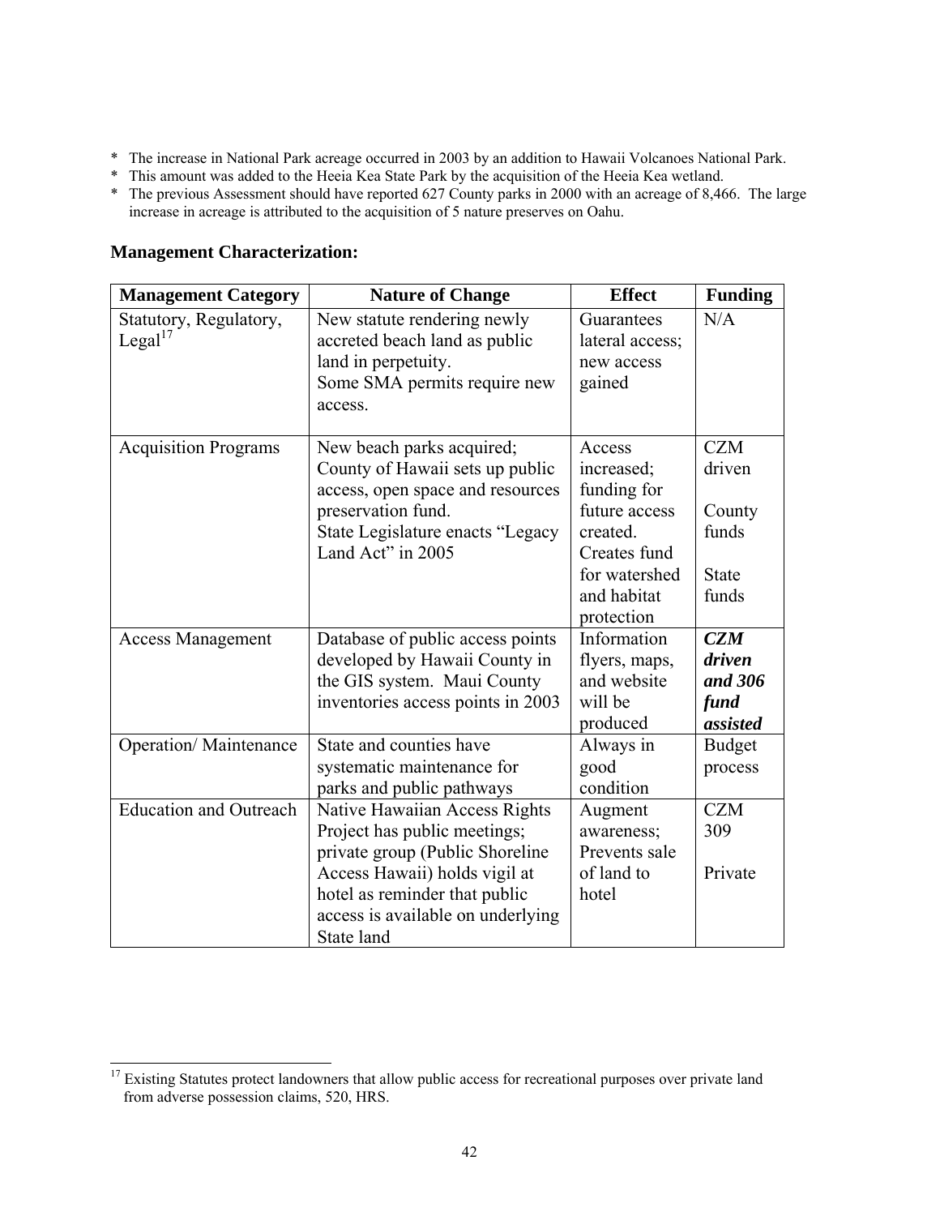\* The increase in National Park acreage occurred in 2003 by an addition to Hawaii Volcanoes National Park.

\* This amount was added to the Heeia Kea State Park by the acquisition of the Heeia Kea wetland.

\* The previous Assessment should have reported 627 County parks in 2000 with an acreage of 8,466. The large increase in acreage is attributed to the acquisition of 5 nature preserves on Oahu.

**Management Characterization:**

| Management Category | Nature of Change | Effect | Funding |
|---|---|---|---|
| Statutory, Regulatory, Legal[17] | New statute rendering newly accreted beach land as public land in perpetuity.<br>Some SMA permits require new access. | Guarantees lateral access; new access gained | N/A |
| Acquisition Programs | New beach parks acquired; County of Hawaii sets up public access, open space and resources preservation fund.<br>State Legislature enacts "Legacy Land Act" in 2005 | Access increased; funding for future access created. Creates fund for watershed and habitat protection | CZM driven<br><br>County funds<br><br>State funds |
| Access Management | Database of public access points developed by Hawaii County in the GIS system. Maui County inventories access points in 2003 | Information flyers, maps, and website will be produced | ***CZM driven and 306 fund assisted*** |
| Operation/ Maintenance | State and counties have systematic maintenance for parks and public pathways | Always in good condition | Budget process |
| Education and Outreach | Native Hawaiian Access Rights Project has public meetings; private group (Public Shoreline Access Hawaii) holds vigil at hotel as reminder that public access is available on underlying State land | Augment awareness; Prevents sale of land to hotel | CZM 309<br><br>Private |

[17] Existing Statutes protect landowners that allow public access for recreational purposes over private land from adverse possession claims, 520, HRS.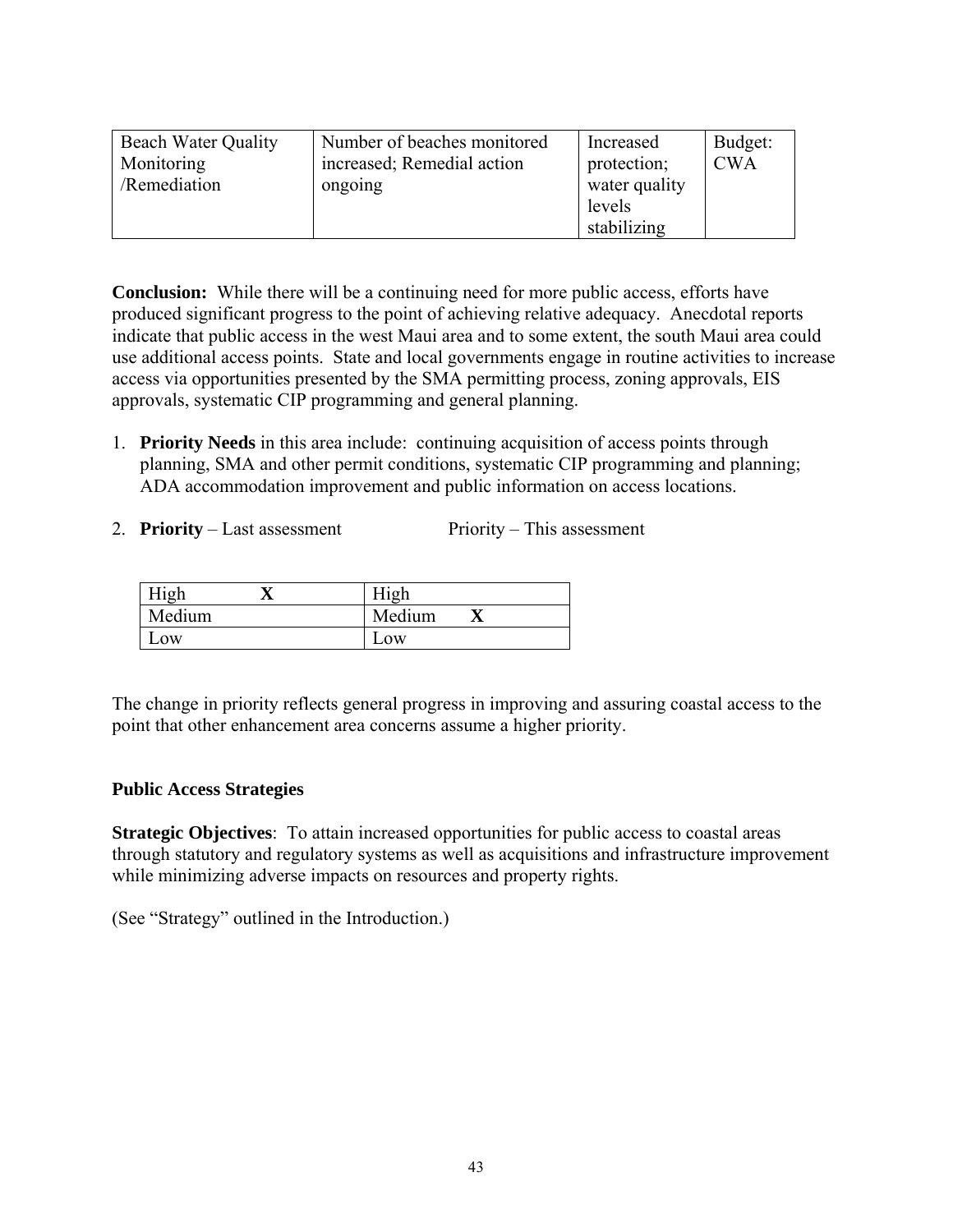| Beach Water Quality Monitoring /Remediation | Number of beaches monitored increased; Remedial action ongoing | Increased protection; water quality levels stabilizing | Budget: CWA |
|---|---|---|---|

**Conclusion:** While there will be a continuing need for more public access, efforts have produced significant progress to the point of achieving relative adequacy. Anecdotal reports indicate that public access in the west Maui area and to some extent, the south Maui area could use additional access points. State and local governments engage in routine activities to increase access via opportunities presented by the SMA permitting process, zoning approvals, EIS approvals, systematic CIP programming and general planning.

1. **Priority Needs** in this area include: continuing acquisition of access points through planning, SMA and other permit conditions, systematic CIP programming and planning; ADA accommodation improvement and public information on access locations.

2. **Priority** – Last assessment　　　　Priority – This assessment

| Priority – Last assessment | Priority – This assessment |
|---|---|
| High **X** | High |
| Medium | Medium **X** |
| Low | Low |

The change in priority reflects general progress in improving and assuring coastal access to the point that other enhancement area concerns assume a higher priority.

**Public Access Strategies**

**Strategic Objectives**: To attain increased opportunities for public access to coastal areas through statutory and regulatory systems as well as acquisitions and infrastructure improvement while minimizing adverse impacts on resources and property rights.

(See "Strategy" outlined in the Introduction.)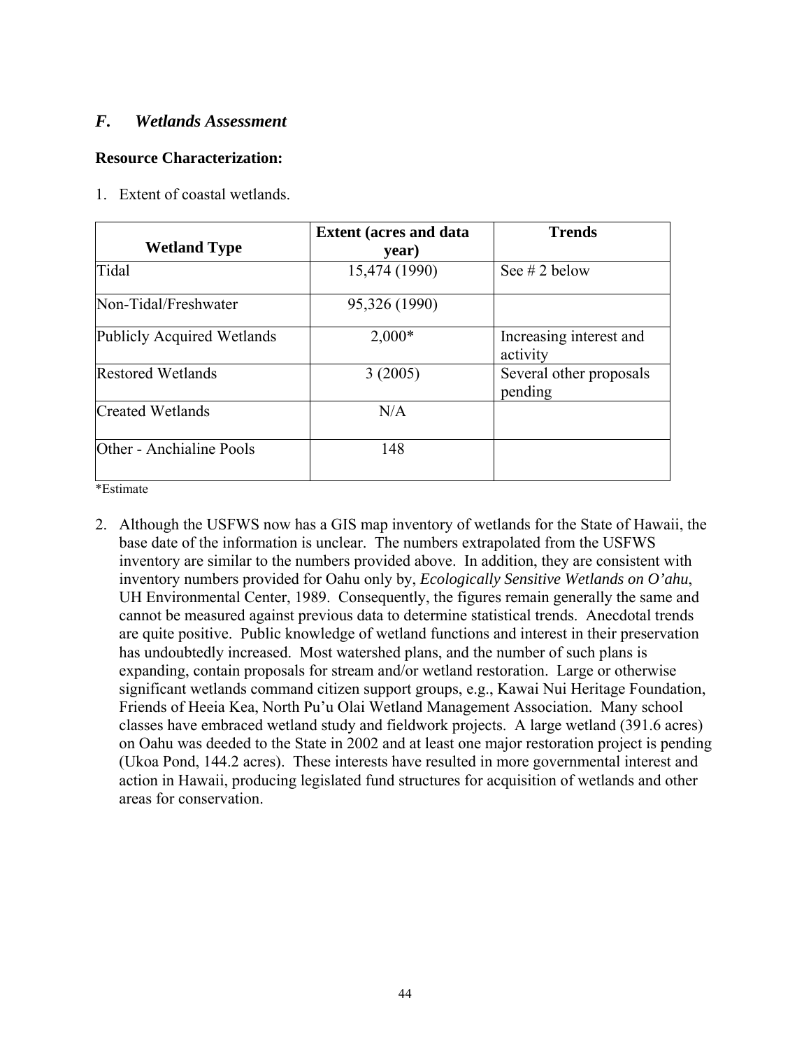## *F. Wetlands Assessment*

**Resource Characterization:**

1. Extent of coastal wetlands.

| Wetland Type | Extent (acres and data year) | Trends |
|---|---|---|
| Tidal | 15,474 (1990) | See # 2 below |
| Non-Tidal/Freshwater | 95,326 (1990) | |
| Publicly Acquired Wetlands | 2,000* | Increasing interest and activity |
| Restored Wetlands | 3 (2005) | Several other proposals pending |
| Created Wetlands | N/A | |
| Other - Anchialine Pools | 148 | |

*Estimate

2. Although the USFWS now has a GIS map inventory of wetlands for the State of Hawaii, the base date of the information is unclear. The numbers extrapolated from the USFWS inventory are similar to the numbers provided above. In addition, they are consistent with inventory numbers provided for Oahu only by, *Ecologically Sensitive Wetlands on O'ahu*, UH Environmental Center, 1989. Consequently, the figures remain generally the same and cannot be measured against previous data to determine statistical trends. Anecdotal trends are quite positive. Public knowledge of wetland functions and interest in their preservation has undoubtedly increased. Most watershed plans, and the number of such plans is expanding, contain proposals for stream and/or wetland restoration. Large or otherwise significant wetlands command citizen support groups, e.g., Kawai Nui Heritage Foundation, Friends of Heeia Kea, North Pu'u Olai Wetland Management Association. Many school classes have embraced wetland study and fieldwork projects. A large wetland (391.6 acres) on Oahu was deeded to the State in 2002 and at least one major restoration project is pending (Ukoa Pond, 144.2 acres). These interests have resulted in more governmental interest and action in Hawaii, producing legislated fund structures for acquisition of wetlands and other areas for conservation.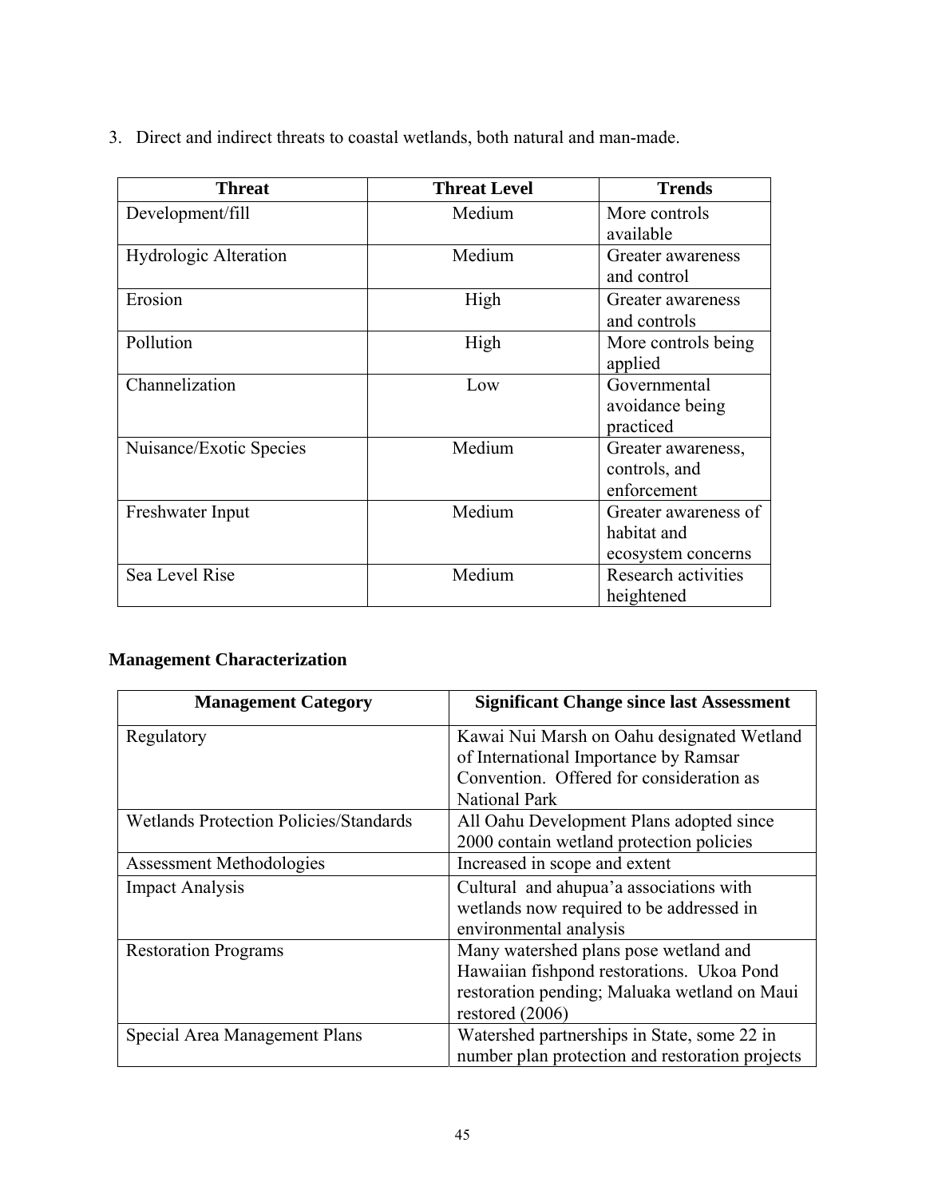3. Direct and indirect threats to coastal wetlands, both natural and man-made.

| Threat | Threat Level | Trends |
|---|---|---|
| Development/fill | Medium | More controls available |
| Hydrologic Alteration | Medium | Greater awareness and control |
| Erosion | High | Greater awareness and controls |
| Pollution | High | More controls being applied |
| Channelization | Low | Governmental avoidance being practiced |
| Nuisance/Exotic Species | Medium | Greater awareness, controls, and enforcement |
| Freshwater Input | Medium | Greater awareness of habitat and ecosystem concerns |
| Sea Level Rise | Medium | Research activities heightened |

**Management Characterization**

| Management Category | Significant Change since last Assessment |
|---|---|
| Regulatory | Kawai Nui Marsh on Oahu designated Wetland of International Importance by Ramsar Convention. Offered for consideration as National Park |
| Wetlands Protection Policies/Standards | All Oahu Development Plans adopted since 2000 contain wetland protection policies |
| Assessment Methodologies | Increased in scope and extent |
| Impact Analysis | Cultural and ahupua'a associations with wetlands now required to be addressed in environmental analysis |
| Restoration Programs | Many watershed plans pose wetland and Hawaiian fishpond restorations. Ukoa Pond restoration pending; Maluaka wetland on Maui restored (2006) |
| Special Area Management Plans | Watershed partnerships in State, some 22 in number plan protection and restoration projects |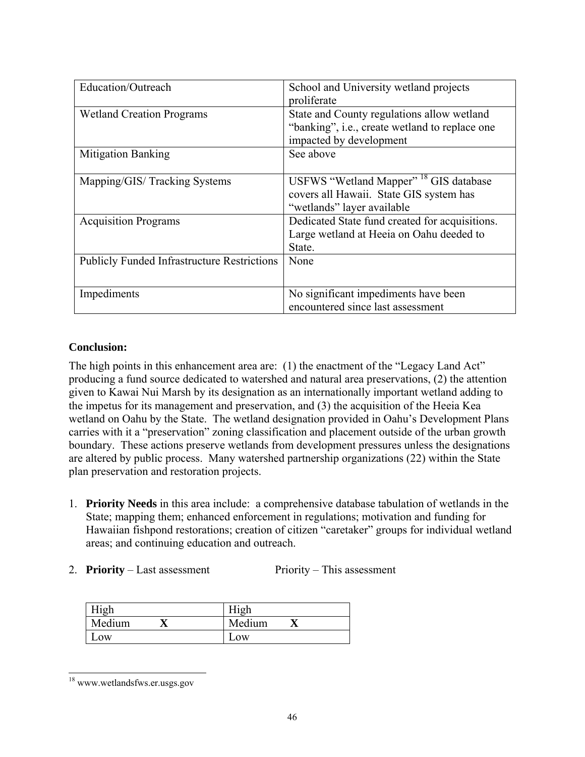| | |
|---|---|
| Education/Outreach | School and University wetland projects proliferate |
| Wetland Creation Programs | State and County regulations allow wetland “banking”, i.e., create wetland to replace one impacted by development |
| Mitigation Banking | See above |
| Mapping/GIS/ Tracking Systems | USFWS “Wetland Mapper” [18] GIS database covers all Hawaii. State GIS system has “wetlands” layer available |
| Acquisition Programs | Dedicated State fund created for acquisitions. Large wetland at Heeia on Oahu deeded to State. |
| Publicly Funded Infrastructure Restrictions | None |
| Impediments | No significant impediments have been encountered since last assessment |

**Conclusion:**

The high points in this enhancement area are: (1) the enactment of the “Legacy Land Act” producing a fund source dedicated to watershed and natural area preservations, (2) the attention given to Kawai Nui Marsh by its designation as an internationally important wetland adding to the impetus for its management and preservation, and (3) the acquisition of the Heeia Kea wetland on Oahu by the State. The wetland designation provided in Oahu’s Development Plans carries with it a “preservation” zoning classification and placement outside of the urban growth boundary. These actions preserve wetlands from development pressures unless the designations are altered by public process. Many watershed partnership organizations (22) within the State plan preservation and restoration projects.

1. **Priority Needs** in this area include: a comprehensive database tabulation of wetlands in the State; mapping them; enhanced enforcement in regulations; motivation and funding for Hawaiian fishpond restorations; creation of citizen “caretaker” groups for individual wetland areas; and continuing education and outreach.

2. **Priority** – Last assessment Priority – This assessment

| Priority – Last assessment | Priority – This assessment |
|---|---|
| High | High |
| Medium **X** | Medium **X** |
| Low | Low |

[18] www.wetlandsfws.er.usgs.gov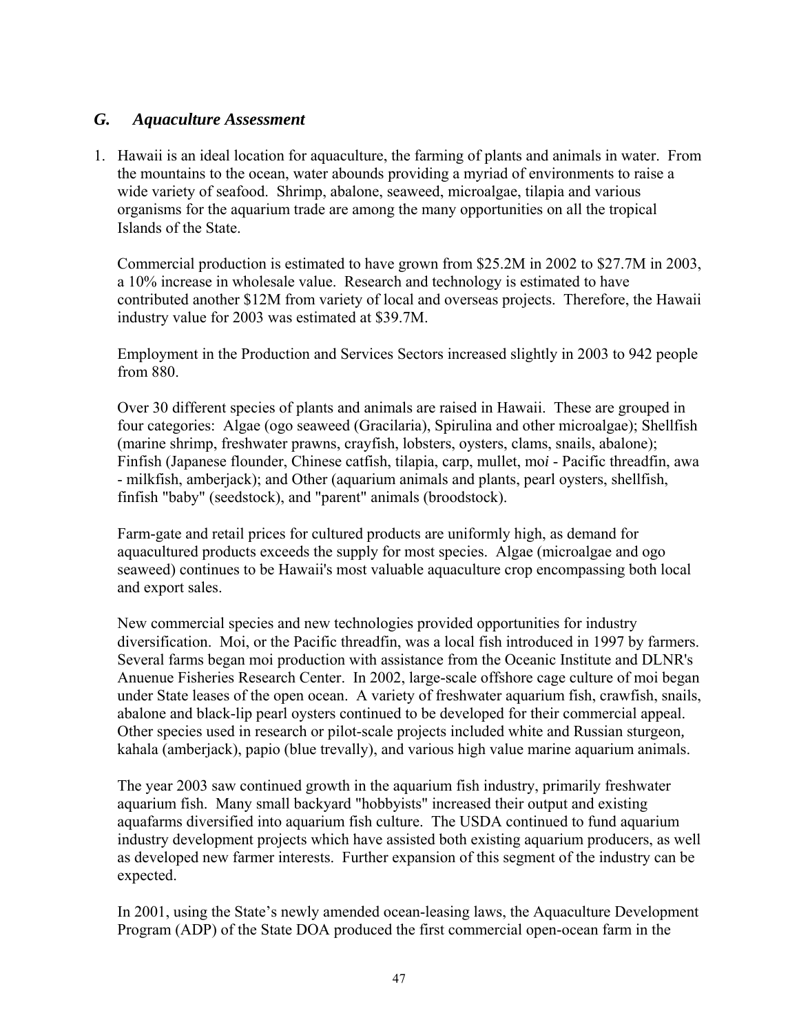## *G. Aquaculture Assessment*

1. Hawaii is an ideal location for aquaculture, the farming of plants and animals in water. From the mountains to the ocean, water abounds providing a myriad of environments to raise a wide variety of seafood. Shrimp, abalone, seaweed, microalgae, tilapia and various organisms for the aquarium trade are among the many opportunities on all the tropical Islands of the State.

   Commercial production is estimated to have grown from $25.2M in 2002 to $27.7M in 2003, a 10% increase in wholesale value. Research and technology is estimated to have contributed another $12M from variety of local and overseas projects. Therefore, the Hawaii industry value for 2003 was estimated at $39.7M.

   Employment in the Production and Services Sectors increased slightly in 2003 to 942 people from 880.

   Over 30 different species of plants and animals are raised in Hawaii. These are grouped in four categories: Algae (ogo seaweed (Gracilaria), Spirulina and other microalgae); Shellfish (marine shrimp, freshwater prawns, crayfish, lobsters, oysters, clams, snails, abalone); Finfish (Japanese flounder, Chinese catfish, tilapia, carp, mullet, mo*i* - Pacific threadfin, awa - milkfish, amberjack); and Other (aquarium animals and plants, pearl oysters, shellfish, finfish "baby" (seedstock), and "parent" animals (broodstock).

   Farm-gate and retail prices for cultured products are uniformly high, as demand for aquacultured products exceeds the supply for most species. Algae (microalgae and ogo seaweed) continues to be Hawaii's most valuable aquaculture crop encompassing both local and export sales.

   New commercial species and new technologies provided opportunities for industry diversification. Moi, or the Pacific threadfin, was a local fish introduced in 1997 by farmers. Several farms began moi production with assistance from the Oceanic Institute and DLNR's Anuenue Fisheries Research Center. In 2002, large-scale offshore cage culture of moi began under State leases of the open ocean. A variety of freshwater aquarium fish, crawfish, snails, abalone and black-lip pearl oysters continued to be developed for their commercial appeal. Other species used in research or pilot-scale projects included white and Russian sturgeon, kahala (amberjack), papio (blue trevally), and various high value marine aquarium animals.

   The year 2003 saw continued growth in the aquarium fish industry, primarily freshwater aquarium fish. Many small backyard "hobbyists" increased their output and existing aquafarms diversified into aquarium fish culture. The USDA continued to fund aquarium industry development projects which have assisted both existing aquarium producers, as well as developed new farmer interests. Further expansion of this segment of the industry can be expected.

   In 2001, using the State's newly amended ocean-leasing laws, the Aquaculture Development Program (ADP) of the State DOA produced the first commercial open-ocean farm in the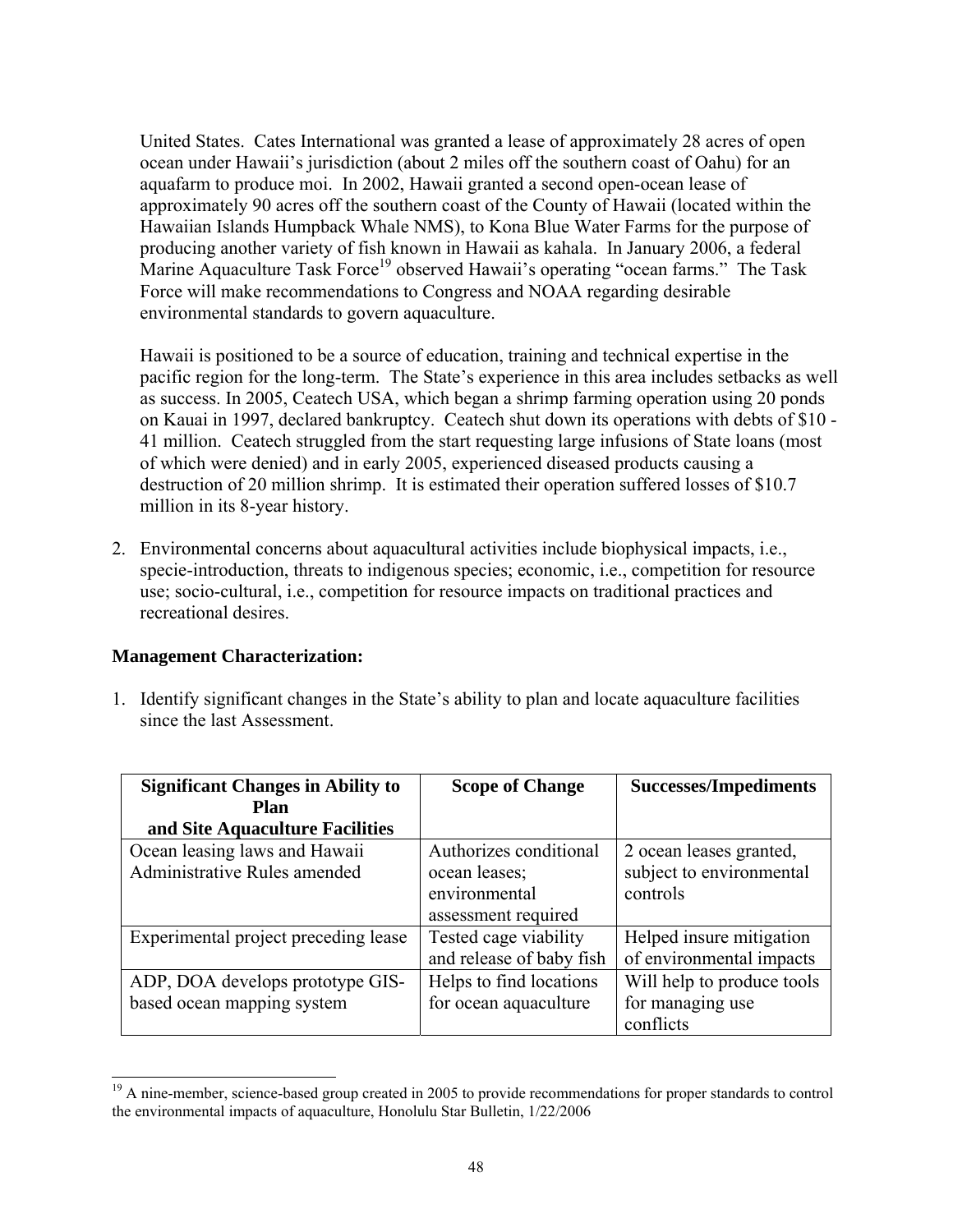United States. Cates International was granted a lease of approximately 28 acres of open ocean under Hawaii's jurisdiction (about 2 miles off the southern coast of Oahu) for an aquafarm to produce moi. In 2002, Hawaii granted a second open-ocean lease of approximately 90 acres off the southern coast of the County of Hawaii (located within the Hawaiian Islands Humpback Whale NMS), to Kona Blue Water Farms for the purpose of producing another variety of fish known in Hawaii as kahala. In January 2006, a federal Marine Aquaculture Task Force[19] observed Hawaii's operating "ocean farms." The Task Force will make recommendations to Congress and NOAA regarding desirable environmental standards to govern aquaculture.

Hawaii is positioned to be a source of education, training and technical expertise in the pacific region for the long-term. The State's experience in this area includes setbacks as well as success. In 2005, Ceatech USA, which began a shrimp farming operation using 20 ponds on Kauai in 1997, declared bankruptcy. Ceatech shut down its operations with debts of $10 - 41 million. Ceatech struggled from the start requesting large infusions of State loans (most of which were denied) and in early 2005, experienced diseased products causing a destruction of 20 million shrimp. It is estimated their operation suffered losses of $10.7 million in its 8-year history.

2. Environmental concerns about aquacultural activities include biophysical impacts, i.e., specie-introduction, threats to indigenous species; economic, i.e., competition for resource use; socio-cultural, i.e., competition for resource impacts on traditional practices and recreational desires.

**Management Characterization:**

1. Identify significant changes in the State's ability to plan and locate aquaculture facilities since the last Assessment.

| Significant Changes in Ability to Plan and Site Aquaculture Facilities | Scope of Change | Successes/Impediments |
|---|---|---|
| Ocean leasing laws and Hawaii Administrative Rules amended | Authorizes conditional ocean leases; environmental assessment required | 2 ocean leases granted, subject to environmental controls |
| Experimental project preceding lease | Tested cage viability and release of baby fish | Helped insure mitigation of environmental impacts |
| ADP, DOA develops prototype GIS-based ocean mapping system | Helps to find locations for ocean aquaculture | Will help to produce tools for managing use conflicts |

[19] A nine-member, science-based group created in 2005 to provide recommendations for proper standards to control the environmental impacts of aquaculture, Honolulu Star Bulletin, 1/22/2006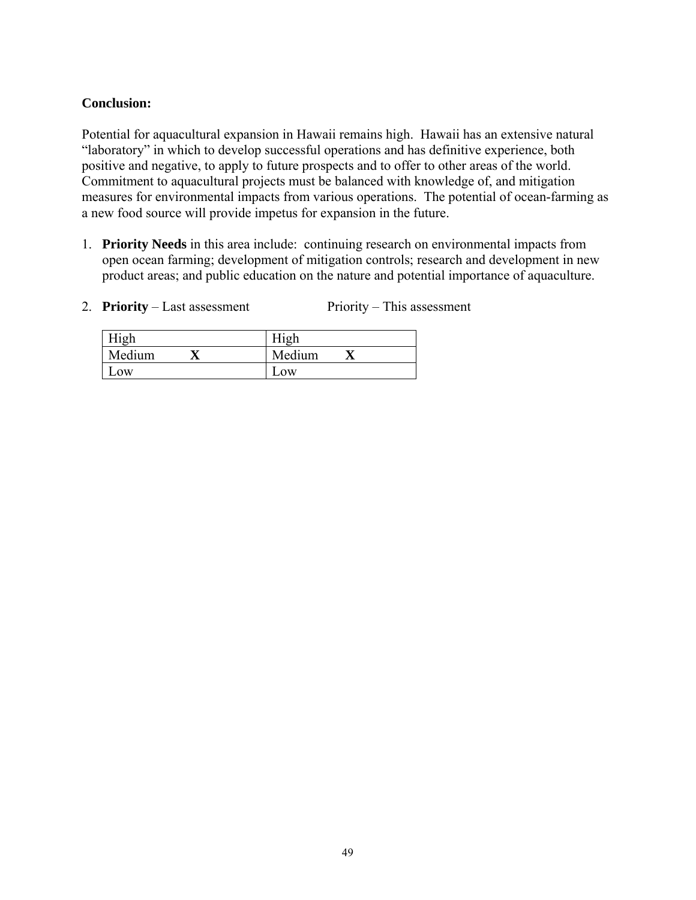**Conclusion:**

Potential for aquacultural expansion in Hawaii remains high. Hawaii has an extensive natural "laboratory" in which to develop successful operations and has definitive experience, both positive and negative, to apply to future prospects and to offer to other areas of the world. Commitment to aquacultural projects must be balanced with knowledge of, and mitigation measures for environmental impacts from various operations. The potential of ocean-farming as a new food source will provide impetus for expansion in the future.

1. **Priority Needs** in this area include: continuing research on environmental impacts from open ocean farming; development of mitigation controls; research and development in new product areas; and public education on the nature and potential importance of aquaculture.

2. **Priority** – Last assessment Priority – This assessment

| Priority – Last assessment | Priority – This assessment |
|---|---|
| High | High |
| Medium **X** | Medium **X** |
| Low | Low |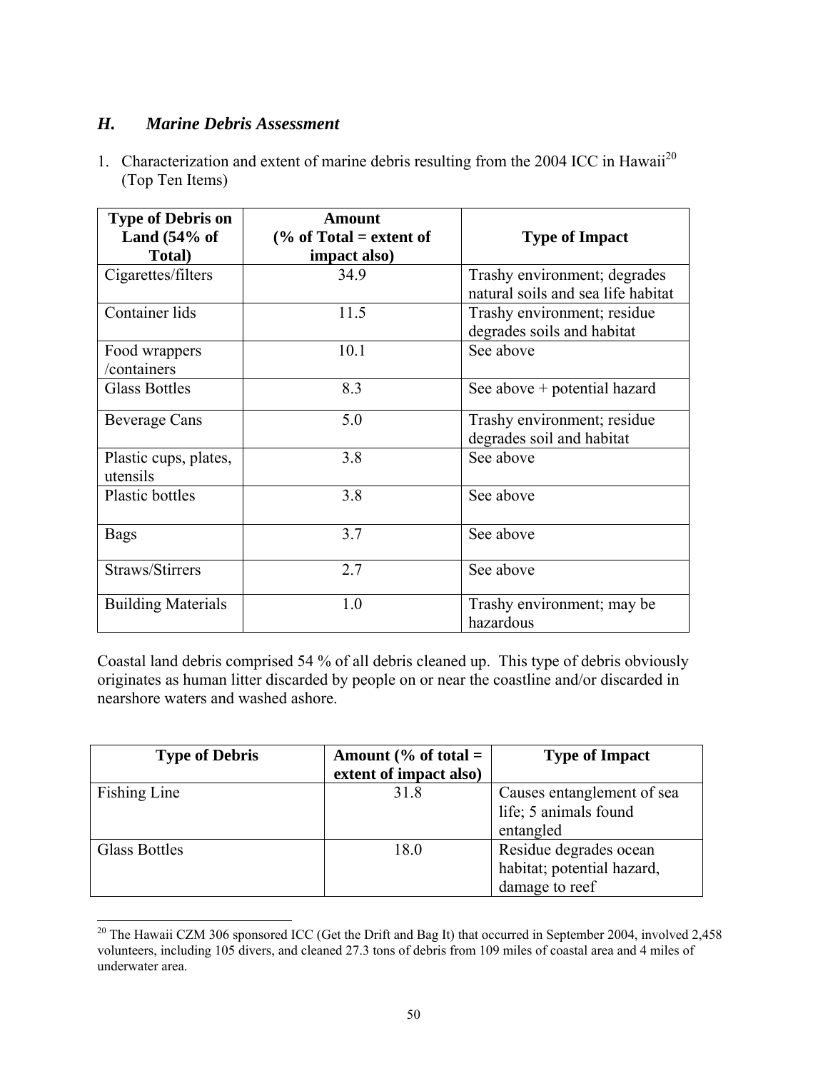## *H. Marine Debris Assessment*

1. Characterization and extent of marine debris resulting from the 2004 ICC in Hawaii[20] (Top Ten Items)

| Type of Debris on Land (54% of Total) | Amount (% of Total = extent of impact also) | Type of Impact |
|---|---|---|
| Cigarettes/filters | 34.9 | Trashy environment; degrades natural soils and sea life habitat |
| Container lids | 11.5 | Trashy environment; residue degrades soils and habitat |
| Food wrappers /containers | 10.1 | See above |
| Glass Bottles | 8.3 | See above + potential hazard |
| Beverage Cans | 5.0 | Trashy environment; residue degrades soil and habitat |
| Plastic cups, plates, utensils | 3.8 | See above |
| Plastic bottles | 3.8 | See above |
| Bags | 3.7 | See above |
| Straws/Stirrers | 2.7 | See above |
| Building Materials | 1.0 | Trashy environment; may be hazardous |

Coastal land debris comprised 54 % of all debris cleaned up. This type of debris obviously originates as human litter discarded by people on or near the coastline and/or discarded in nearshore waters and washed ashore.

| Type of Debris | Amount (% of total = extent of impact also) | Type of Impact |
|---|---|---|
| Fishing Line | 31.8 | Causes entanglement of sea life; 5 animals found entangled |
| Glass Bottles | 18.0 | Residue degrades ocean habitat; potential hazard, damage to reef |

[20] The Hawaii CZM 306 sponsored ICC (Get the Drift and Bag It) that occurred in September 2004, involved 2,458 volunteers, including 105 divers, and cleaned 27.3 tons of debris from 109 miles of coastal area and 4 miles of underwater area.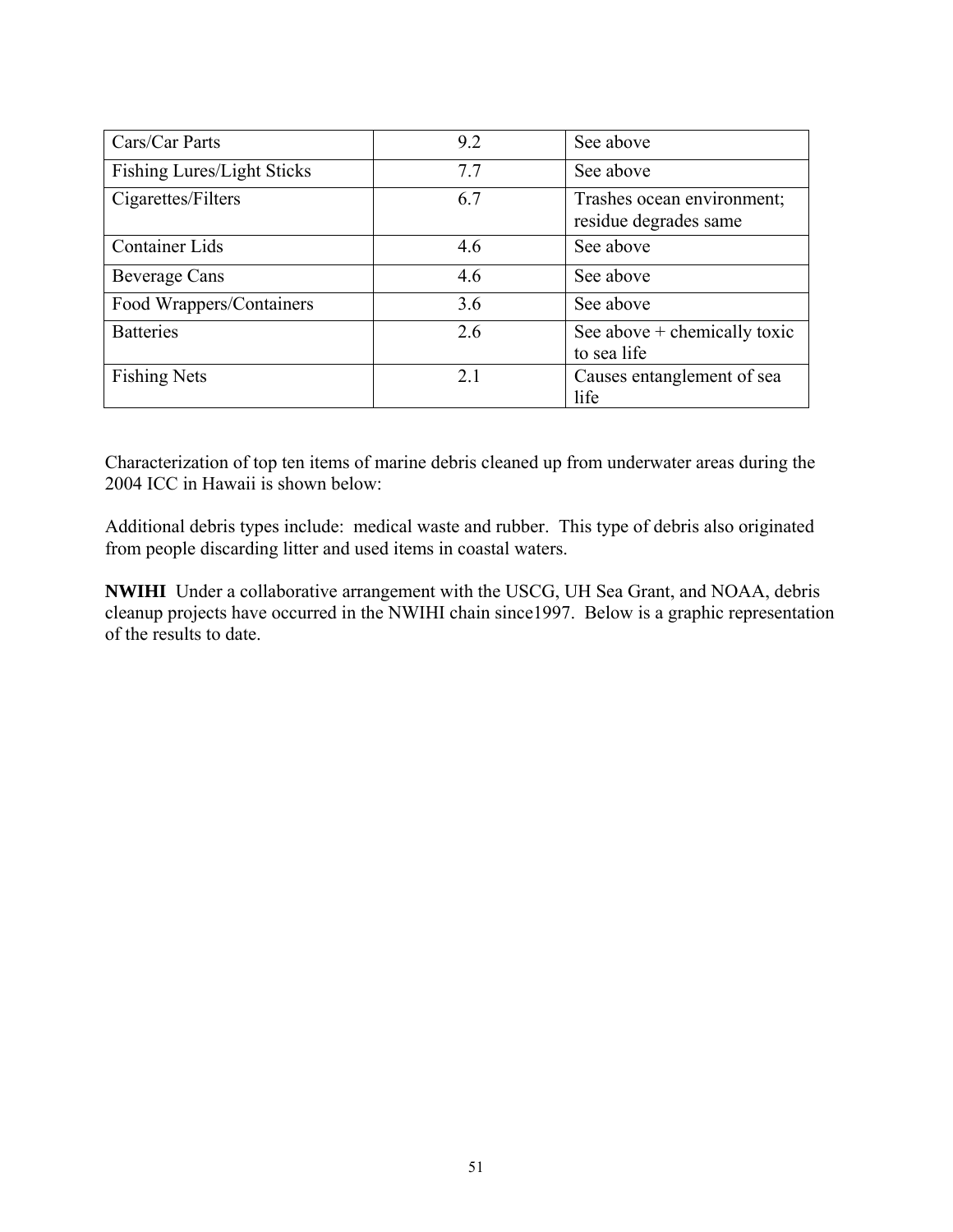| Cars/Car Parts | 9.2 | See above |
|---|---|---|
| Fishing Lures/Light Sticks | 7.7 | See above |
| Cigarettes/Filters | 6.7 | Trashes ocean environment; residue degrades same |
| Container Lids | 4.6 | See above |
| Beverage Cans | 4.6 | See above |
| Food Wrappers/Containers | 3.6 | See above |
| Batteries | 2.6 | See above + chemically toxic to sea life |
| Fishing Nets | 2.1 | Causes entanglement of sea life |

Characterization of top ten items of marine debris cleaned up from underwater areas during the 2004 ICC in Hawaii is shown below:

Additional debris types include: medical waste and rubber. This type of debris also originated from people discarding litter and used items in coastal waters.

**NWIHI** Under a collaborative arrangement with the USCG, UH Sea Grant, and NOAA, debris cleanup projects have occurred in the NWIHI chain since1997. Below is a graphic representation of the results to date.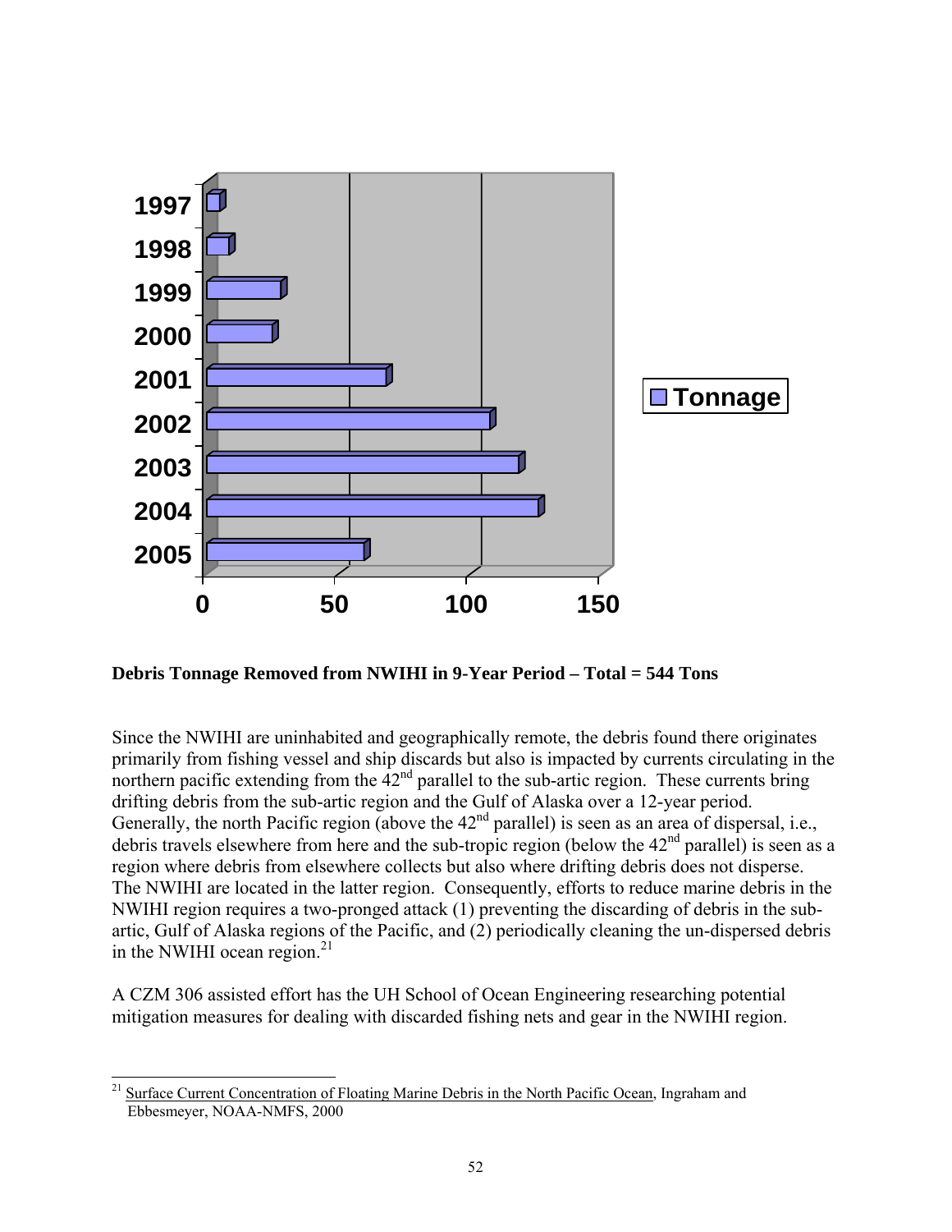**Debris Tonnage Removed from NWIHI in 9-Year Period – Total = 544 Tons**

Since the NWIHI are uninhabited and geographically remote, the debris found there originates primarily from fishing vessel and ship discards but also is impacted by currents circulating in the northern pacific extending from the 42nd parallel to the sub-artic region. These currents bring drifting debris from the sub-artic region and the Gulf of Alaska over a 12-year period. Generally, the north Pacific region (above the 42nd parallel) is seen as an area of dispersal, i.e., debris travels elsewhere from here and the sub-tropic region (below the 42nd parallel) is seen as a region where debris from elsewhere collects but also where drifting debris does not disperse. The NWIHI are located in the latter region. Consequently, efforts to reduce marine debris in the NWIHI region requires a two-pronged attack (1) preventing the discarding of debris in the sub-artic, Gulf of Alaska regions of the Pacific, and (2) periodically cleaning the un-dispersed debris in the NWIHI ocean region.[21]

A CZM 306 assisted effort has the UH School of Ocean Engineering researching potential mitigation measures for dealing with discarded fishing nets and gear in the NWIHI region.

---

[21] Surface Current Concentration of Floating Marine Debris in the North Pacific Ocean, Ingraham and Ebbesmeyer, NOAA-NMFS, 2000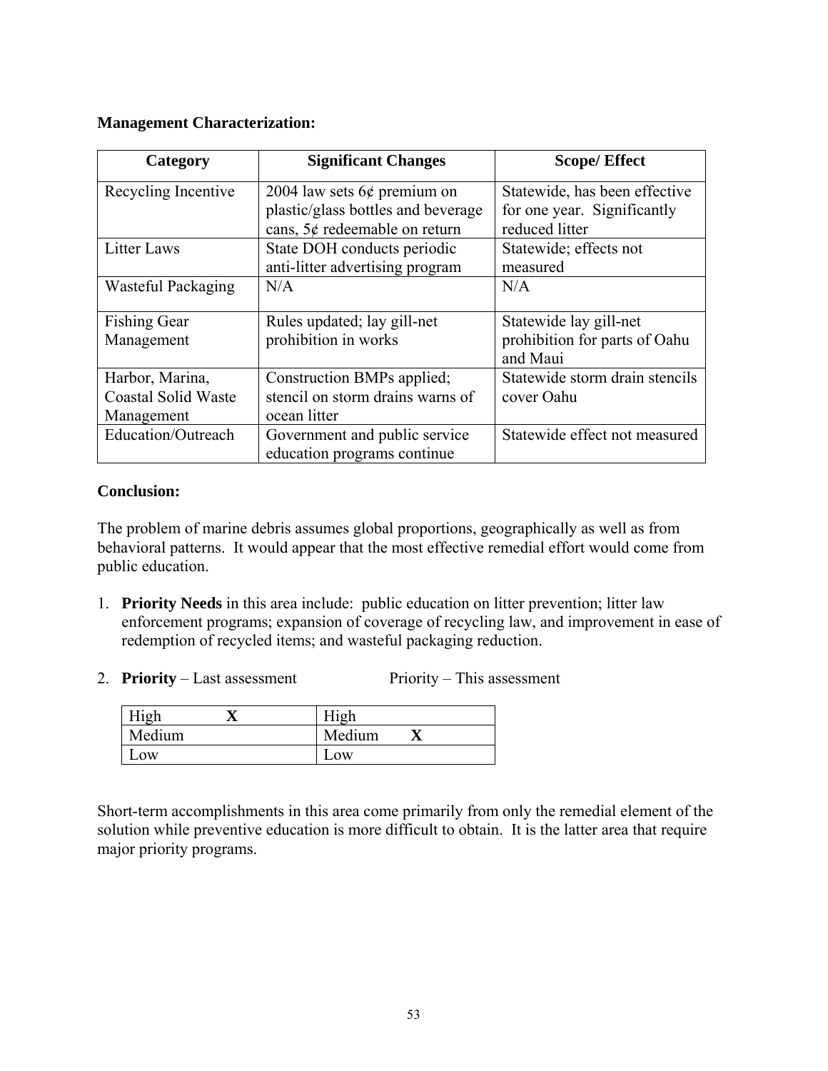**Management Characterization:**

| Category | Significant Changes | Scope/ Effect |
|---|---|---|
| Recycling Incentive | 2004 law sets 6¢ premium on plastic/glass bottles and beverage cans, 5¢ redeemable on return | Statewide, has been effective for one year. Significantly reduced litter |
| Litter Laws | State DOH conducts periodic anti-litter advertising program | Statewide; effects not measured |
| Wasteful Packaging | N/A | N/A |
| Fishing Gear Management | Rules updated; lay gill-net prohibition in works | Statewide lay gill-net prohibition for parts of Oahu and Maui |
| Harbor, Marina, Coastal Solid Waste Management | Construction BMPs applied; stencil on storm drains warns of ocean litter | Statewide storm drain stencils cover Oahu |
| Education/Outreach | Government and public service education programs continue | Statewide effect not measured |

**Conclusion:**

The problem of marine debris assumes global proportions, geographically as well as from behavioral patterns. It would appear that the most effective remedial effort would come from public education.

1. **Priority Needs** in this area include: public education on litter prevention; litter law enforcement programs; expansion of coverage of recycling law, and improvement in ease of redemption of recycled items; and wasteful packaging reduction.

2. **Priority** – Last assessment Priority – This assessment

| Priority – Last assessment | Priority – This assessment |
|---|---|
| High **X** | High |
| Medium | Medium **X** |
| Low | Low |

Short-term accomplishments in this area come primarily from only the remedial element of the solution while preventive education is more difficult to obtain. It is the latter area that require major priority programs.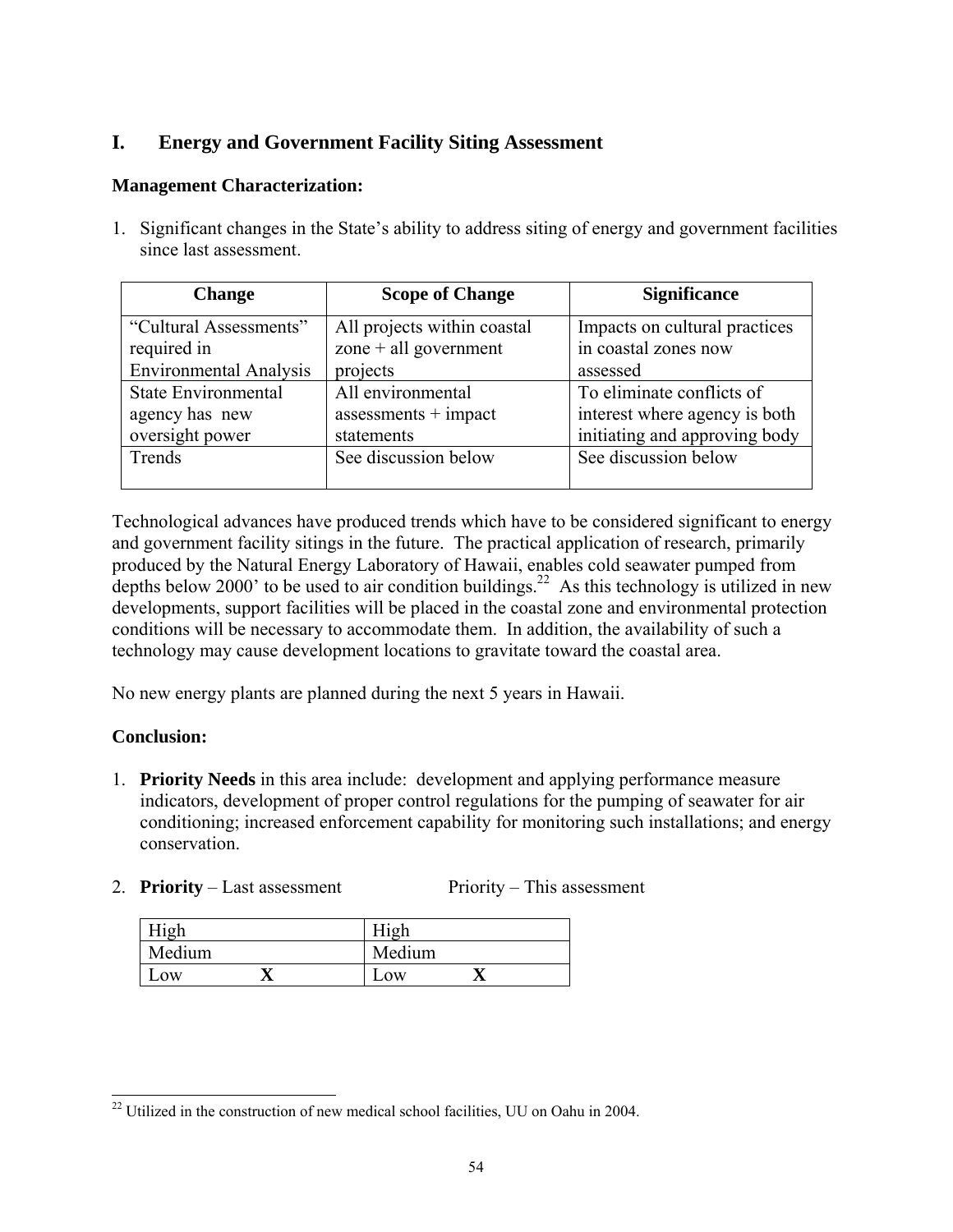## I. Energy and Government Facility Siting Assessment

**Management Characterization:**

1. Significant changes in the State's ability to address siting of energy and government facilities since last assessment.

| Change | Scope of Change | Significance |
|---|---|---|
| "Cultural Assessments" required in Environmental Analysis | All projects within coastal zone + all government projects | Impacts on cultural practices in coastal zones now assessed |
| State Environmental agency has new oversight power | All environmental assessments + impact statements | To eliminate conflicts of interest where agency is both initiating and approving body |
| Trends | See discussion below | See discussion below |

Technological advances have produced trends which have to be considered significant to energy and government facility sitings in the future. The practical application of research, primarily produced by the Natural Energy Laboratory of Hawaii, enables cold seawater pumped from depths below 2000' to be used to air condition buildings.[22] As this technology is utilized in new developments, support facilities will be placed in the coastal zone and environmental protection conditions will be necessary to accommodate them. In addition, the availability of such a technology may cause development locations to gravitate toward the coastal area.

No new energy plants are planned during the next 5 years in Hawaii.

**Conclusion:**

1. **Priority Needs** in this area include: development and applying performance measure indicators, development of proper control regulations for the pumping of seawater for air conditioning; increased enforcement capability for monitoring such installations; and energy conservation.

2. **Priority** – Last assessment Priority – This assessment

| Priority – Last assessment | | Priority – This assessment | |
|---|---|---|---|
| High | | High | |
| Medium | | Medium | |
| Low | **X** | Low | **X** |

[22] Utilized in the construction of new medical school facilities, UU on Oahu in 2004.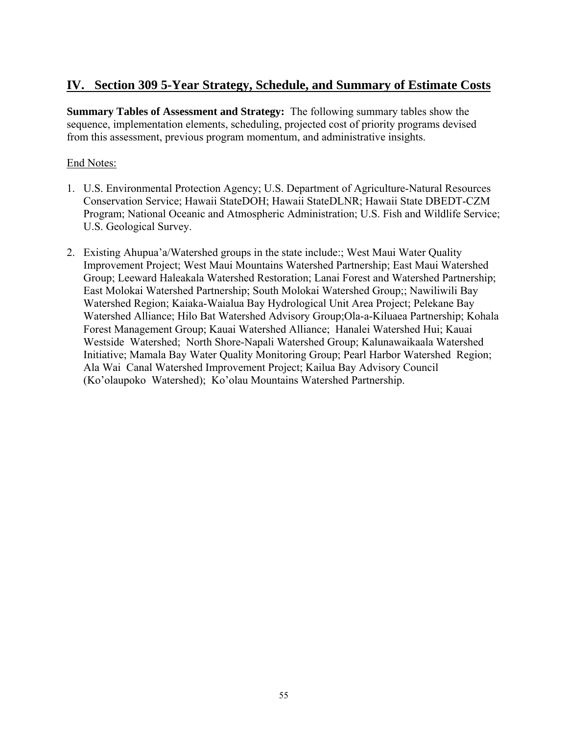## IV. Section 309 5-Year Strategy, Schedule, and Summary of Estimate Costs

**Summary Tables of Assessment and Strategy:** The following summary tables show the sequence, implementation elements, scheduling, projected cost of priority programs devised from this assessment, previous program momentum, and administrative insights.

End Notes:

1. U.S. Environmental Protection Agency; U.S. Department of Agriculture-Natural Resources Conservation Service; Hawaii StateDOH; Hawaii StateDLNR; Hawaii State DBEDT-CZM Program; National Oceanic and Atmospheric Administration; U.S. Fish and Wildlife Service; U.S. Geological Survey.

2. Existing Ahupua'a/Watershed groups in the state include:; West Maui Water Quality Improvement Project; West Maui Mountains Watershed Partnership; East Maui Watershed Group; Leeward Haleakala Watershed Restoration; Lanai Forest and Watershed Partnership; East Molokai Watershed Partnership; South Molokai Watershed Group;; Nawiliwili Bay Watershed Region; Kaiaka-Waialua Bay Hydrological Unit Area Project; Pelekane Bay Watershed Alliance; Hilo Bat Watershed Advisory Group;Ola-a-Kiluaea Partnership; Kohala Forest Management Group; Kauai Watershed Alliance; Hanalei Watershed Hui; Kauai Westside Watershed; North Shore-Napali Watershed Group; Kalunawaikaala Watershed Initiative; Mamala Bay Water Quality Monitoring Group; Pearl Harbor Watershed Region; Ala Wai Canal Watershed Improvement Project; Kailua Bay Advisory Council (Ko'olaupoko Watershed); Ko'olau Mountains Watershed Partnership.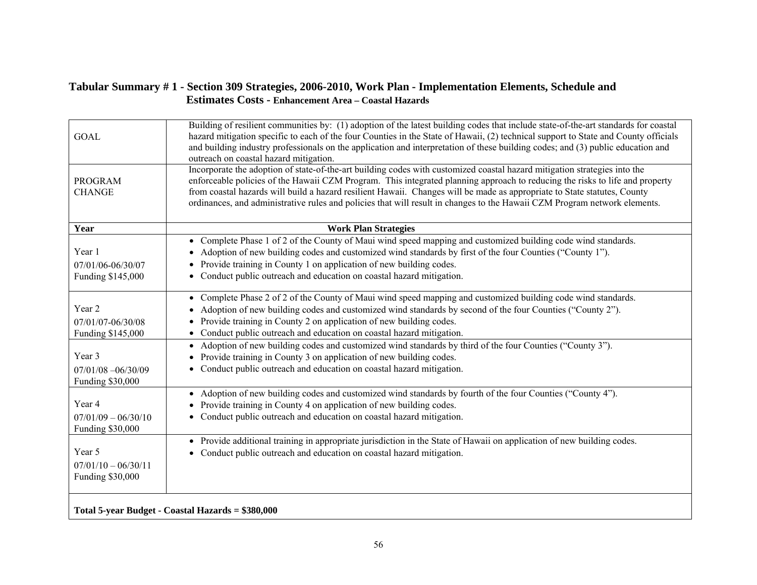## Tabular Summary # 1 - Section 309 Strategies, 2006-2010, Work Plan - Implementation Elements, Schedule and Estimates Costs - Enhancement Area – Coastal Hazards

| GOAL | Building of resilient communities by: (1) adoption of the latest building codes that include state-of-the-art standards for coastal hazard mitigation specific to each of the four Counties in the State of Hawaii, (2) technical support to State and County officials and building industry professionals on the application and interpretation of these building codes; and (3) public education and outreach on coastal hazard mitigation. |
|---|---|
| PROGRAM CHANGE | Incorporate the adoption of state-of-the-art building codes with customized coastal hazard mitigation strategies into the enforceable policies of the Hawaii CZM Program. This integrated planning approach to reducing the risks to life and property from coastal hazards will build a hazard resilient Hawaii. Changes will be made as appropriate to State statutes, County ordinances, and administrative rules and policies that will result in changes to the Hawaii CZM Program network elements. |
| **Year** | **Work Plan Strategies** |
| Year 1<br>07/01/06-06/30/07<br>Funding $145,000 | • Complete Phase 1 of 2 of the County of Maui wind speed mapping and customized building code wind standards.<br>• Adoption of new building codes and customized wind standards by first of the four Counties ("County 1").<br>• Provide training in County 1 on application of new building codes.<br>• Conduct public outreach and education on coastal hazard mitigation. |
| Year 2<br>07/01/07-06/30/08<br>Funding $145,000 | • Complete Phase 2 of 2 of the County of Maui wind speed mapping and customized building code wind standards.<br>• Adoption of new building codes and customized wind standards by second of the four Counties ("County 2").<br>• Provide training in County 2 on application of new building codes.<br>• Conduct public outreach and education on coastal hazard mitigation. |
| Year 3<br>07/01/08 –06/30/09<br>Funding $30,000 | • Adoption of new building codes and customized wind standards by third of the four Counties ("County 3").<br>• Provide training in County 3 on application of new building codes.<br>• Conduct public outreach and education on coastal hazard mitigation. |
| Year 4<br>07/01/09 – 06/30/10<br>Funding $30,000 | • Adoption of new building codes and customized wind standards by fourth of the four Counties ("County 4").<br>• Provide training in County 4 on application of new building codes.<br>• Conduct public outreach and education on coastal hazard mitigation. |
| Year 5<br>07/01/10 – 06/30/11<br>Funding $30,000 | • Provide additional training in appropriate jurisdiction in the State of Hawaii on application of new building codes.<br>• Conduct public outreach and education on coastal hazard mitigation. |
| **Total 5-year Budget - Coastal Hazards = $380,000** | |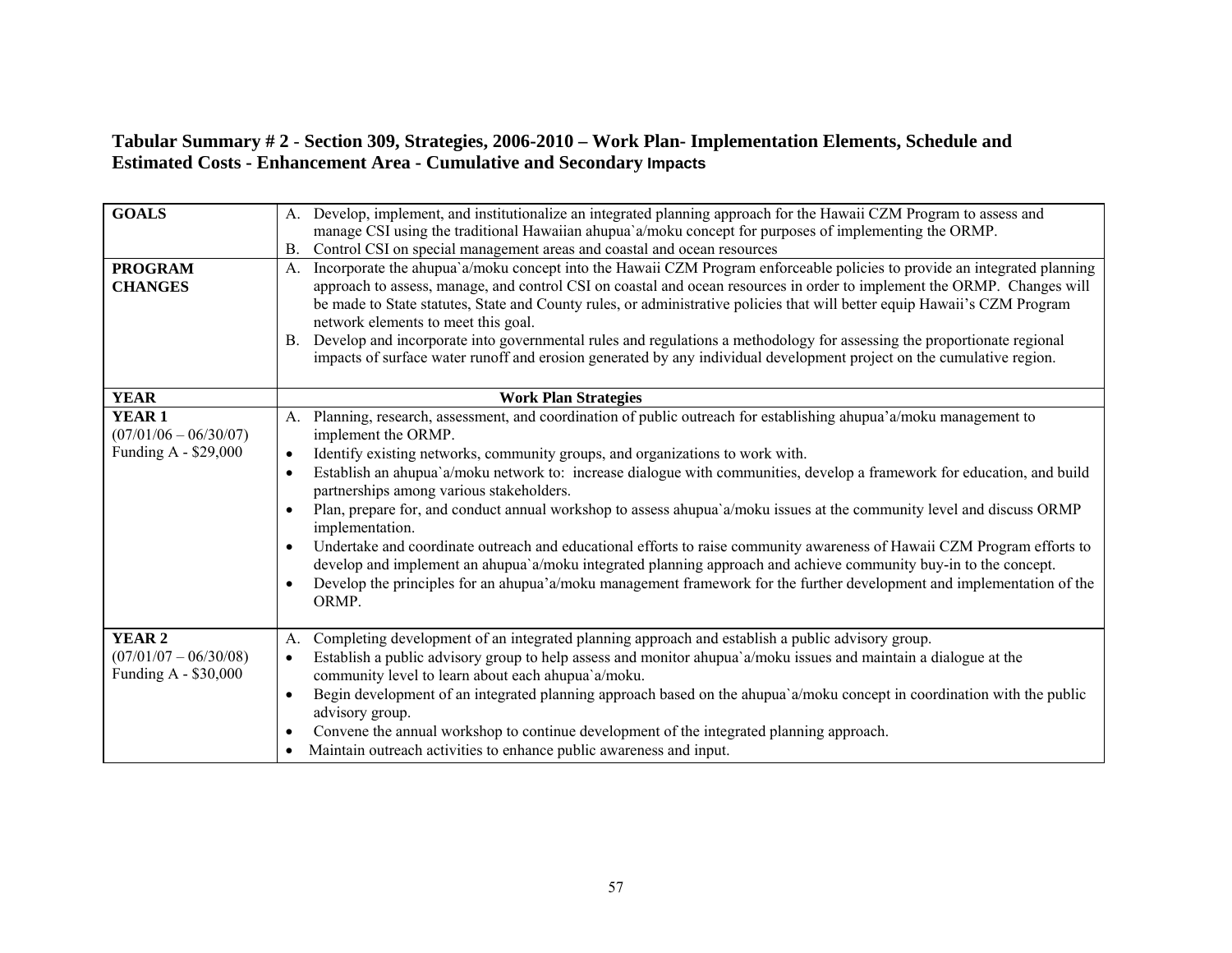**Tabular Summary # 2 - Section 309, Strategies, 2006-2010 – Work Plan- Implementation Elements, Schedule and Estimated Costs - Enhancement Area - Cumulative and Secondary Impacts**

| | |
|---|---|
| **GOALS** | A. Develop, implement, and institutionalize an integrated planning approach for the Hawaii CZM Program to assess and manage CSI using the traditional Hawaiian ahupua`a/moku concept for purposes of implementing the ORMP.<br>B. Control CSI on special management areas and coastal and ocean resources |
| **PROGRAM CHANGES** | A. Incorporate the ahupua`a/moku concept into the Hawaii CZM Program enforceable policies to provide an integrated planning approach to assess, manage, and control CSI on coastal and ocean resources in order to implement the ORMP. Changes will be made to State statutes, State and County rules, or administrative policies that will better equip Hawaii's CZM Program network elements to meet this goal.<br>B. Develop and incorporate into governmental rules and regulations a methodology for assessing the proportionate regional impacts of surface water runoff and erosion generated by any individual development project on the cumulative region. |
| **YEAR** | **Work Plan Strategies** |
| **YEAR 1**<br>(07/01/06 – 06/30/07)<br>Funding A - $29,000 | A. Planning, research, assessment, and coordination of public outreach for establishing ahupua'a/moku management to implement the ORMP.<br>• Identify existing networks, community groups, and organizations to work with.<br>• Establish an ahupua`a/moku network to: increase dialogue with communities, develop a framework for education, and build partnerships among various stakeholders.<br>• Plan, prepare for, and conduct annual workshop to assess ahupua`a/moku issues at the community level and discuss ORMP implementation.<br>• Undertake and coordinate outreach and educational efforts to raise community awareness of Hawaii CZM Program efforts to develop and implement an ahupua`a/moku integrated planning approach and achieve community buy-in to the concept.<br>• Develop the principles for an ahupua'a/moku management framework for the further development and implementation of the ORMP. |
| **YEAR 2**<br>(07/01/07 – 06/30/08)<br>Funding A - $30,000 | A. Completing development of an integrated planning approach and establish a public advisory group.<br>• Establish a public advisory group to help assess and monitor ahupua`a/moku issues and maintain a dialogue at the community level to learn about each ahupua`a/moku.<br>• Begin development of an integrated planning approach based on the ahupua`a/moku concept in coordination with the public advisory group.<br>• Convene the annual workshop to continue development of the integrated planning approach.<br>• Maintain outreach activities to enhance public awareness and input. |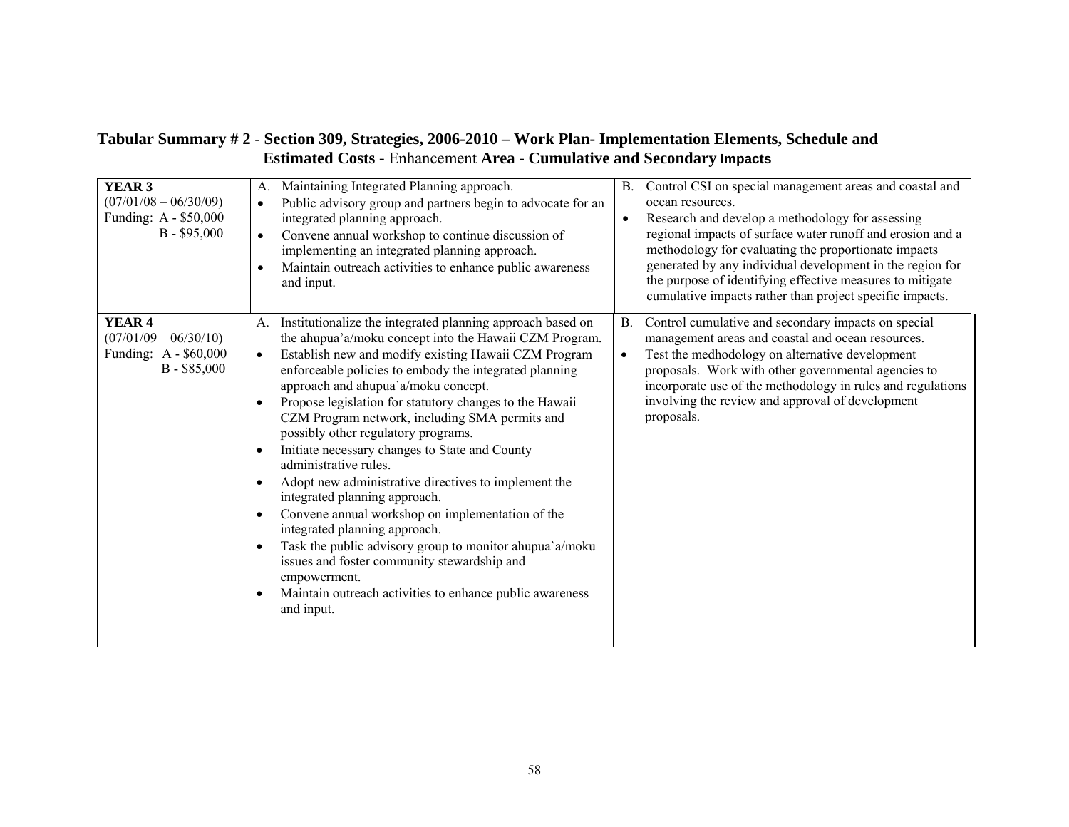**Tabular Summary # 2 - Section 309, Strategies, 2006-2010 – Work Plan- Implementation Elements, Schedule and Estimated Costs -** Enhancement **Area - Cumulative and Secondary Impacts**

| | | |
|---|---|---|
| **YEAR 3**<br>(07/01/08 – 06/30/09)<br>Funding: A - \$50,000<br>B - \$95,000 | A. Maintaining Integrated Planning approach.<br>• Public advisory group and partners begin to advocate for an integrated planning approach.<br>• Convene annual workshop to continue discussion of implementing an integrated planning approach.<br>• Maintain outreach activities to enhance public awareness and input. | B. Control CSI on special management areas and coastal and ocean resources.<br>• Research and develop a methodology for assessing regional impacts of surface water runoff and erosion and a methodology for evaluating the proportionate impacts generated by any individual development in the region for the purpose of identifying effective measures to mitigate cumulative impacts rather than project specific impacts. |
| **YEAR 4**<br>(07/01/09 – 06/30/10)<br>Funding: A - \$60,000<br>B - \$85,000 | A. Institutionalize the integrated planning approach based on the ahupua'a/moku concept into the Hawaii CZM Program.<br>• Establish new and modify existing Hawaii CZM Program enforceable policies to embody the integrated planning approach and ahupua`a/moku concept.<br>• Propose legislation for statutory changes to the Hawaii CZM Program network, including SMA permits and possibly other regulatory programs.<br>• Initiate necessary changes to State and County administrative rules.<br>• Adopt new administrative directives to implement the integrated planning approach.<br>• Convene annual workshop on implementation of the integrated planning approach.<br>• Task the public advisory group to monitor ahupua`a/moku issues and foster community stewardship and empowerment.<br>• Maintain outreach activities to enhance public awareness and input. | B. Control cumulative and secondary impacts on special management areas and coastal and ocean resources.<br>• Test the medhodology on alternative development proposals. Work with other governmental agencies to incorporate use of the methodology in rules and regulations involving the review and approval of development proposals. |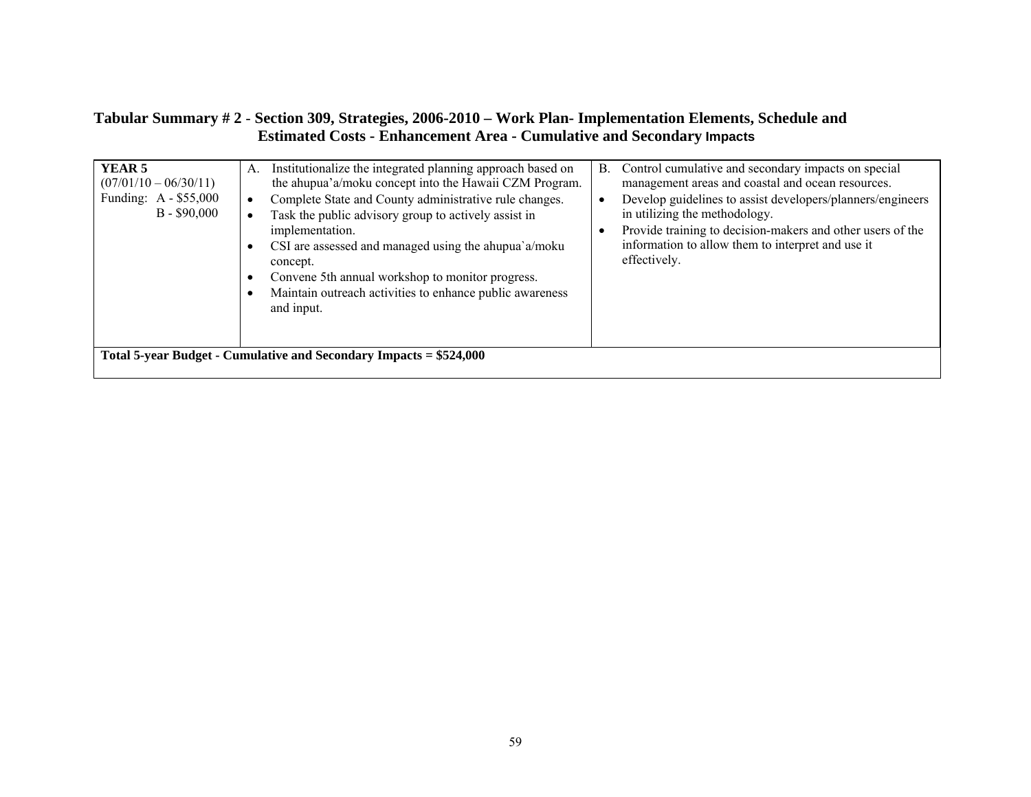**Tabular Summary # 2 - Section 309, Strategies, 2006-2010 – Work Plan- Implementation Elements, Schedule and Estimated Costs - Enhancement Area - Cumulative and Secondary Impacts**

| | | |
|---|---|---|
| **YEAR 5**<br>(07/01/10 – 06/30/11)<br>Funding: A - $55,000<br>B - $90,000 | A. Institutionalize the integrated planning approach based on the ahupua'a/moku concept into the Hawaii CZM Program.<br>• Complete State and County administrative rule changes.<br>• Task the public advisory group to actively assist in implementation.<br>• CSI are assessed and managed using the ahupua`a/moku concept.<br>• Convene 5th annual workshop to monitor progress.<br>• Maintain outreach activities to enhance public awareness and input. | B. Control cumulative and secondary impacts on special management areas and coastal and ocean resources.<br>• Develop guidelines to assist developers/planners/engineers in utilizing the methodology.<br>• Provide training to decision-makers and other users of the information to allow them to interpret and use it effectively. |
| **Total 5-year Budget - Cumulative and Secondary Impacts = $524,000** | | |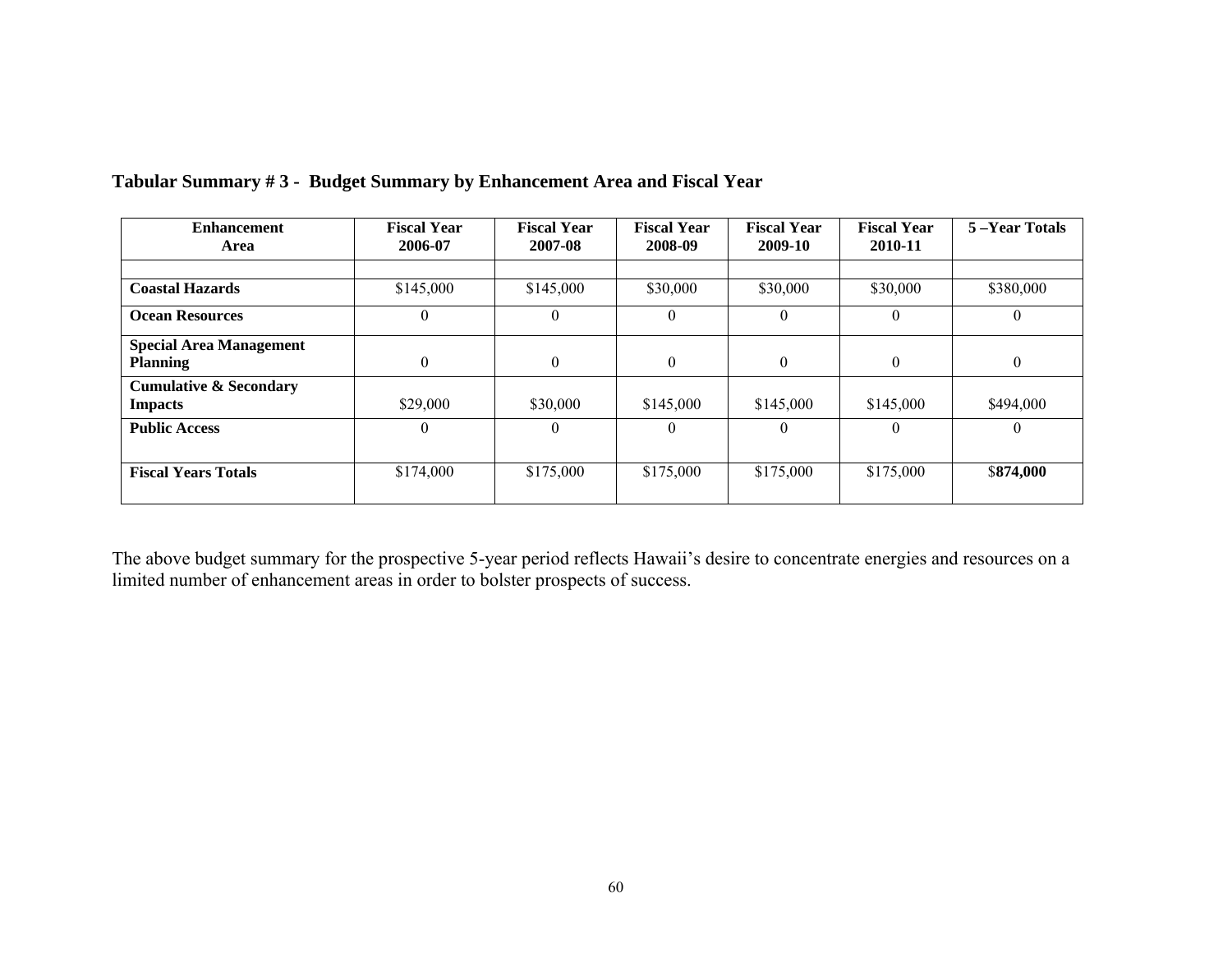**Tabular Summary # 3 - Budget Summary by Enhancement Area and Fiscal Year**

| Enhancement Area | Fiscal Year 2006-07 | Fiscal Year 2007-08 | Fiscal Year 2008-09 | Fiscal Year 2009-10 | Fiscal Year 2010-11 | 5 –Year Totals |
|---|---|---|---|---|---|---|
| | | | | | | |
| **Coastal Hazards** | $145,000 | $145,000 | $30,000 | $30,000 | $30,000 | $380,000 |
| **Ocean Resources** | 0 | 0 | 0 | 0 | 0 | 0 |
| **Special Area Management Planning** | 0 | 0 | 0 | 0 | 0 | 0 |
| **Cumulative & Secondary Impacts** | $29,000 | $30,000 | $145,000 | $145,000 | $145,000 | $494,000 |
| **Public Access** | 0 | 0 | 0 | 0 | 0 | 0 |
| **Fiscal Years Totals** | $174,000 | $175,000 | $175,000 | $175,000 | $175,000 | $**874,000** |

The above budget summary for the prospective 5-year period reflects Hawaii's desire to concentrate energies and resources on a limited number of enhancement areas in order to bolster prospects of success.